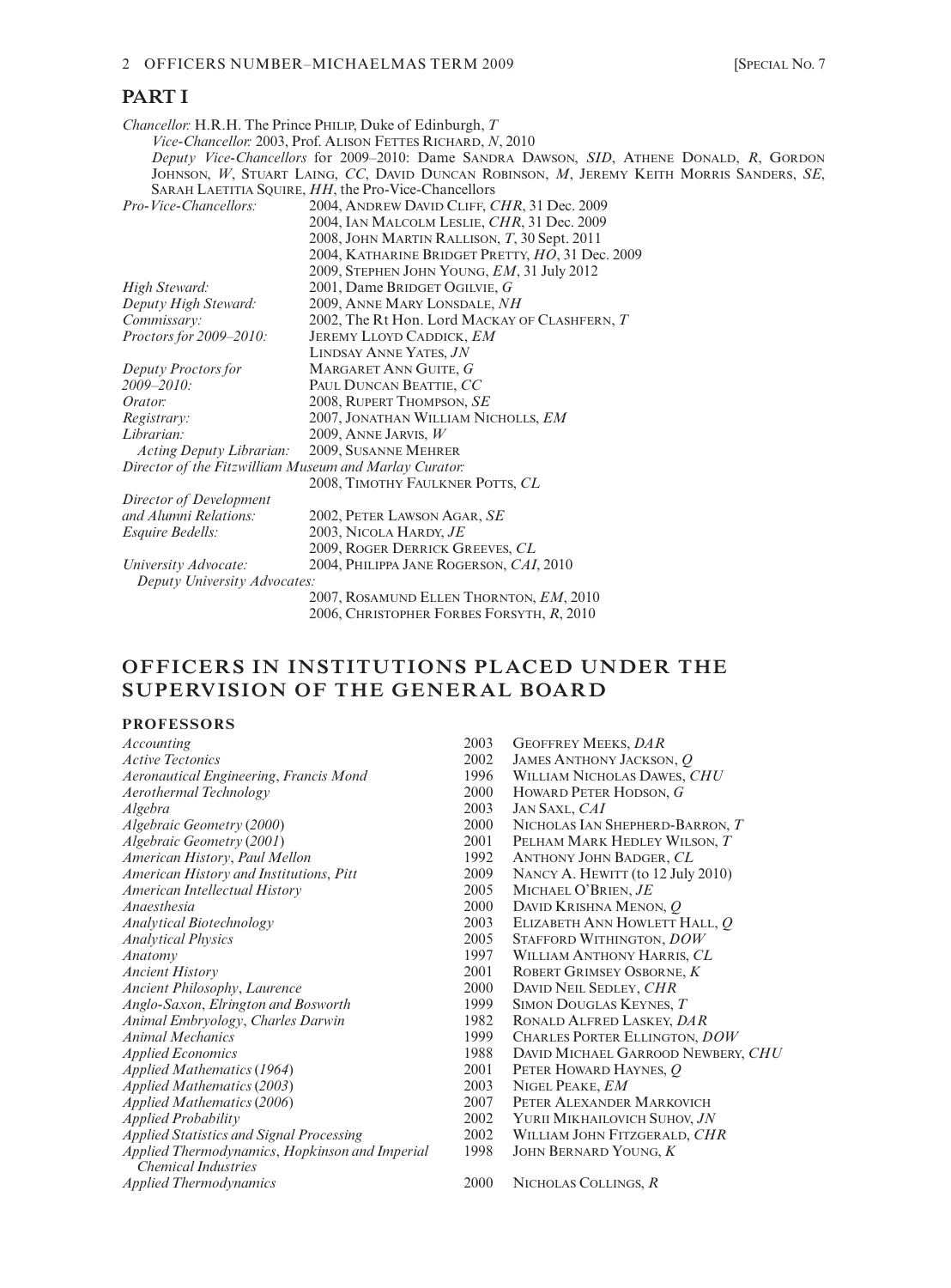## PART I

*Chancellor:* H.R.H. The Prince Philip, Duke of Edinburgh, *T*

*Vice-Chancellor:* 2003, Prof. Alison Fettes Richard, *N*, 2010

*Deputy Vice-Chancellors* for 2009–2010: Dame Sandra Dawson, *SID*, Athene Donald, *R*, Gordon Johnson, *W*, Stuart Laing, *CC*, David Duncan Robinson, *M*, Jeremy Keith Morris Sanders, *SE*, Sarah Laetitia Squire, *HH*, the Pro-Vice-Chancellors

| | |
|---|---|
| *Pro-Vice-Chancellors:* | 2004, Andrew David Cliff, *CHR*, 31 Dec. 2009 |
| | 2004, Ian Malcolm Leslie, *CHR*, 31 Dec. 2009 |
| | 2008, John Martin Rallison, *T*, 30 Sept. 2011 |
| | 2004, Katharine Bridget Pretty, *HO*, 31 Dec. 2009 |
| | 2009, Stephen John Young, *EM*, 31 July 2012 |
| *High Steward:* | 2001, Dame Bridget Ogilvie, *G* |
| *Deputy High Steward:* | 2009, Anne Mary Lonsdale, *NH* |
| *Commissary:* | 2002, The Rt Hon. Lord Mackay of Clashfern, *T* |
| *Proctors for 2009–2010:* | Jeremy Lloyd Caddick, *EM* |
| | Lindsay Anne Yates, *JN* |
| *Deputy Proctors for 2009–2010:* | Margaret Ann Guite, *G* |
| | Paul Duncan Beattie, *CC* |
| *Orator:* | 2008, Rupert Thompson, *SE* |
| *Registrary:* | 2007, Jonathan William Nicholls, *EM* |
| *Librarian:* | 2009, Anne Jarvis, *W* |
| *Acting Deputy Librarian:* | 2009, Susanne Mehrer |
| *Director of the Fitzwilliam Museum and Marlay Curator:* | 2008, Timothy Faulkner Potts, *CL* |
| *Director of Development and Alumni Relations:* | 2002, Peter Lawson Agar, *SE* |
| *Esquire Bedells:* | 2003, Nicola Hardy, *JE* |
| | 2009, Roger Derrick Greeves, *CL* |
| *University Advocate:* | 2004, Philippa Jane Rogerson, *CAI*, 2010 |
| *Deputy University Advocates:* | 2007, Rosamund Ellen Thornton, *EM*, 2010 |
| | 2006, Christopher Forbes Forsyth, *R*, 2010 |

## OFFICERS IN INSTITUTIONS PLACED UNDER THE SUPERVISION OF THE GENERAL BOARD

### PROFESSORS

| | | |
|---|---|---|
| *Accounting* | 2003 | Geoffrey Meeks, *DAR* |
| *Active Tectonics* | 2002 | James Anthony Jackson, *Q* |
| *Aeronautical Engineering, Francis Mond* | 1996 | William Nicholas Dawes, *CHU* |
| *Aerothermal Technology* | 2000 | Howard Peter Hodson, *G* |
| *Algebra* | 2003 | Jan Saxl, *CAI* |
| *Algebraic Geometry (2000)* | 2000 | Nicholas Ian Shepherd-Barron, *T* |
| *Algebraic Geometry (2001)* | 2001 | Pelham Mark Hedley Wilson, *T* |
| *American History, Paul Mellon* | 1992 | Anthony John Badger, *CL* |
| *American History and Institutions, Pitt* | 2009 | Nancy A. Hewitt (to 12 July 2010) |
| *American Intellectual History* | 2005 | Michael O'Brien, *JE* |
| *Anaesthesia* | 2000 | David Krishna Menon, *Q* |
| *Analytical Biotechnology* | 2003 | Elizabeth Ann Howlett Hall, *Q* |
| *Analytical Physics* | 2005 | Stafford Withington, *DOW* |
| *Anatomy* | 1997 | William Anthony Harris, *CL* |
| *Ancient History* | 2001 | Robert Grimsey Osborne, *K* |
| *Ancient Philosophy, Laurence* | 2000 | David Neil Sedley, *CHR* |
| *Anglo-Saxon, Elrington and Bosworth* | 1999 | Simon Douglas Keynes, *T* |
| *Animal Embryology, Charles Darwin* | 1982 | Ronald Alfred Laskey, *DAR* |
| *Animal Mechanics* | 1999 | Charles Porter Ellington, *DOW* |
| *Applied Economics* | 1988 | David Michael Garrood Newbery, *CHU* |
| *Applied Mathematics (1964)* | 2001 | Peter Howard Haynes, *Q* |
| *Applied Mathematics (2003)* | 2003 | Nigel Peake, *EM* |
| *Applied Mathematics (2006)* | 2007 | Peter Alexander Markovich |
| *Applied Probability* | 2002 | Yurii Mikhailovich Suhov, *JN* |
| *Applied Statistics and Signal Processing* | 2002 | William John Fitzgerald, *CHR* |
| *Applied Thermodynamics, Hopkinson and Imperial Chemical Industries* | 1998 | John Bernard Young, *K* |
| *Applied Thermodynamics* | 2000 | Nicholas Collings, *R* |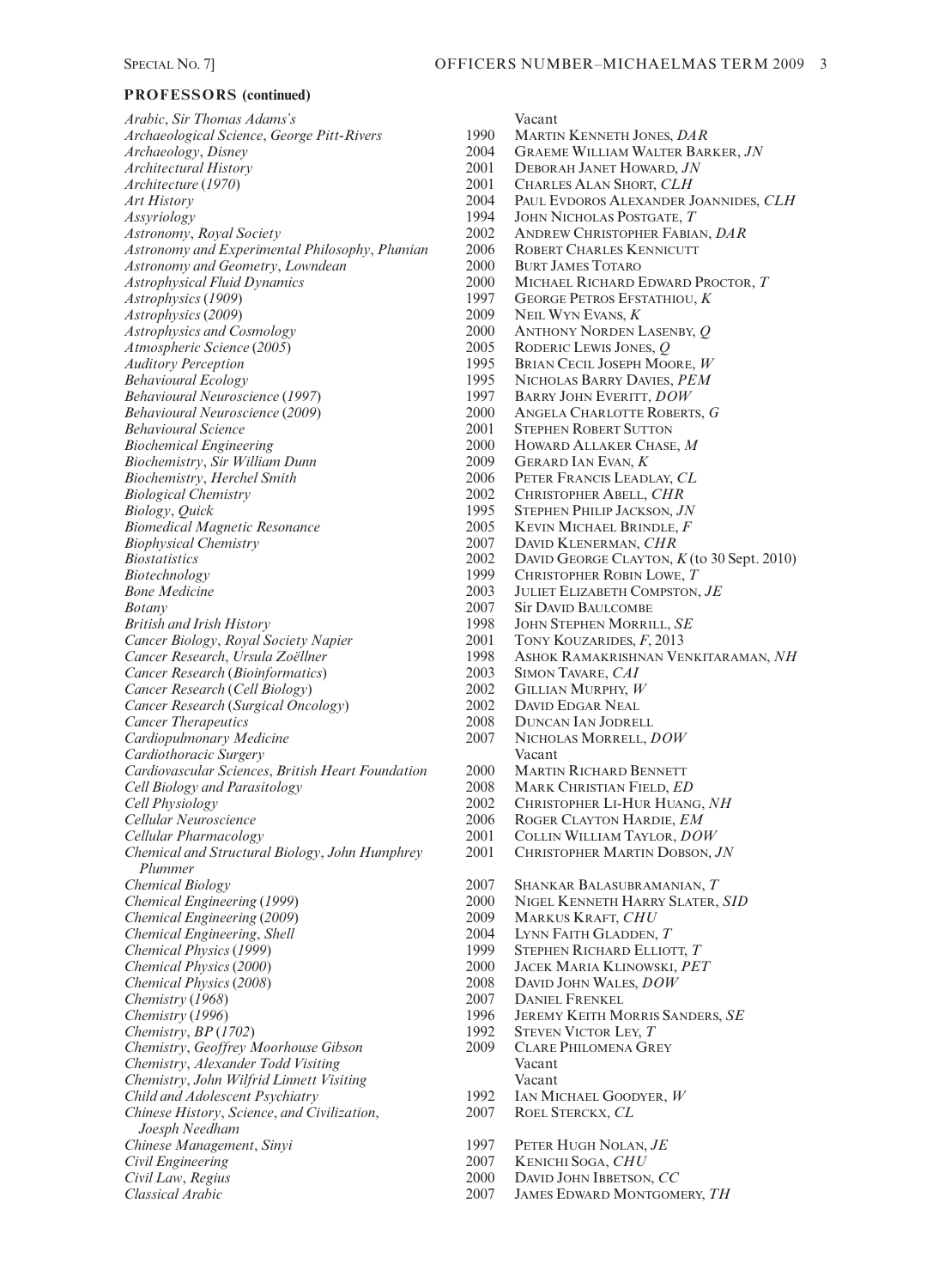## PROFESSORS (continued)

| | | |
|---|---|---|
| *Arabic*, *Sir Thomas Adams's* | | Vacant |
| *Archaeological Science*, *George Pitt-Rivers* | 1990 | Martin Kenneth Jones, *DAR* |
| *Archaeology*, *Disney* | 2004 | Graeme William Walter Barker, *JN* |
| *Architectural History* | 2001 | Deborah Janet Howard, *JN* |
| *Architecture* (*1970*) | 2001 | Charles Alan Short, *CLH* |
| *Art History* | 2004 | Paul Evdoros Alexander Joannides, *CLH* |
| *Assyriology* | 1994 | John Nicholas Postgate, *T* |
| *Astronomy*, *Royal Society* | 2002 | Andrew Christopher Fabian, *DAR* |
| *Astronomy and Experimental Philosophy*, *Plumian* | 2006 | Robert Charles Kennicutt |
| *Astronomy and Geometry*, *Lowndean* | 2000 | Burt James Totaro |
| *Astrophysical Fluid Dynamics* | 2000 | Michael Richard Edward Proctor, *T* |
| *Astrophysics* (*1909*) | 1997 | George Petros Efstathiou, *K* |
| *Astrophysics* (*2009*) | 2009 | Neil Wyn Evans, *K* |
| *Astrophysics and Cosmology* | 2000 | Anthony Norden Lasenby, *Q* |
| *Atmospheric Science* (*2005*) | 2005 | Roderic Lewis Jones, *Q* |
| *Auditory Perception* | 1995 | Brian Cecil Joseph Moore, *W* |
| *Behavioural Ecology* | 1995 | Nicholas Barry Davies, *PEM* |
| *Behavioural Neuroscience* (*1997*) | 1997 | Barry John Everitt, *DOW* |
| *Behavioural Neuroscience* (*2009*) | 2000 | Angela Charlotte Roberts, *G* |
| *Behavioural Science* | 2001 | Stephen Robert Sutton |
| *Biochemical Engineering* | 2000 | Howard Allaker Chase, *M* |
| *Biochemistry*, *Sir William Dunn* | 2009 | Gerard Ian Evan, *K* |
| *Biochemistry*, *Herchel Smith* | 2006 | Peter Francis Leadlay, *CL* |
| *Biological Chemistry* | 2002 | Christopher Abell, *CHR* |
| *Biology*, *Quick* | 1995 | Stephen Philip Jackson, *JN* |
| *Biomedical Magnetic Resonance* | 2005 | Kevin Michael Brindle, *F* |
| *Biophysical Chemistry* | 2007 | David Klenerman, *CHR* |
| *Biostatistics* | 2002 | David George Clayton, *K* (to 30 Sept. 2010) |
| *Biotechnology* | 1999 | Christopher Robin Lowe, *T* |
| *Bone Medicine* | 2003 | Juliet Elizabeth Compston, *JE* |
| *Botany* | 2007 | Sir David Baulcombe |
| *British and Irish History* | 1998 | John Stephen Morrill, *SE* |
| *Cancer Biology*, *Royal Society Napier* | 2001 | Tony Kouzarides, *F*, 2013 |
| *Cancer Research*, *Ursula Zoëllner* | 1998 | Ashok Ramakrishnan Venkitaraman, *NH* |
| *Cancer Research* (*Bioinformatics*) | 2003 | Simon Tavare, *CAI* |
| *Cancer Research* (*Cell Biology*) | 2002 | Gillian Murphy, *W* |
| *Cancer Research* (*Surgical Oncology*) | 2002 | David Edgar Neal |
| *Cancer Therapeutics* | 2008 | Duncan Ian Jodrell |
| *Cardiopulmonary Medicine* | 2007 | Nicholas Morrell, *DOW* |
| *Cardiothoracic Surgery* | | Vacant |
| *Cardiovascular Sciences*, *British Heart Foundation* | 2000 | Martin Richard Bennett |
| *Cell Biology and Parasitology* | 2008 | Mark Christian Field, *ED* |
| *Cell Physiology* | 2002 | Christopher Li-Hur Huang, *NH* |
| *Cellular Neuroscience* | 2006 | Roger Clayton Hardie, *EM* |
| *Cellular Pharmacology* | 2001 | Collin William Taylor, *DOW* |
| *Chemical and Structural Biology*, *John Humphrey Plummer* | 2001 | Christopher Martin Dobson, *JN* |
| *Chemical Biology* | 2007 | Shankar Balasubramanian, *T* |
| *Chemical Engineering* (*1999*) | 2000 | Nigel Kenneth Harry Slater, *SID* |
| *Chemical Engineering* (*2009*) | 2009 | Markus Kraft, *CHU* |
| *Chemical Engineering*, *Shell* | 2004 | Lynn Faith Gladden, *T* |
| *Chemical Physics* (*1999*) | 1999 | Stephen Richard Elliott, *T* |
| *Chemical Physics* (*2000*) | 2000 | Jacek Maria Klinowski, *PET* |
| *Chemical Physics* (*2008*) | 2008 | David John Wales, *DOW* |
| *Chemistry* (*1968*) | 2007 | Daniel Frenkel |
| *Chemistry* (*1996*) | 1996 | Jeremy Keith Morris Sanders, *SE* |
| *Chemistry*, *BP* (*1702*) | 1992 | Steven Victor Ley, *T* |
| *Chemistry*, *Geoffrey Moorhouse Gibson* | 2009 | Clare Philomena Grey |
| *Chemistry*, *Alexander Todd Visiting* | | Vacant |
| *Chemistry*, *John Wilfrid Linnett Visiting* | | Vacant |
| *Child and Adolescent Psychiatry* | 1992 | Ian Michael Goodyer, *W* |
| *Chinese History*, *Science*, *and Civilization*, *Joesph Needham* | 2007 | Roel Sterckx, *CL* |
| *Chinese Management*, *Sinyi* | 1997 | Peter Hugh Nolan, *JE* |
| *Civil Engineering* | 2007 | Kenichi Soga, *CHU* |
| *Civil Law*, *Regius* | 2000 | David John Ibbetson, *CC* |
| *Classical Arabic* | 2007 | James Edward Montgomery, *TH* |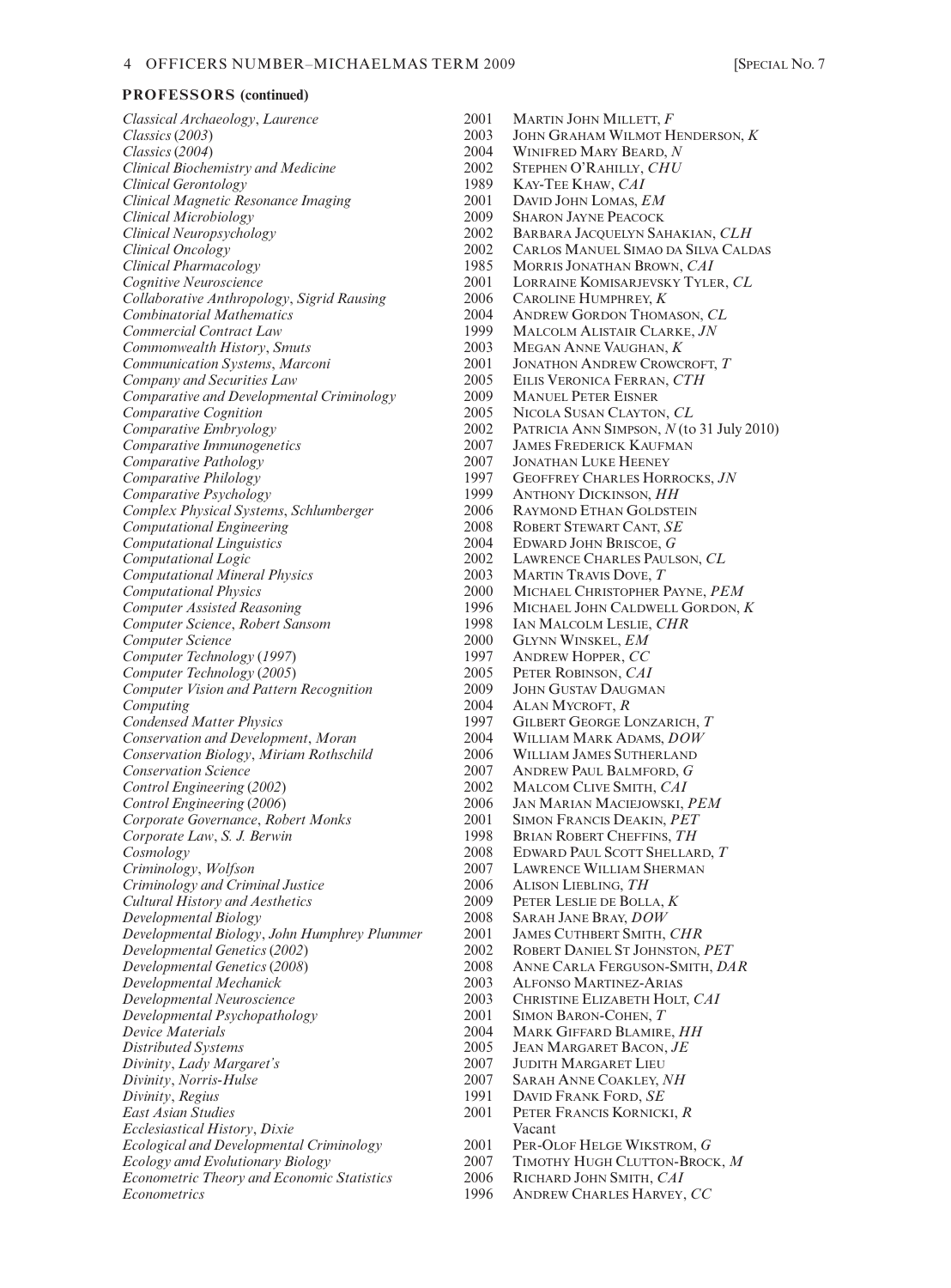## PROFESSORS (continued)

| | | |
|---|---|---|
| *Classical Archaeology*, *Laurence* | 2001 | Martin John Millett, *F* |
| *Classics* (*2003*) | 2003 | John Graham Wilmot Henderson, *K* |
| *Classics* (*2004*) | 2004 | Winifred Mary Beard, *N* |
| *Clinical Biochemistry and Medicine* | 2002 | Stephen O'Rahilly, *CHU* |
| *Clinical Gerontology* | 1989 | Kay-Tee Khaw, *CAI* |
| *Clinical Magnetic Resonance Imaging* | 2001 | David John Lomas, *EM* |
| *Clinical Microbiology* | 2009 | Sharon Jayne Peacock |
| *Clinical Neuropsychology* | 2002 | Barbara Jacquelyn Sahakian, *CLH* |
| *Clinical Oncology* | 2002 | Carlos Manuel Simao da Silva Caldas |
| *Clinical Pharmacology* | 1985 | Morris Jonathan Brown, *CAI* |
| *Cognitive Neuroscience* | 2001 | Lorraine Komisarjevsky Tyler, *CL* |
| *Collaborative Anthropology*, *Sigrid Rausing* | 2006 | Caroline Humphrey, *K* |
| *Combinatorial Mathematics* | 2004 | Andrew Gordon Thomason, *CL* |
| *Commercial Contract Law* | 1999 | Malcolm Alistair Clarke, *JN* |
| *Commonwealth History*, *Smuts* | 2003 | Megan Anne Vaughan, *K* |
| *Communication Systems*, *Marconi* | 2001 | Jonathon Andrew Crowcroft, *T* |
| *Company and Securities Law* | 2005 | Eilis Veronica Ferran, *CTH* |
| *Comparative and Developmental Criminology* | 2009 | Manuel Peter Eisner |
| *Comparative Cognition* | 2005 | Nicola Susan Clayton, *CL* |
| *Comparative Embryology* | 2002 | Patricia Ann Simpson, *N* (to 31 July 2010) |
| *Comparative Immunogenetics* | 2007 | James Frederick Kaufman |
| *Comparative Pathology* | 2007 | Jonathan Luke Heeney |
| *Comparative Philology* | 1997 | Geoffrey Charles Horrocks, *JN* |
| *Comparative Psychology* | 1999 | Anthony Dickinson, *HH* |
| *Complex Physical Systems*, *Schlumberger* | 2006 | Raymond Ethan Goldstein |
| *Computational Engineering* | 2008 | Robert Stewart Cant, *SE* |
| *Computational Linguistics* | 2004 | Edward John Briscoe, *G* |
| *Computational Logic* | 2002 | Lawrence Charles Paulson, *CL* |
| *Computational Mineral Physics* | 2003 | Martin Travis Dove, *T* |
| *Computational Physics* | 2000 | Michael Christopher Payne, *PEM* |
| *Computer Assisted Reasoning* | 1996 | Michael John Caldwell Gordon, *K* |
| *Computer Science*, *Robert Sansom* | 1998 | Ian Malcolm Leslie, *CHR* |
| *Computer Science* | 2000 | Glynn Winskel, *EM* |
| *Computer Technology* (*1997*) | 1997 | Andrew Hopper, *CC* |
| *Computer Technology* (*2005*) | 2005 | Peter Robinson, *CAI* |
| *Computer Vision and Pattern Recognition* | 2009 | John Gustav Daugman |
| *Computing* | 2004 | Alan Mycroft, *R* |
| *Condensed Matter Physics* | 1997 | Gilbert George Lonzarich, *T* |
| *Conservation and Development*, *Moran* | 2004 | William Mark Adams, *DOW* |
| *Conservation Biology*, *Miriam Rothschild* | 2006 | William James Sutherland |
| *Conservation Science* | 2007 | Andrew Paul Balmford, *G* |
| *Control Engineering* (*2002*) | 2002 | Malcom Clive Smith, *CAI* |
| *Control Engineering* (*2006*) | 2006 | Jan Marian Maciejowski, *PEM* |
| *Corporate Governance*, *Robert Monks* | 2001 | Simon Francis Deakin, *PET* |
| *Corporate Law*, *S. J. Berwin* | 1998 | Brian Robert Cheffins, *TH* |
| *Cosmology* | 2008 | Edward Paul Scott Shellard, *T* |
| *Criminology*, *Wolfson* | 2007 | Lawrence William Sherman |
| *Criminology and Criminal Justice* | 2006 | Alison Liebling, *TH* |
| *Cultural History and Aesthetics* | 2009 | Peter Leslie de Bolla, *K* |
| *Developmental Biology* | 2008 | Sarah Jane Bray, *DOW* |
| *Developmental Biology*, *John Humphrey Plummer* | 2001 | James Cuthbert Smith, *CHR* |
| *Developmental Genetics* (*2002*) | 2002 | Robert Daniel St Johnston, *PET* |
| *Developmental Genetics* (*2008*) | 2008 | Anne Carla Ferguson-Smith, *DAR* |
| *Developmental Mechanick* | 2003 | Alfonso Martinez-Arias |
| *Developmental Neuroscience* | 2003 | Christine Elizabeth Holt, *CAI* |
| *Developmental Psychopathology* | 2001 | Simon Baron-Cohen, *T* |
| *Device Materials* | 2004 | Mark Giffard Blamire, *HH* |
| *Distributed Systems* | 2005 | Jean Margaret Bacon, *JE* |
| *Divinity*, *Lady Margaret's* | 2007 | Judith Margaret Lieu |
| *Divinity*, *Norris-Hulse* | 2007 | Sarah Anne Coakley, *NH* |
| *Divinity*, *Regius* | 1991 | David Frank Ford, *SE* |
| *East Asian Studies* | 2001 | Peter Francis Kornicki, *R* |
| *Ecclesiastical History*, *Dixie* | | Vacant |
| *Ecological and Developmental Criminology* | 2001 | Per-Olof Helge Wikstrom, *G* |
| *Ecology amd Evolutionary Biology* | 2007 | Timothy Hugh Clutton-Brock, *M* |
| *Econometric Theory and Economic Statistics* | 2006 | Richard John Smith, *CAI* |
| *Econometrics* | 1996 | Andrew Charles Harvey, *CC* |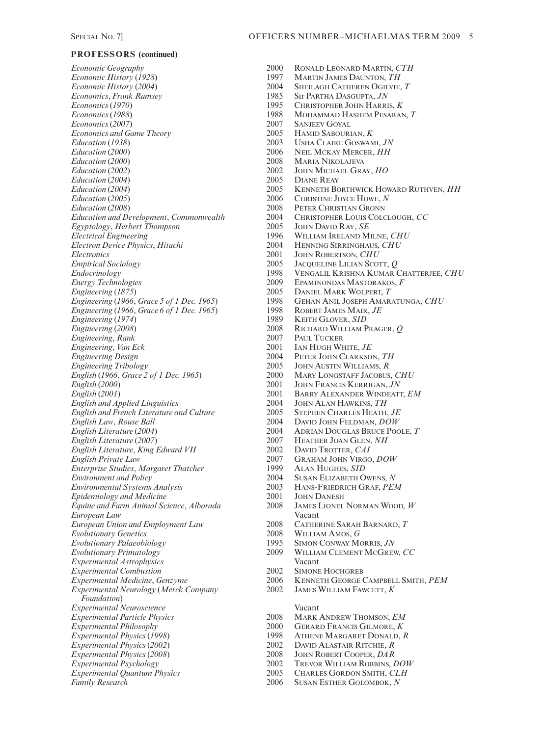## PROFESSORS (continued)

| Chair | Year | Holder |
|---|---|---|
| *Economic Geography* | 2000 | Ronald Leonard Martin, *CTH* |
| *Economic History* (*1928*) | 1997 | Martin James Daunton, *TH* |
| *Economic History* (*2004*) | 2004 | Sheilagh Catheren Ogilvie, *T* |
| *Economics*, *Frank Ramsey* | 1985 | Sir Partha Dasgupta, *JN* |
| *Economics* (*1970*) | 1995 | Christopher John Harris, *K* |
| *Economics* (*1988*) | 1988 | Mohammad Hashem Pesaran, *T* |
| *Economics* (*2007*) | 2007 | Sanjeev Goyal |
| *Economics and Game Theory* | 2005 | Hamid Sabourian, *K* |
| *Education* (*1938*) | 2003 | Usha Claire Goswami, *JN* |
| *Education* (*2000*) | 2006 | Neil Mckay Mercer, *HH* |
| *Education* (*2000*) | 2008 | Maria Nikolajeva |
| *Education* (*2002*) | 2002 | John Michael Gray, *HO* |
| *Education* (*2004*) | 2005 | Diane Reay |
| *Education* (*2004*) | 2005 | Kenneth Borthwick Howard Ruthven, *HH* |
| *Education* (*2005*) | 2006 | Christine Joyce Howe, *N* |
| *Education* (*2008*) | 2008 | Peter Christian Gronn |
| *Education and Development*, *Commonwealth* | 2004 | Christopher Louis Colclough, *CC* |
| *Egyptology*, *Herbert Thompson* | 2005 | John David Ray, *SE* |
| *Electrical Engineering* | 1996 | William Ireland Milne, *CHU* |
| *Electron Device Physics*, *Hitachi* | 2004 | Henning Sirringhaus, *CHU* |
| *Electronics* | 2001 | John Robertson, *CHU* |
| *Empirical Sociology* | 2005 | Jacqueline Lilian Scott, *Q* |
| *Endocrinology* | 1998 | Vengalil Krishna Kumar Chatterjee, *CHU* |
| *Energy Technologies* | 2009 | Epaminondas Mastorakos, *F* |
| *Engineering* (*1875*) | 2005 | Daniel Mark Wolpert, *T* |
| *Engineering* (*1966*, *Grace 5 of 1 Dec. 1965*) | 1998 | Gehan Anil Joseph Amaratunga, *CHU* |
| *Engineering* (*1966*, *Grace 6 of 1 Dec. 1965*) | 1998 | Robert James Mair, *JE* |
| *Engineering* (*1974*) | 1989 | Keith Glover, *SID* |
| *Engineering* (*2008*) | 2008 | Richard William Prager, *Q* |
| *Engineering*, *Rank* | 2007 | Paul Tucker |
| *Engineering*, *Van Eck* | 2001 | Ian Hugh White, *JE* |
| *Engineering Design* | 2004 | Peter John Clarkson, *TH* |
| *Engineering Tribology* | 2005 | John Austin Williams, *R* |
| *English* (*1966*, *Grace 2 of 1 Dec. 1965*) | 2000 | Mary Longstaff Jacobus, *CHU* |
| *English* (*2000*) | 2001 | John Francis Kerrigan, *JN* |
| *English* (*2001*) | 2001 | Barry Alexander Windeatt, *EM* |
| *English and Applied Linguistics* | 2004 | John Alan Hawkins, *TH* |
| *English and French Literature and Culture* | 2005 | Stephen Charles Heath, *JE* |
| *English Law*, *Rouse Ball* | 2004 | David John Feldman, *DOW* |
| *English Literature* (*2004*) | 2004 | Adrian Douglas Bruce Poole, *T* |
| *English Literature* (*2007*) | 2007 | Heather Joan Glen, *NH* |
| *English Literature*, *King Edward VII* | 2002 | David Trotter, *CAI* |
| *English Private Law* | 2007 | Graham John Virgo, *DOW* |
| *Enterprise Studies*, *Margaret Thatcher* | 1999 | Alan Hughes, *SID* |
| *Environment and Policy* | 2004 | Susan Elizabeth Owens, *N* |
| *Environmental Systems Analysis* | 2003 | Hans-Friedrich Graf, *PEM* |
| *Epidemiology and Medicine* | 2001 | John Danesh |
| *Equine and Farm Animal Science*, *Alborada* | 2008 | James Lionel Norman Wood, *W* |
| *European Law* | | Vacant |
| *European Union and Employment Law* | 2008 | Catherine Sarah Barnard, *T* |
| *Evolutionary Genetics* | 2008 | William Amos, *G* |
| *Evolutionary Palaeobiology* | 1995 | Simon Conway Morris, *JN* |
| *Evolutionary Primatology* | 2009 | William Clement McGrew, *CC* |
| *Experimental Astrophysics* | | Vacant |
| *Experimental Combustion* | 2002 | Simone Hochgreb |
| *Experimental Medicine*, *Genzyme* | 2006 | Kenneth George Campbell Smith, *PEM* |
| *Experimental Neurology* (*Merck Company Foundation*) | 2002 | James William Fawcett, *K* |
| *Experimental Neuroscience* | | Vacant |
| *Experimental Particle Physics* | 2008 | Mark Andrew Thomson, *EM* |
| *Experimental Philosophy* | 2000 | Gerard Francis Gilmore, *K* |
| *Experimental Physics* (*1998*) | 1998 | Athene Margaret Donald, *R* |
| *Experimental Physics* (*2002*) | 2002 | David Alastair Ritchie, *R* |
| *Experimental Physics* (*2008*) | 2008 | John Robert Cooper, *DAR* |
| *Experimental Psychology* | 2002 | Trevor William Robbins, *DOW* |
| *Experimental Quantum Physics* | 2005 | Charles Gordon Smith, *CLH* |
| *Family Research* | 2006 | Susan Esther Golombok, *N* |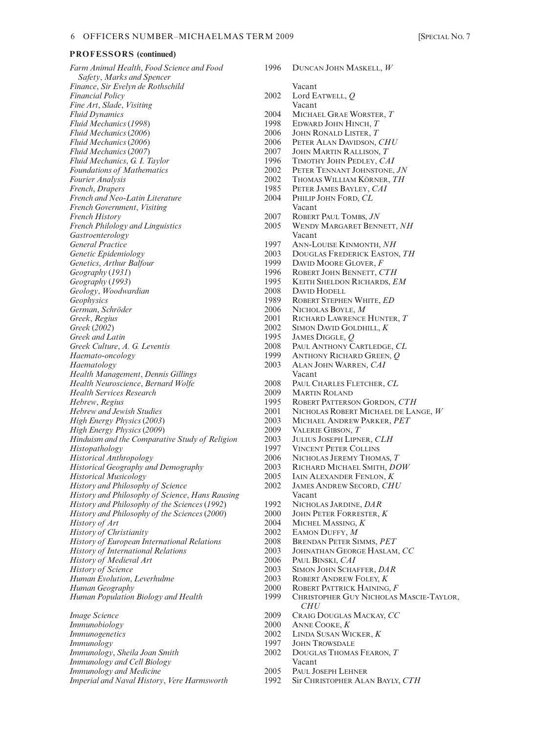## PROFESSORS (continued)

| | | |
|---|---|---|
| *Farm Animal Health, Food Science and Food Safety, Marks and Spencer* | 1996 | DUNCAN JOHN MASKELL, *W* |
| *Finance, Sir Evelyn de Rothschild* | | Vacant |
| *Financial Policy* | 2002 | Lord EATWELL, *Q* |
| *Fine Art, Slade, Visiting* | | Vacant |
| *Fluid Dynamics* | 2004 | MICHAEL GRAE WORSTER, *T* |
| *Fluid Mechanics (1998)* | 1998 | EDWARD JOHN HINCH, *T* |
| *Fluid Mechanics (2006)* | 2006 | JOHN RONALD LISTER, *T* |
| *Fluid Mechanics (2006)* | 2006 | PETER ALAN DAVIDSON, *CHU* |
| *Fluid Mechanics (2007)* | 2007 | JOHN MARTIN RALLISON, *T* |
| *Fluid Mechanics, G. I. Taylor* | 1996 | TIMOTHY JOHN PEDLEY, *CAI* |
| *Foundations of Mathematics* | 2002 | PETER TENNANT JOHNSTONE, *JN* |
| *Fourier Analysis* | 2002 | THOMAS WILLIAM KÖRNER, *TH* |
| *French, Drapers* | 1985 | PETER JAMES BAYLEY, *CAI* |
| *French and Neo-Latin Literature* | 2004 | PHILIP JOHN FORD, *CL* |
| *French Government, Visiting* | | Vacant |
| *French History* | 2007 | ROBERT PAUL TOMBS, *JN* |
| *French Philology and Linguistics* | 2005 | WENDY MARGARET BENNETT, *NH* |
| *Gastroenterology* | | Vacant |
| *General Practice* | 1997 | ANN-LOUISE KINMONTH, *NH* |
| *Genetic Epidemiology* | 2003 | DOUGLAS FREDERICK EASTON, *TH* |
| *Genetics, Arthur Balfour* | 1999 | DAVID MOORE GLOVER, *F* |
| *Geography (1931)* | 1996 | ROBERT JOHN BENNETT, *CTH* |
| *Geography (1993)* | 1995 | KEITH SHELDON RICHARDS, *EM* |
| *Geology, Woodwardian* | 2008 | DAVID HODELL |
| *Geophysics* | 1989 | ROBERT STEPHEN WHITE, *ED* |
| *German, Schröder* | 2006 | NICHOLAS BOYLE, *M* |
| *Greek, Regius* | 2001 | RICHARD LAWRENCE HUNTER, *T* |
| *Greek (2002)* | 2002 | SIMON DAVID GOLDHILL, *K* |
| *Greek and Latin* | 1995 | JAMES DIGGLE, *Q* |
| *Greek Culture, A. G. Leventis* | 2008 | PAUL ANTHONY CARTLEDGE, *CL* |
| *Haemato-oncology* | 1999 | ANTHONY RICHARD GREEN, *Q* |
| *Haematology* | 2003 | ALAN JOHN WARREN, *CAI* |
| *Health Management, Dennis Gillings* | | Vacant |
| *Health Neuroscience, Bernard Wolfe* | 2008 | PAUL CHARLES FLETCHER, *CL* |
| *Health Services Research* | 2009 | MARTIN ROLAND |
| *Hebrew, Regius* | 1995 | ROBERT PATTERSON GORDON, *CTH* |
| *Hebrew and Jewish Studies* | 2001 | NICHOLAS ROBERT MICHAEL DE LANGE, *W* |
| *High Energy Physics (2003)* | 2003 | MICHAEL ANDREW PARKER, *PET* |
| *High Energy Physics (2009)* | 2009 | VALERIE GIBSON, *T* |
| *Hinduism and the Comparative Study of Religion* | 2003 | JULIUS JOSEPH LIPNER, *CLH* |
| *Histopathology* | 1997 | VINCENT PETER COLLINS |
| *Historical Anthropology* | 2006 | NICHOLAS JEREMY THOMAS, *T* |
| *Historical Geography and Demography* | 2003 | RICHARD MICHAEL SMITH, *DOW* |
| *Historical Musicology* | 2005 | IAIN ALEXANDER FENLON, *K* |
| *History and Philosophy of Science* | 2002 | JAMES ANDREW SECORD, *CHU* |
| *History and Philosophy of Science, Hans Rausing* | | Vacant |
| *History and Philosophy of the Sciences (1992)* | 1992 | NICHOLAS JARDINE, *DAR* |
| *History and Philosophy of the Sciences (2000)* | 2000 | JOHN PETER FORRESTER, *K* |
| *History of Art* | 2004 | MICHEL MASSING, *K* |
| *History of Christianity* | 2002 | EAMON DUFFY, *M* |
| *History of European International Relations* | 2008 | BRENDAN PETER SIMMS, *PET* |
| *History of International Relations* | 2003 | JOHNATHAN GEORGE HASLAM, *CC* |
| *History of Medieval Art* | 2006 | PAUL BINSKI, *CAI* |
| *History of Science* | 2003 | SIMON JOHN SCHAFFER, *DAR* |
| *Human Evolution, Leverhulme* | 2003 | ROBERT ANDREW FOLEY, *K* |
| *Human Geography* | 2000 | ROBERT PATTRICK HAINING, *F* |
| *Human Population Biology and Health* | 1999 | CHRISTOPHER GUY NICHOLAS MASCIE-TAYLOR, *CHU* |
| *Image Science* | 2009 | CRAIG DOUGLAS MACKAY, *CC* |
| *Immunobiology* | 2000 | ANNE COOKE, *K* |
| *Immunogenetics* | 2002 | LINDA SUSAN WICKER, *K* |
| *Immunology* | 1997 | JOHN TROWSDALE |
| *Immunology, Sheila Joan Smith* | 2002 | DOUGLAS THOMAS FEARON, *T* |
| *Immunology and Cell Biology* | | Vacant |
| *Immunology and Medicine* | 2005 | PAUL JOSEPH LEHNER |
| *Imperial and Naval History, Vere Harmsworth* | 1992 | Sir CHRISTOPHER ALAN BAYLY, *CTH* |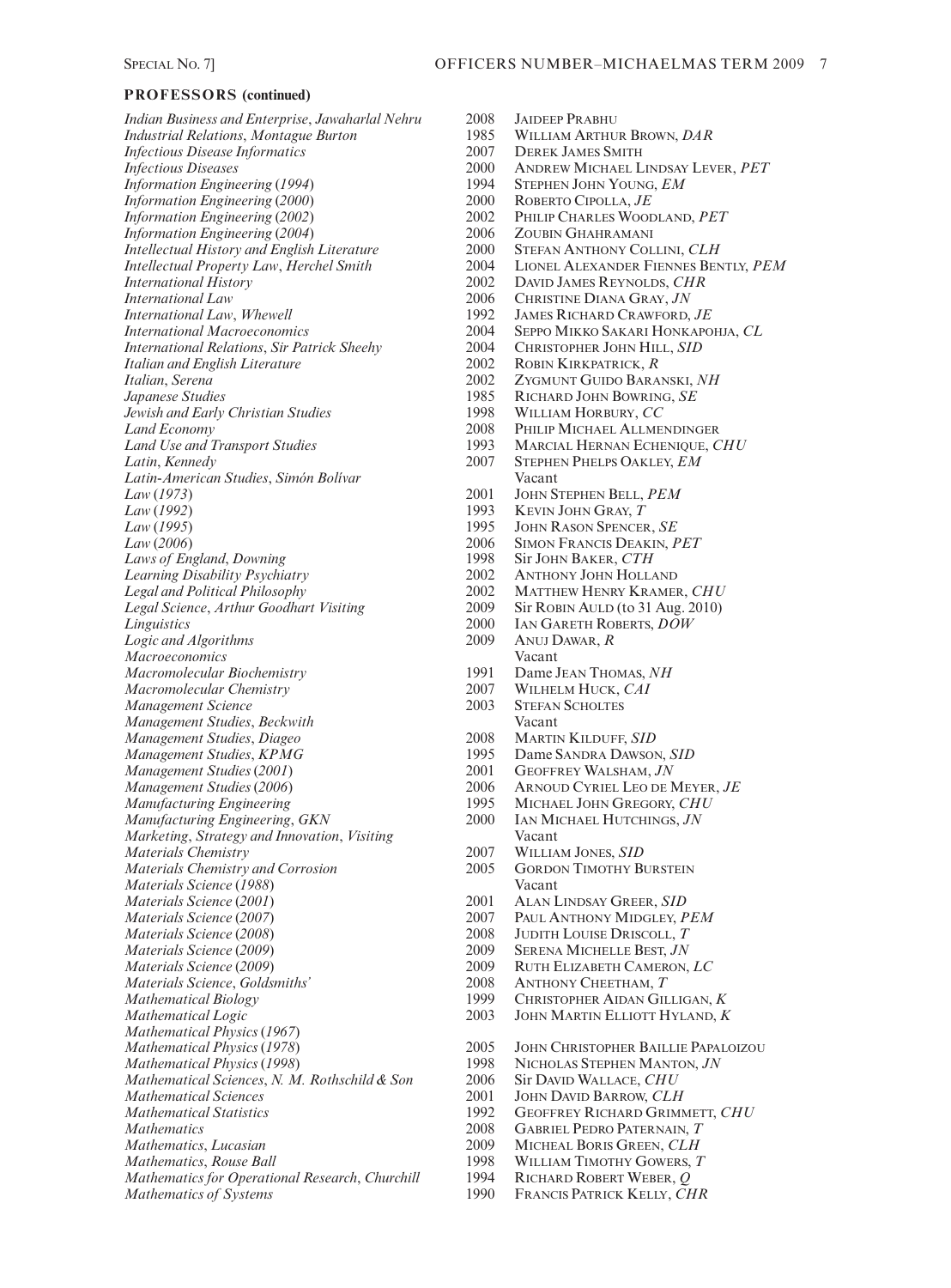## PROFESSORS (continued)

| Professorship | Year | Holder |
|---|---|---|
| *Indian Business and Enterprise*, *Jawaharlal Nehru* | 2008 | Jaideep Prabhu |
| *Industrial Relations*, *Montague Burton* | 1985 | William Arthur Brown, *DAR* |
| *Infectious Disease Informatics* | 2007 | Derek James Smith |
| *Infectious Diseases* | 2000 | Andrew Michael Lindsay Lever, *PET* |
| *Information Engineering* (*1994*) | 1994 | Stephen John Young, *EM* |
| *Information Engineering* (*2000*) | 2000 | Roberto Cipolla, *JE* |
| *Information Engineering* (*2002*) | 2002 | Philip Charles Woodland, *PET* |
| *Information Engineering* (*2004*) | 2006 | Zoubin Ghahramani |
| *Intellectual History and English Literature* | 2000 | Stefan Anthony Collini, *CLH* |
| *Intellectual Property Law*, *Herchel Smith* | 2004 | Lionel Alexander Fiennes Bently, *PEM* |
| *International History* | 2002 | David James Reynolds, *CHR* |
| *International Law* | 2006 | Christine Diana Gray, *JN* |
| *International Law*, *Whewell* | 1992 | James Richard Crawford, *JE* |
| *International Macroeconomics* | 2004 | Seppo Mikko Sakari Honkapohja, *CL* |
| *International Relations*, *Sir Patrick Sheehy* | 2004 | Christopher John Hill, *SID* |
| *Italian and English Literature* | 2002 | Robin Kirkpatrick, *R* |
| *Italian*, *Serena* | 2002 | Zygmunt Guido Baranski, *NH* |
| *Japanese Studies* | 1985 | Richard John Bowring, *SE* |
| *Jewish and Early Christian Studies* | 1998 | William Horbury, *CC* |
| *Land Economy* | 2008 | Philip Michael Allmendinger |
| *Land Use and Transport Studies* | 1993 | Marcial Hernan Echenique, *CHU* |
| *Latin*, *Kennedy* | 2007 | Stephen Phelps Oakley, *EM* |
| *Latin-American Studies*, *Simón Bolívar* | | Vacant |
| *Law* (*1973*) | 2001 | John Stephen Bell, *PEM* |
| *Law* (*1992*) | 1993 | Kevin John Gray, *T* |
| *Law* (*1995*) | 1995 | John Rason Spencer, *SE* |
| *Law* (*2006*) | 2006 | Simon Francis Deakin, *PET* |
| *Laws of England*, *Downing* | 1998 | Sir John Baker, *CTH* |
| *Learning Disability Psychiatry* | 2002 | Anthony John Holland |
| *Legal and Political Philosophy* | 2002 | Matthew Henry Kramer, *CHU* |
| *Legal Science*, *Arthur Goodhart Visiting* | 2009 | Sir Robin Auld (to 31 Aug. 2010) |
| *Linguistics* | 2000 | Ian Gareth Roberts, *DOW* |
| *Logic and Algorithms* | 2009 | Anuj Dawar, *R* |
| *Macroeconomics* | | Vacant |
| *Macromolecular Biochemistry* | 1991 | Dame Jean Thomas, *NH* |
| *Macromolecular Chemistry* | 2007 | Wilhelm Huck, *CAI* |
| *Management Science* | 2003 | Stefan Scholtes |
| *Management Studies*, *Beckwith* | | Vacant |
| *Management Studies*, *Diageo* | 2008 | Martin Kilduff, *SID* |
| *Management Studies*, *KPMG* | 1995 | Dame Sandra Dawson, *SID* |
| *Management Studies* (*2001*) | 2001 | Geoffrey Walsham, *JN* |
| *Management Studies* (*2006*) | 2006 | Arnoud Cyriel Leo de Meyer, *JE* |
| *Manufacturing Engineering* | 1995 | Michael John Gregory, *CHU* |
| *Manufacturing Engineering*, *GKN* | 2000 | Ian Michael Hutchings, *JN* |
| *Marketing*, *Strategy and Innovation*, *Visiting* | | Vacant |
| *Materials Chemistry* | 2007 | William Jones, *SID* |
| *Materials Chemistry and Corrosion* | 2005 | Gordon Timothy Burstein |
| *Materials Science* (*1988*) | | Vacant |
| *Materials Science* (*2001*) | 2001 | Alan Lindsay Greer, *SID* |
| *Materials Science* (*2007*) | 2007 | Paul Anthony Midgley, *PEM* |
| *Materials Science* (*2008*) | 2008 | Judith Louise Driscoll, *T* |
| *Materials Science* (*2009*) | 2009 | Serena Michelle Best, *JN* |
| *Materials Science* (*2009*) | 2009 | Ruth Elizabeth Cameron, *LC* |
| *Materials Science*, *Goldsmiths'* | 2008 | Anthony Cheetham, *T* |
| *Mathematical Biology* | 1999 | Christopher Aidan Gilligan, *K* |
| *Mathematical Logic* | 2003 | John Martin Elliott Hyland, *K* |
| *Mathematical Physics* (*1967*) | | |
| *Mathematical Physics* (*1978*) | 2005 | John Christopher Baillie Papaloizou |
| *Mathematical Physics* (*1998*) | 1998 | Nicholas Stephen Manton, *JN* |
| *Mathematical Sciences*, *N. M. Rothschild & Son* | 2006 | Sir David Wallace, *CHU* |
| *Mathematical Sciences* | 2001 | John David Barrow, *CLH* |
| *Mathematical Statistics* | 1992 | Geoffrey Richard Grimmett, *CHU* |
| *Mathematics* | 2008 | Gabriel Pedro Paternain, *T* |
| *Mathematics*, *Lucasian* | 2009 | Micheal Boris Green, *CLH* |
| *Mathematics*, *Rouse Ball* | 1998 | William Timothy Gowers, *T* |
| *Mathematics for Operational Research*, *Churchill* | 1994 | Richard Robert Weber, *Q* |
| *Mathematics of Systems* | 1990 | Francis Patrick Kelly, *CHR* |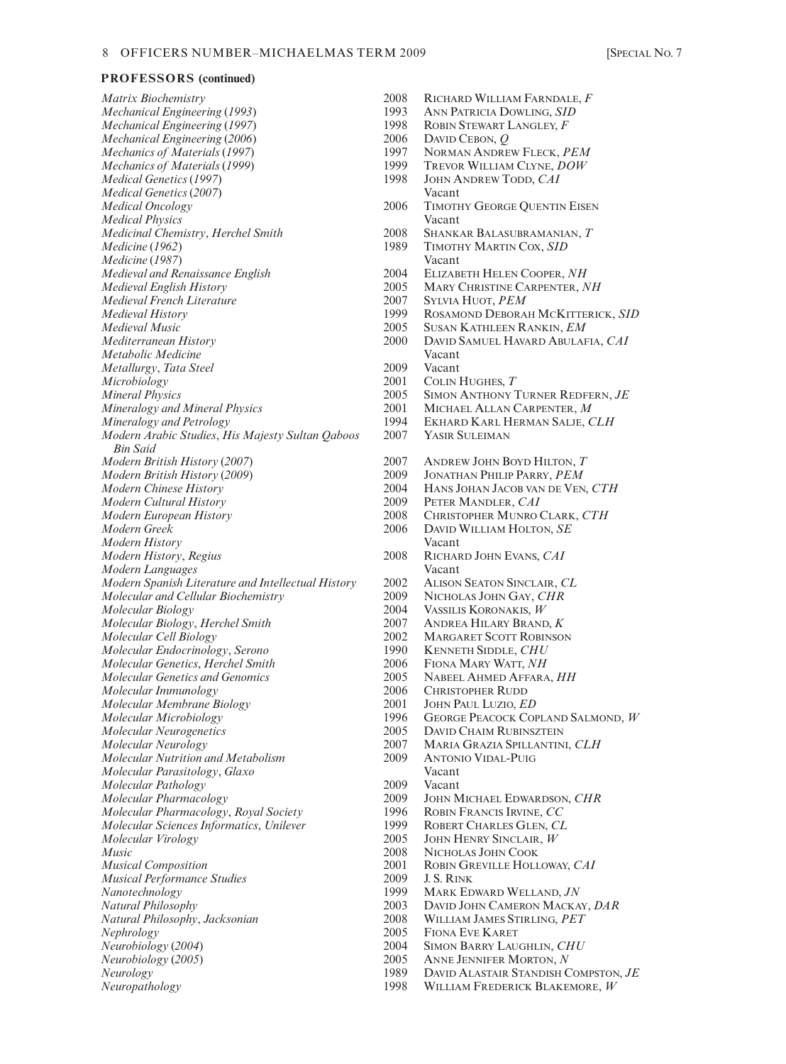## PROFESSORS (continued)

| | | |
|---|---|---|
| *Matrix Biochemistry* | 2008 | Richard William Farndale, *F* |
| *Mechanical Engineering* (*1993*) | 1993 | Ann Patricia Dowling, *SID* |
| *Mechanical Engineering* (*1997*) | 1998 | Robin Stewart Langley, *F* |
| *Mechanical Engineering* (*2006*) | 2006 | David Cebon, *Q* |
| *Mechanics of Materials* (*1997*) | 1997 | Norman Andrew Fleck, *PEM* |
| *Mechanics of Materials* (*1999*) | 1999 | Trevor William Clyne, *DOW* |
| *Medical Genetics* (*1997*) | 1998 | John Andrew Todd, *CAI* |
| *Medical Genetics* (*2007*) | | Vacant |
| *Medical Oncology* | 2006 | Timothy George Quentin Eisen |
| *Medical Physics* | | Vacant |
| *Medicinal Chemistry*, *Herchel Smith* | 2008 | Shankar Balasubramanian, *T* |
| *Medicine* (*1962*) | 1989 | Timothy Martin Cox, *SID* |
| *Medicine* (*1987*) | | Vacant |
| *Medieval and Renaissance English* | 2004 | Elizabeth Helen Cooper, *NH* |
| *Medieval English History* | 2005 | Mary Christine Carpenter, *NH* |
| *Medieval French Literature* | 2007 | Sylvia Huot, *PEM* |
| *Medieval History* | 1999 | Rosamond Deborah McKitterick, *SID* |
| *Medieval Music* | 2005 | Susan Kathleen Rankin, *EM* |
| *Mediterranean History* | 2000 | David Samuel Havard Abulafia, *CAI* |
| *Metabolic Medicine* | | Vacant |
| *Metallurgy*, *Tata Steel* | 2009 | Vacant |
| *Microbiology* | 2001 | Colin Hughes, *T* |
| *Mineral Physics* | 2005 | Simon Anthony Turner Redfern, *JE* |
| *Mineralogy and Mineral Physics* | 2001 | Michael Allan Carpenter, *M* |
| *Mineralogy and Petrology* | 1994 | Ekhard Karl Herman Salje, *CLH* |
| *Modern Arabic Studies*, *His Majesty Sultan Qaboos Bin Said* | 2007 | Yasir Suleiman |
| *Modern British History* (*2007*) | 2007 | Andrew John Boyd Hilton, *T* |
| *Modern British History* (*2009*) | 2009 | Jonathan Philip Parry, *PEM* |
| *Modern Chinese History* | 2004 | Hans Johan Jacob van de Ven, *CTH* |
| *Modern Cultural History* | 2009 | Peter Mandler, *CAI* |
| *Modern European History* | 2008 | Christopher Munro Clark, *CTH* |
| *Modern Greek* | 2006 | David William Holton, *SE* |
| *Modern History* | | Vacant |
| *Modern History*, *Regius* | 2008 | Richard John Evans, *CAI* |
| *Modern Languages* | | Vacant |
| *Modern Spanish Literature and Intellectual History* | 2002 | Alison Seaton Sinclair, *CL* |
| *Molecular and Cellular Biochemistry* | 2009 | Nicholas John Gay, *CHR* |
| *Molecular Biology* | 2004 | Vassilis Koronakis, *W* |
| *Molecular Biology*, *Herchel Smith* | 2007 | Andrea Hilary Brand, *K* |
| *Molecular Cell Biology* | 2002 | Margaret Scott Robinson |
| *Molecular Endocrinology*, *Serono* | 1990 | Kenneth Siddle, *CHU* |
| *Molecular Genetics*, *Herchel Smith* | 2006 | Fiona Mary Watt, *NH* |
| *Molecular Genetics and Genomics* | 2005 | Nabeel Ahmed Affara, *HH* |
| *Molecular Immunology* | 2006 | Christopher Rudd |
| *Molecular Membrane Biology* | 2001 | John Paul Luzio, *ED* |
| *Molecular Microbiology* | 1996 | George Peacock Copland Salmond, *W* |
| *Molecular Neurogenetics* | 2005 | David Chaim Rubinsztein |
| *Molecular Neurology* | 2007 | Maria Grazia Spillantini, *CLH* |
| *Molecular Nutrition and Metabolism* | 2009 | Antonio Vidal-Puig |
| *Molecular Parasitology*, *Glaxo* | | Vacant |
| *Molecular Pathology* | 2009 | Vacant |
| *Molecular Pharmacology* | 2009 | John Michael Edwardson, *CHR* |
| *Molecular Pharmacology*, *Royal Society* | 1996 | Robin Francis Irvine, *CC* |
| *Molecular Sciences Informatics*, *Unilever* | 1999 | Robert Charles Glen, *CL* |
| *Molecular Virology* | 2005 | John Henry Sinclair, *W* |
| *Music* | 2008 | Nicholas John Cook |
| *Musical Composition* | 2001 | Robin Greville Holloway, *CAI* |
| *Musical Performance Studies* | 2009 | J. S. Rink |
| *Nanotechnology* | 1999 | Mark Edward Welland, *JN* |
| *Natural Philosophy* | 2003 | David John Cameron MacKay, *DAR* |
| *Natural Philosophy*, *Jacksonian* | 2008 | William James Stirling, *PET* |
| *Nephrology* | 2005 | Fiona Eve Karet |
| *Neurobiology* (*2004*) | 2004 | Simon Barry Laughlin, *CHU* |
| *Neurobiology* (*2005*) | 2005 | Anne Jennifer Morton, *N* |
| *Neurology* | 1989 | David Alastair Standish Compston, *JE* |
| *Neuropathology* | 1998 | William Frederick Blakemore, *W* |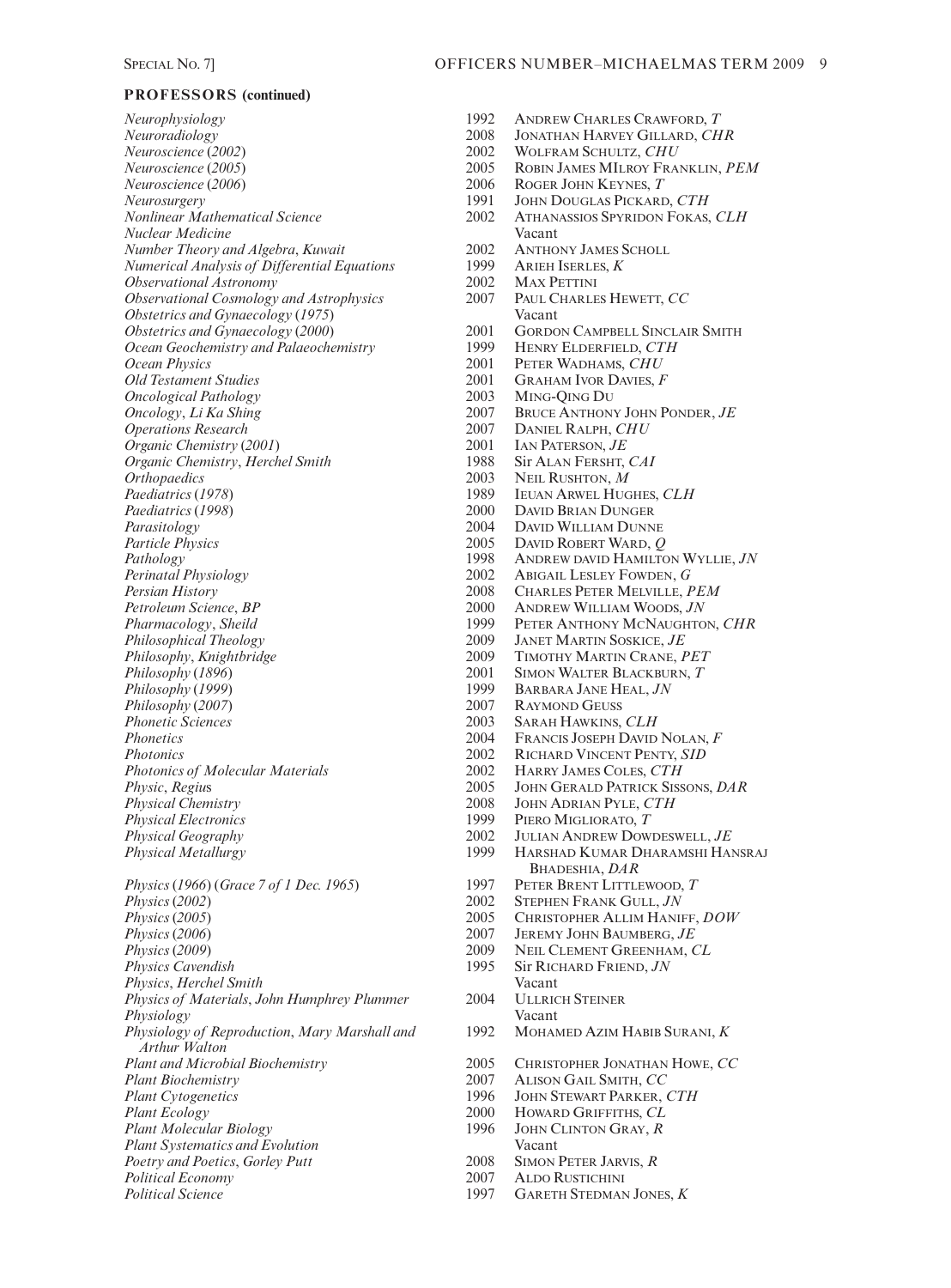**PROFESSORS (continued)**

| | | |
|---|---|---|
| *Neurophysiology* | 1992 | ANDREW CHARLES CRAWFORD, *T* |
| *Neuroradiology* | 2008 | JONATHAN HARVEY GILLARD, *CHR* |
| *Neuroscience* (*2002*) | 2002 | WOLFRAM SCHULTZ, *CHU* |
| *Neuroscience* (*2005*) | 2005 | ROBIN JAMES MILROY FRANKLIN, *PEM* |
| *Neuroscience* (*2006*) | 2006 | ROGER JOHN KEYNES, *T* |
| *Neurosurgery* | 1991 | JOHN DOUGLAS PICKARD, *CTH* |
| *Nonlinear Mathematical Science* | 2002 | ATHANASSIOS SPYRIDON FOKAS, *CLH* |
| *Nuclear Medicine* | | Vacant |
| *Number Theory and Algebra*, *Kuwait* | 2002 | ANTHONY JAMES SCHOLL |
| *Numerical Analysis of Differential Equations* | 1999 | ARIEH ISERLES, *K* |
| *Observational Astronomy* | 2002 | MAX PETTINI |
| *Observational Cosmology and Astrophysics* | 2007 | PAUL CHARLES HEWETT, *CC* |
| *Obstetrics and Gynaecology* (*1975*) | | Vacant |
| *Obstetrics and Gynaecology* (*2000*) | 2001 | GORDON CAMPBELL SINCLAIR SMITH |
| *Ocean Geochemistry and Palaeochemistry* | 1999 | HENRY ELDERFIELD, *CTH* |
| *Ocean Physics* | 2001 | PETER WADHAMS, *CHU* |
| *Old Testament Studies* | 2001 | GRAHAM IVOR DAVIES, *F* |
| *Oncological Pathology* | 2003 | MING-QING DU |
| *Oncology*, *Li Ka Shing* | 2007 | BRUCE ANTHONY JOHN PONDER, *JE* |
| *Operations Research* | 2007 | DANIEL RALPH, *CHU* |
| *Organic Chemistry* (*2001*) | 2001 | IAN PATERSON, *JE* |
| *Organic Chemistry*, *Herchel Smith* | 1988 | Sir ALAN FERSHT, *CAI* |
| *Orthopaedics* | 2003 | NEIL RUSHTON, *M* |
| *Paediatrics* (*1978*) | 1989 | IEUAN ARWEL HUGHES, *CLH* |
| *Paediatrics* (*1998*) | 2000 | DAVID BRIAN DUNGER |
| *Parasitology* | 2004 | DAVID WILLIAM DUNNE |
| *Particle Physics* | 2005 | DAVID ROBERT WARD, *Q* |
| *Pathology* | 1998 | ANDREW DAVID HAMILTON WYLLIE, *JN* |
| *Perinatal Physiology* | 2002 | ABIGAIL LESLEY FOWDEN, *G* |
| *Persian History* | 2008 | CHARLES PETER MELVILLE, *PEM* |
| *Petroleum Science*, *BP* | 2000 | ANDREW WILLIAM WOODS, *JN* |
| *Pharmacology*, *Sheild* | 1999 | PETER ANTHONY MCNAUGHTON, *CHR* |
| *Philosophical Theology* | 2009 | JANET MARTIN SOSKICE, *JE* |
| *Philosophy*, *Knightbridge* | 2009 | TIMOTHY MARTIN CRANE, *PET* |
| *Philosophy* (*1896*) | 2001 | SIMON WALTER BLACKBURN, *T* |
| *Philosophy* (*1999*) | 1999 | BARBARA JANE HEAL, *JN* |
| *Philosophy* (*2007*) | 2007 | RAYMOND GEUSS |
| *Phonetic Sciences* | 2003 | SARAH HAWKINS, *CLH* |
| *Phonetics* | 2004 | FRANCIS JOSEPH DAVID NOLAN, *F* |
| *Photonics* | 2002 | RICHARD VINCENT PENTY, *SID* |
| *Photonics of Molecular Materials* | 2002 | HARRY JAMES COLES, *CTH* |
| *Physic*, *Regius* | 2005 | JOHN GERALD PATRICK SISSONS, *DAR* |
| *Physical Chemistry* | 2008 | JOHN ADRIAN PYLE, *CTH* |
| *Physical Electronics* | 1999 | PIERO MIGLIORATO, *T* |
| *Physical Geography* | 2002 | JULIAN ANDREW DOWDESWELL, *JE* |
| *Physical Metallurgy* | 1999 | HARSHAD KUMAR DHARAMSHI HANSRAJ BHADESHIA, *DAR* |
| *Physics* (*1966*) (*Grace 7 of 1 Dec. 1965*) | 1997 | PETER BRENT LITTLEWOOD, *T* |
| *Physics* (*2002*) | 2002 | STEPHEN FRANK GULL, *JN* |
| *Physics* (*2005*) | 2005 | CHRISTOPHER ALLIM HANIFF, *DOW* |
| *Physics* (*2006*) | 2007 | JEREMY JOHN BAUMBERG, *JE* |
| *Physics* (*2009*) | 2009 | NEIL CLEMENT GREENHAM, *CL* |
| *Physics Cavendish* | 1995 | Sir RICHARD FRIEND, *JN* |
| *Physics*, *Herchel Smith* | | Vacant |
| *Physics of Materials*, *John Humphrey Plummer* | 2004 | ULLRICH STEINER |
| *Physiology* | | Vacant |
| *Physiology of Reproduction*, *Mary Marshall and Arthur Walton* | 1992 | MOHAMED AZIM HABIB SURANI, *K* |
| *Plant and Microbial Biochemistry* | 2005 | CHRISTOPHER JONATHAN HOWE, *CC* |
| *Plant Biochemistry* | 2007 | ALISON GAIL SMITH, *CC* |
| *Plant Cytogenetics* | 1996 | JOHN STEWART PARKER, *CTH* |
| *Plant Ecology* | 2000 | HOWARD GRIFFITHS, *CL* |
| *Plant Molecular Biology* | 1996 | JOHN CLINTON GRAY, *R* |
| *Plant Systematics and Evolution* | | Vacant |
| *Poetry and Poetics*, *Gorley Putt* | 2008 | SIMON PETER JARVIS, *R* |
| *Political Economy* | 2007 | ALDO RUSTICHINI |
| *Political Science* | 1997 | GARETH STEDMAN JONES, *K* |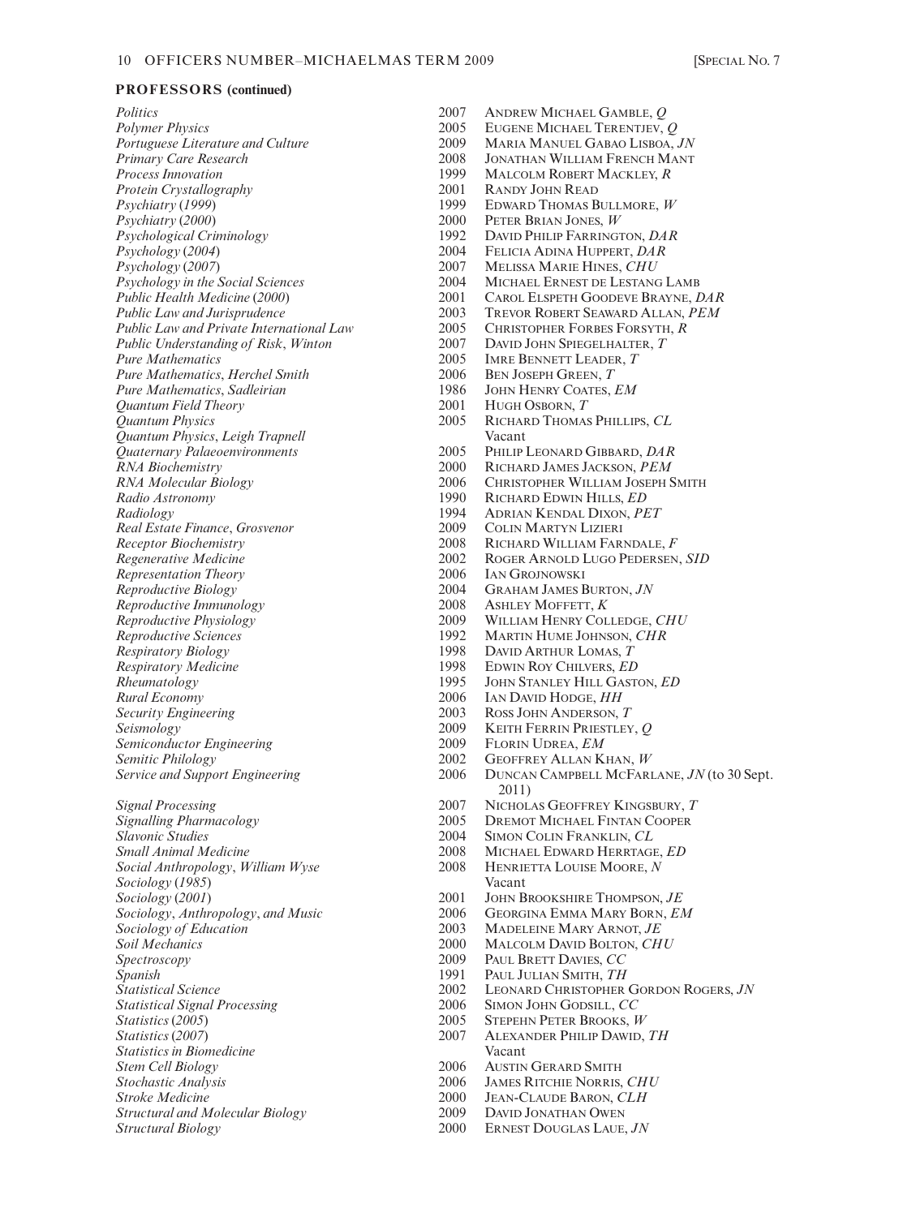## PROFESSORS (continued)

| Professorship | Year | Holder |
|---|---|---|
| *Politics* | 2007 | Andrew Michael Gamble, *Q* |
| *Polymer Physics* | 2005 | Eugene Michael Terentjev, *Q* |
| *Portuguese Literature and Culture* | 2009 | Maria Manuel Gabao Lisboa, *JN* |
| *Primary Care Research* | 2008 | Jonathan William French Mant |
| *Process Innovation* | 1999 | Malcolm Robert Mackley, *R* |
| *Protein Crystallography* | 2001 | Randy John Read |
| *Psychiatry* (*1999*) | 1999 | Edward Thomas Bullmore, *W* |
| *Psychiatry* (*2000*) | 2000 | Peter Brian Jones, *W* |
| *Psychological Criminology* | 1992 | David Philip Farrington, *DAR* |
| *Psychology* (*2004*) | 2004 | Felicia Adina Huppert, *DAR* |
| *Psychology* (*2007*) | 2007 | Melissa Marie Hines, *CHU* |
| *Psychology in the Social Sciences* | 2004 | Michael Ernest de Lestang Lamb |
| *Public Health Medicine* (*2000*) | 2001 | Carol Elspeth Goodeve Brayne, *DAR* |
| *Public Law and Jurisprudence* | 2003 | Trevor Robert Seaward Allan, *PEM* |
| *Public Law and Private International Law* | 2005 | Christopher Forbes Forsyth, *R* |
| *Public Understanding of Risk*, *Winton* | 2007 | David John Spiegelhalter, *T* |
| *Pure Mathematics* | 2005 | Imre Bennett Leader, *T* |
| *Pure Mathematics*, *Herchel Smith* | 2006 | Ben Joseph Green, *T* |
| *Pure Mathematics*, *Sadleirian* | 1986 | John Henry Coates, *EM* |
| *Quantum Field Theory* | 2001 | Hugh Osborn, *T* |
| *Quantum Physics* | 2005 | Richard Thomas Phillips, *CL* |
| *Quantum Physics*, *Leigh Trapnell* | | Vacant |
| *Quaternary Palaeoenvironments* | 2005 | Philip Leonard Gibbard, *DAR* |
| *RNA Biochemistry* | 2000 | Richard James Jackson, *PEM* |
| *RNA Molecular Biology* | 2006 | Christopher William Joseph Smith |
| *Radio Astronomy* | 1990 | Richard Edwin Hills, *ED* |
| *Radiology* | 1994 | Adrian Kendal Dixon, *PET* |
| *Real Estate Finance*, *Grosvenor* | 2009 | Colin Martyn Lizieri |
| *Receptor Biochemistry* | 2008 | Richard William Farndale, *F* |
| *Regenerative Medicine* | 2002 | Roger Arnold Lugo Pedersen, *SID* |
| *Representation Theory* | 2006 | Ian Grojnowski |
| *Reproductive Biology* | 2004 | Graham James Burton, *JN* |
| *Reproductive Immunology* | 2008 | Ashley Moffett, *K* |
| *Reproductive Physiology* | 2009 | William Henry Colledge, *CHU* |
| *Reproductive Sciences* | 1992 | Martin Hume Johnson, *CHR* |
| *Respiratory Biology* | 1998 | David Arthur Lomas, *T* |
| *Respiratory Medicine* | 1998 | Edwin Roy Chilvers, *ED* |
| *Rheumatology* | 1995 | John Stanley Hill Gaston, *ED* |
| *Rural Economy* | 2006 | Ian David Hodge, *HH* |
| *Security Engineering* | 2003 | Ross John Anderson, *T* |
| *Seismology* | 2009 | Keith Ferrin Priestley, *Q* |
| *Semiconductor Engineering* | 2009 | Florin Udrea, *EM* |
| *Semitic Philology* | 2002 | Geoffrey Allan Khan, *W* |
| *Service and Support Engineering* | 2006 | Duncan Campbell McFarlane, *JN* (to 30 Sept. 2011) |
| *Signal Processing* | 2007 | Nicholas Geoffrey Kingsbury, *T* |
| *Signalling Pharmacology* | 2005 | Dremot Michael Fintan Cooper |
| *Slavonic Studies* | 2004 | Simon Colin Franklin, *CL* |
| *Small Animal Medicine* | 2008 | Michael Edward Herrtage, *ED* |
| *Social Anthropology*, *William Wyse* | 2008 | Henrietta Louise Moore, *N* |
| *Sociology* (*1985*) | | Vacant |
| *Sociology* (*2001*) | 2001 | John Brookshire Thompson, *JE* |
| *Sociology*, *Anthropology*, *and Music* | 2006 | Georgina Emma Mary Born, *EM* |
| *Sociology of Education* | 2003 | Madeleine Mary Arnot, *JE* |
| *Soil Mechanics* | 2000 | Malcolm David Bolton, *CHU* |
| *Spectroscopy* | 2009 | Paul Brett Davies, *CC* |
| *Spanish* | 1991 | Paul Julian Smith, *TH* |
| *Statistical Science* | 2002 | Leonard Christopher Gordon Rogers, *JN* |
| *Statistical Signal Processing* | 2006 | Simon John Godsill, *CC* |
| *Statistics* (*2005*) | 2005 | Stepehn Peter Brooks, *W* |
| *Statistics* (*2007*) | 2007 | Alexander Philip Dawid, *TH* |
| *Statistics in Biomedicine* | | Vacant |
| *Stem Cell Biology* | 2006 | Austin Gerard Smith |
| *Stochastic Analysis* | 2006 | James Ritchie Norris, *CHU* |
| *Stroke Medicine* | 2000 | Jean-Claude Baron, *CLH* |
| *Structural and Molecular Biology* | 2009 | David Jonathan Owen |
| *Structural Biology* | 2000 | Ernest Douglas Laue, *JN* |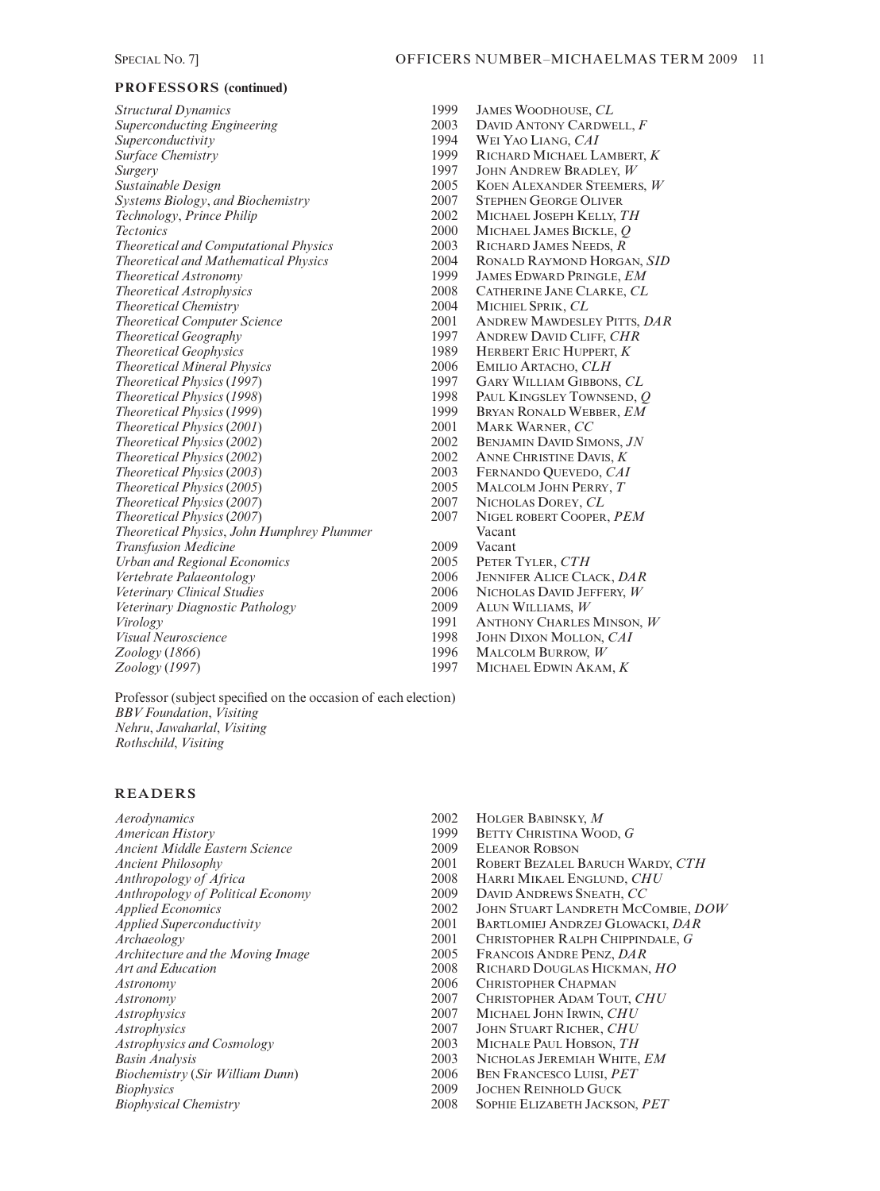## PROFESSORS (continued)

| | | |
|---|---|---|
| *Structural Dynamics* | 1999 | James Woodhouse, *CL* |
| *Superconducting Engineering* | 2003 | David Antony Cardwell, *F* |
| *Superconductivity* | 1994 | Wei Yao Liang, *CAI* |
| *Surface Chemistry* | 1999 | Richard Michael Lambert, *K* |
| *Surgery* | 1997 | John Andrew Bradley, *W* |
| *Sustainable Design* | 2005 | Koen Alexander Steemers, *W* |
| *Systems Biology, and Biochemistry* | 2007 | Stephen George Oliver |
| *Technology, Prince Philip* | 2002 | Michael Joseph Kelly, *TH* |
| *Tectonics* | 2000 | Michael James Bickle, *Q* |
| *Theoretical and Computational Physics* | 2003 | Richard James Needs, *R* |
| *Theoretical and Mathematical Physics* | 2004 | Ronald Raymond Horgan, *SID* |
| *Theoretical Astronomy* | 1999 | James Edward Pringle, *EM* |
| *Theoretical Astrophysics* | 2008 | Catherine Jane Clarke, *CL* |
| *Theoretical Chemistry* | 2004 | Michiel Sprik, *CL* |
| *Theoretical Computer Science* | 2001 | Andrew Mawdesley Pitts, *DAR* |
| *Theoretical Geography* | 1997 | Andrew David Cliff, *CHR* |
| *Theoretical Geophysics* | 1989 | Herbert Eric Huppert, *K* |
| *Theoretical Mineral Physics* | 2006 | Emilio Artacho, *CLH* |
| *Theoretical Physics (1997)* | 1997 | Gary William Gibbons, *CL* |
| *Theoretical Physics (1998)* | 1998 | Paul Kingsley Townsend, *Q* |
| *Theoretical Physics (1999)* | 1999 | Bryan Ronald Webber, *EM* |
| *Theoretical Physics (2001)* | 2001 | Mark Warner, *CC* |
| *Theoretical Physics (2002)* | 2002 | Benjamin David Simons, *JN* |
| *Theoretical Physics (2002)* | 2002 | Anne Christine Davis, *K* |
| *Theoretical Physics (2003)* | 2003 | Fernando Quevedo, *CAI* |
| *Theoretical Physics (2005)* | 2005 | Malcolm John Perry, *T* |
| *Theoretical Physics (2007)* | 2007 | Nicholas Dorey, *CL* |
| *Theoretical Physics (2007)* | 2007 | Nigel robert Cooper, *PEM* |
| *Theoretical Physics, John Humphrey Plummer* | | Vacant |
| *Transfusion Medicine* | 2009 | Vacant |
| *Urban and Regional Economics* | 2005 | Peter Tyler, *CTH* |
| *Vertebrate Palaeontology* | 2006 | Jennifer Alice Clack, *DAR* |
| *Veterinary Clinical Studies* | 2006 | Nicholas David Jeffery, *W* |
| *Veterinary Diagnostic Pathology* | 2009 | Alun Williams, *W* |
| *Virology* | 1991 | Anthony Charles Minson, *W* |
| *Visual Neuroscience* | 1998 | John Dixon Mollon, *CAI* |
| *Zoology (1866)* | 1996 | Malcolm Burrow, *W* |
| *Zoology (1997)* | 1997 | Michael Edwin Akam, *K* |

Professor (subject specified on the occasion of each election)
*BBV Foundation, Visiting*
*Nehru, Jawaharlal, Visiting*
*Rothschild, Visiting*

## READERS

| | | |
|---|---|---|
| *Aerodynamics* | 2002 | Holger Babinsky, *M* |
| *American History* | 1999 | Betty Christina Wood, *G* |
| *Ancient Middle Eastern Science* | 2009 | Eleanor Robson |
| *Ancient Philosophy* | 2001 | Robert Bezalel Baruch Wardy, *CTH* |
| *Anthropology of Africa* | 2008 | Harri Mikael Englund, *CHU* |
| *Anthropology of Political Economy* | 2009 | David Andrews Sneath, *CC* |
| *Applied Economics* | 2002 | John Stuart Landreth McCombie, *DOW* |
| *Applied Superconductivity* | 2001 | Bartlomiej Andrzej Glowacki, *DAR* |
| *Archaeology* | 2001 | Christopher Ralph Chippindale, *G* |
| *Architecture and the Moving Image* | 2005 | Francois Andre Penz, *DAR* |
| *Art and Education* | 2008 | Richard Douglas Hickman, *HO* |
| *Astronomy* | 2006 | Christopher Chapman |
| *Astronomy* | 2007 | Christopher Adam Tout, *CHU* |
| *Astrophysics* | 2007 | Michael John Irwin, *CHU* |
| *Astrophysics* | 2007 | John Stuart Richer, *CHU* |
| *Astrophysics and Cosmology* | 2003 | Michale Paul Hobson, *TH* |
| *Basin Analysis* | 2003 | Nicholas Jeremiah White, *EM* |
| *Biochemistry (Sir William Dunn)* | 2006 | Ben Francesco Luisi, *PET* |
| *Biophysics* | 2009 | Jochen Reinhold Guck |
| *Biophysical Chemistry* | 2008 | Sophie Elizabeth Jackson, *PET* |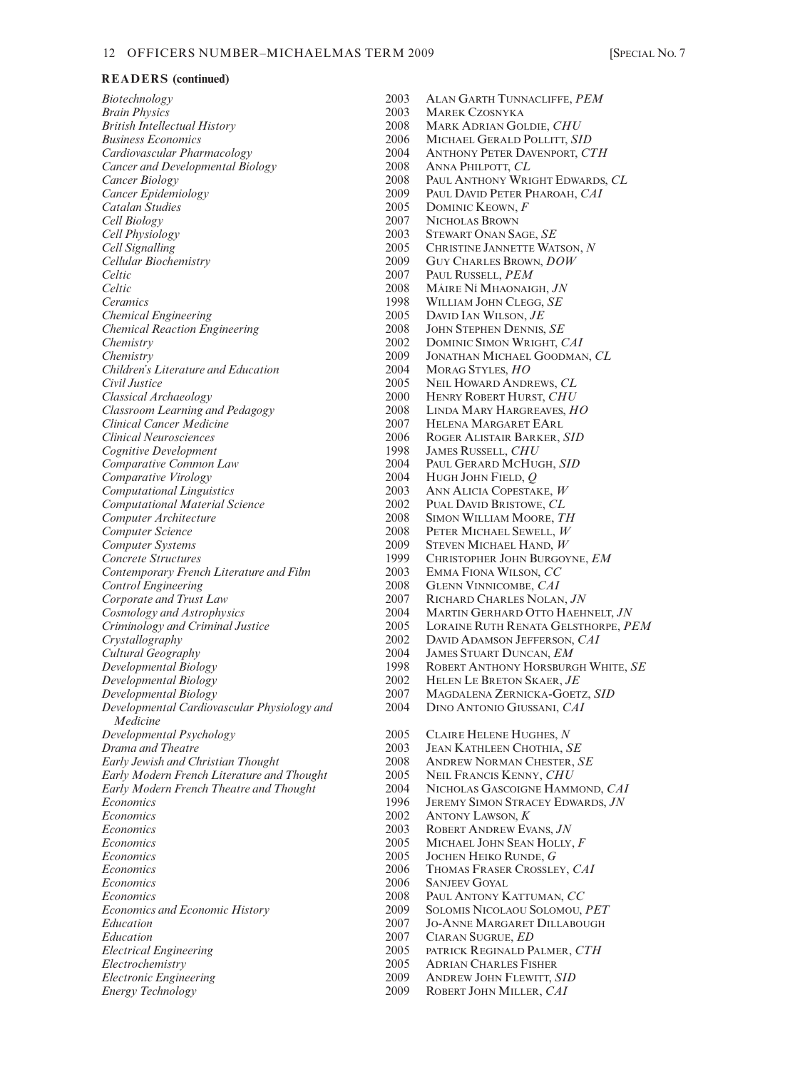## READERS (continued)

| | | |
|---|---|---|
| *Biotechnology* | 2003 | ALAN GARTH TUNNACLIFFE, *PEM* |
| *Brain Physics* | 2003 | MAREK CZOSNYKA |
| *British Intellectual History* | 2008 | MARK ADRIAN GOLDIE, *CHU* |
| *Business Economics* | 2006 | MICHAEL GERALD POLLITT, *SID* |
| *Cardiovascular Pharmacology* | 2004 | ANTHONY PETER DAVENPORT, *CTH* |
| *Cancer and Developmental Biology* | 2008 | ANNA PHILPOTT, *CL* |
| *Cancer Biology* | 2008 | PAUL ANTHONY WRIGHT EDWARDS, *CL* |
| *Cancer Epidemiology* | 2009 | PAUL DAVID PETER PHAROAH, *CAI* |
| *Catalan Studies* | 2005 | DOMINIC KEOWN, *F* |
| *Cell Biology* | 2007 | NICHOLAS BROWN |
| *Cell Physiology* | 2003 | STEWART ONAN SAGE, *SE* |
| *Cell Signalling* | 2005 | CHRISTINE JANNETTE WATSON, *N* |
| *Cellular Biochemistry* | 2009 | GUY CHARLES BROWN, *DOW* |
| *Celtic* | 2007 | PAUL RUSSELL, *PEM* |
| *Celtic* | 2008 | MÁIRE NÍ MHAONAIGH, *JN* |
| *Ceramics* | 1998 | WILLIAM JOHN CLEGG, *SE* |
| *Chemical Engineering* | 2005 | DAVID IAN WILSON, *JE* |
| *Chemical Reaction Engineering* | 2008 | JOHN STEPHEN DENNIS, *SE* |
| *Chemistry* | 2002 | DOMINIC SIMON WRIGHT, *CAI* |
| *Chemistry* | 2009 | JONATHAN MICHAEL GOODMAN, *CL* |
| *Children's Literature and Education* | 2004 | MORAG STYLES, *HO* |
| *Civil Justice* | 2005 | NEIL HOWARD ANDREWS, *CL* |
| *Classical Archaeology* | 2000 | HENRY ROBERT HURST, *CHU* |
| *Classroom Learning and Pedagogy* | 2008 | LINDA MARY HARGREAVES, *HO* |
| *Clinical Cancer Medicine* | 2007 | HELENA MARGARET EARL |
| *Clinical Neurosciences* | 2006 | ROGER ALISTAIR BARKER, *SID* |
| *Cognitive Development* | 1998 | JAMES RUSSELL, *CHU* |
| *Comparative Common Law* | 2004 | PAUL GERARD MCHUGH, *SID* |
| *Comparative Virology* | 2004 | HUGH JOHN FIELD, *Q* |
| *Computational Linguistics* | 2003 | ANN ALICIA COPESTAKE, *W* |
| *Computational Material Science* | 2002 | PUAL DAVID BRISTOWE, *CL* |
| *Computer Architecture* | 2008 | SIMON WILLIAM MOORE, *TH* |
| *Computer Science* | 2008 | PETER MICHAEL SEWELL, *W* |
| *Computer Systems* | 2009 | STEVEN MICHAEL HAND, *W* |
| *Concrete Structures* | 1999 | CHRISTOPHER JOHN BURGOYNE, *EM* |
| *Contemporary French Literature and Film* | 2003 | EMMA FIONA WILSON, *CC* |
| *Control Engineering* | 2008 | GLENN VINNICOMBE, *CAI* |
| *Corporate and Trust Law* | 2007 | RICHARD CHARLES NOLAN, *JN* |
| *Cosmology and Astrophysics* | 2004 | MARTIN GERHARD OTTO HAEHNELT, *JN* |
| *Criminology and Criminal Justice* | 2005 | LORAINE RUTH RENATA GELSTHORPE, *PEM* |
| *Crystallography* | 2002 | DAVID ADAMSON JEFFERSON, *CAI* |
| *Cultural Geography* | 2004 | JAMES STUART DUNCAN, *EM* |
| *Developmental Biology* | 1998 | ROBERT ANTHONY HORSBURGH WHITE, *SE* |
| *Developmental Biology* | 2002 | HELEN LE BRETON SKAER, *JE* |
| *Developmental Biology* | 2007 | MAGDALENA ZERNICKA-GOETZ, *SID* |
| *Developmental Cardiovascular Physiology and Medicine* | 2004 | DINO ANTONIO GIUSSANI, *CAI* |
| *Developmental Psychology* | 2005 | CLAIRE HELENE HUGHES, *N* |
| *Drama and Theatre* | 2003 | JEAN KATHLEEN CHOTHIA, *SE* |
| *Early Jewish and Christian Thought* | 2008 | ANDREW NORMAN CHESTER, *SE* |
| *Early Modern French Literature and Thought* | 2005 | NEIL FRANCIS KENNY, *CHU* |
| *Early Modern French Theatre and Thought* | 2004 | NICHOLAS GASCOIGNE HAMMOND, *CAI* |
| *Economics* | 1996 | JEREMY SIMON STRACEY EDWARDS, *JN* |
| *Economics* | 2002 | ANTONY LAWSON, *K* |
| *Economics* | 2003 | ROBERT ANDREW EVANS, *JN* |
| *Economics* | 2005 | MICHAEL JOHN SEAN HOLLY, *F* |
| *Economics* | 2005 | JOCHEN HEIKO RUNDE, *G* |
| *Economics* | 2006 | THOMAS FRASER CROSSLEY, *CAI* |
| *Economics* | 2006 | SANJEEV GOYAL |
| *Economics* | 2008 | PAUL ANTONY KATTUMAN, *CC* |
| *Economics and Economic History* | 2009 | SOLOMIS NICOLAOU SOLOMOU, *PET* |
| *Education* | 2007 | JO-ANNE MARGARET DILLABOUGH |
| *Education* | 2007 | CIARAN SUGRUE, *ED* |
| *Electrical Engineering* | 2005 | PATRICK REGINALD PALMER, *CTH* |
| *Electrochemistry* | 2005 | ADRIAN CHARLES FISHER |
| *Electronic Engineering* | 2009 | ANDREW JOHN FLEWITT, *SID* |
| *Energy Technology* | 2009 | ROBERT JOHN MILLER, *CAI* |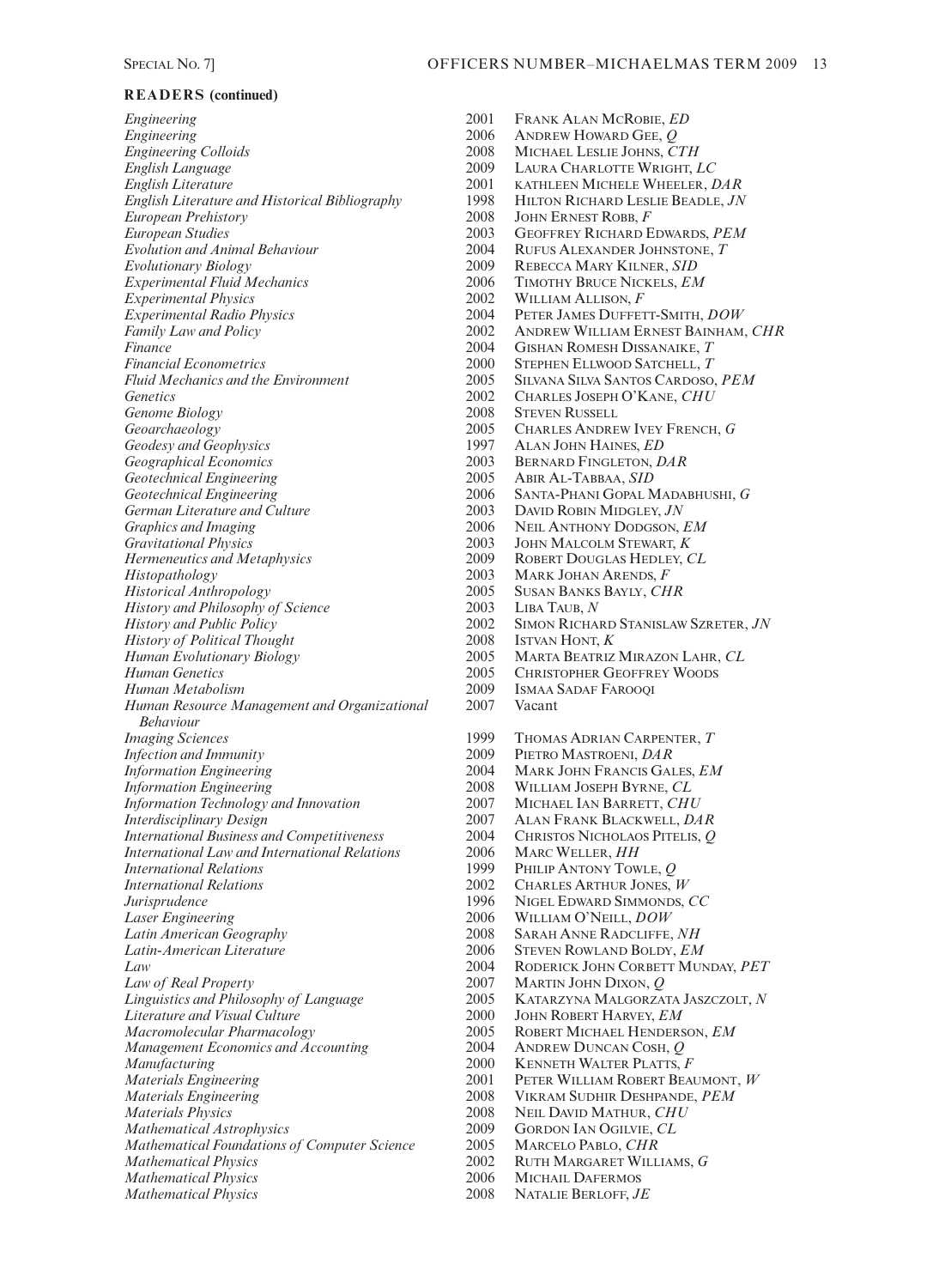**READERS (continued)**

| | | |
|---|---|---|
| *Engineering* | 2001 | Frank Alan McRobie, *ED* |
| *Engineering* | 2006 | Andrew Howard Gee, *Q* |
| *Engineering Colloids* | 2008 | Michael Leslie Johns, *CTH* |
| *English Language* | 2009 | Laura Charlotte Wright, *LC* |
| *English Literature* | 2001 | kathleen Michele Wheeler, *DAR* |
| *English Literature and Historical Bibliography* | 1998 | Hilton Richard Leslie Beadle, *JN* |
| *European Prehistory* | 2008 | John Ernest Robb, *F* |
| *European Studies* | 2003 | Geoffrey Richard Edwards, *PEM* |
| *Evolution and Animal Behaviour* | 2004 | Rufus Alexander Johnstone, *T* |
| *Evolutionary Biology* | 2009 | Rebecca Mary Kilner, *SID* |
| *Experimental Fluid Mechanics* | 2006 | Timothy Bruce Nickels, *EM* |
| *Experimental Physics* | 2002 | William Allison, *F* |
| *Experimental Radio Physics* | 2004 | Peter James Duffett-Smith, *DOW* |
| *Family Law and Policy* | 2002 | Andrew William Ernest Bainham, *CHR* |
| *Finance* | 2004 | Gishan Romesh Dissanaike, *T* |
| *Financial Econometrics* | 2000 | Stephen Ellwood Satchell, *T* |
| *Fluid Mechanics and the Environment* | 2005 | Silvana Silva Santos Cardoso, *PEM* |
| *Genetics* | 2002 | Charles Joseph O'Kane, *CHU* |
| *Genome Biology* | 2008 | Steven Russell |
| *Geoarchaeology* | 2005 | Charles Andrew Ivey French, *G* |
| *Geodesy and Geophysics* | 1997 | Alan John Haines, *ED* |
| *Geographical Economics* | 2003 | Bernard Fingleton, *DAR* |
| *Geotechnical Engineering* | 2005 | Abir Al-Tabbaa, *SID* |
| *Geotechnical Engineering* | 2006 | Santa-Phani Gopal Madabhushi, *G* |
| *German Literature and Culture* | 2003 | David Robin Midgley, *JN* |
| *Graphics and Imaging* | 2006 | Neil Anthony Dodgson, *EM* |
| *Gravitational Physics* | 2003 | John Malcolm Stewart, *K* |
| *Hermeneutics and Metaphysics* | 2009 | Robert Douglas Hedley, *CL* |
| *Histopathology* | 2003 | Mark Johan Arends, *F* |
| *Historical Anthropology* | 2005 | Susan Banks Bayly, *CHR* |
| *History and Philosophy of Science* | 2003 | Liba Taub, *N* |
| *History and Public Policy* | 2002 | Simon Richard Stanislaw Szreter, *JN* |
| *History of Political Thought* | 2008 | Istvan Hont, *K* |
| *Human Evolutionary Biology* | 2005 | Marta Beatriz Mirazon Lahr, *CL* |
| *Human Genetics* | 2005 | Christopher Geoffrey Woods |
| *Human Metabolism* | 2009 | Ismaa Sadaf Farooqi |
| *Human Resource Management and Organizational Behaviour* | 2007 | Vacant |
| *Imaging Sciences* | 1999 | Thomas Adrian Carpenter, *T* |
| *Infection and Immunity* | 2009 | Pietro Mastroeni, *DAR* |
| *Information Engineering* | 2004 | Mark John Francis Gales, *EM* |
| *Information Engineering* | 2008 | William Joseph Byrne, *CL* |
| *Information Technology and Innovation* | 2007 | Michael Ian Barrett, *CHU* |
| *Interdisciplinary Design* | 2007 | Alan Frank Blackwell, *DAR* |
| *International Business and Competitiveness* | 2004 | Christos Nicholaos Pitelis, *Q* |
| *International Law and International Relations* | 2006 | Marc Weller, *HH* |
| *International Relations* | 1999 | Philip Antony Towle, *Q* |
| *International Relations* | 2002 | Charles Arthur Jones, *W* |
| *Jurisprudence* | 1996 | Nigel Edward Simmonds, *CC* |
| *Laser Engineering* | 2006 | William O'Neill, *DOW* |
| *Latin American Geography* | 2008 | Sarah Anne Radcliffe, *NH* |
| *Latin-American Literature* | 2006 | Steven Rowland Boldy, *EM* |
| *Law* | 2004 | Roderick John Corbett Munday, *PET* |
| *Law of Real Property* | 2007 | Martin John Dixon, *Q* |
| *Linguistics and Philosophy of Language* | 2005 | Katarzyna Malgorzata Jaszczolt, *N* |
| *Literature and Visual Culture* | 2000 | John Robert Harvey, *EM* |
| *Macromolecular Pharmacology* | 2005 | Robert Michael Henderson, *EM* |
| *Management Economics and Accounting* | 2004 | Andrew Duncan Cosh, *Q* |
| *Manufacturing* | 2000 | Kenneth Walter Platts, *F* |
| *Materials Engineering* | 2001 | Peter William Robert Beaumont, *W* |
| *Materials Engineering* | 2008 | Vikram Sudhir Deshpande, *PEM* |
| *Materials Physics* | 2008 | Neil David Mathur, *CHU* |
| *Mathematical Astrophysics* | 2009 | Gordon Ian Ogilvie, *CL* |
| *Mathematical Foundations of Computer Science* | 2005 | Marcelo Pablo, *CHR* |
| *Mathematical Physics* | 2002 | Ruth Margaret Williams, *G* |
| *Mathematical Physics* | 2006 | Michail Dafermos |
| *Mathematical Physics* | 2008 | Natalie Berloff, *JE* |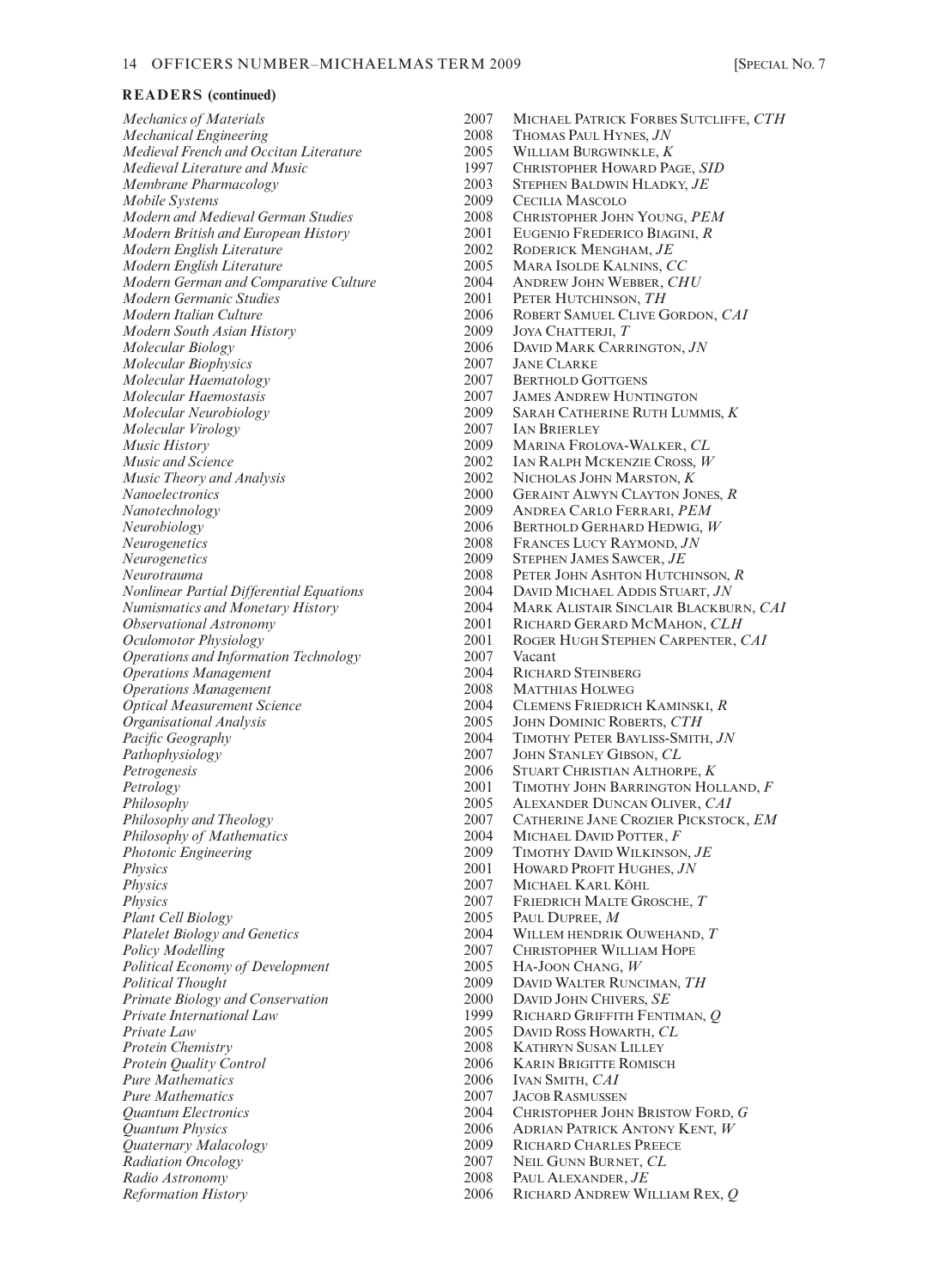## READERS (continued)

| | | |
|---|---|---|
| *Mechanics of Materials* | 2007 | MICHAEL PATRICK FORBES SUTCLIFFE, *CTH* |
| *Mechanical Engineering* | 2008 | THOMAS PAUL HYNES, *JN* |
| *Medieval French and Occitan Literature* | 2005 | WILLIAM BURGWINKLE, *K* |
| *Medieval Literature and Music* | 1997 | CHRISTOPHER HOWARD PAGE, *SID* |
| *Membrane Pharmacology* | 2003 | STEPHEN BALDWIN HLADKY, *JE* |
| *Mobile Systems* | 2009 | CECILIA MASCOLO |
| *Modern and Medieval German Studies* | 2008 | CHRISTOPHER JOHN YOUNG, *PEM* |
| *Modern British and European History* | 2001 | EUGENIO FREDERICO BIAGINI, *R* |
| *Modern English Literature* | 2002 | RODERICK MENGHAM, *JE* |
| *Modern English Literature* | 2005 | MARA ISOLDE KALNINS, *CC* |
| *Modern German and Comparative Culture* | 2004 | ANDREW JOHN WEBBER, *CHU* |
| *Modern Germanic Studies* | 2001 | PETER HUTCHINSON, *TH* |
| *Modern Italian Culture* | 2006 | ROBERT SAMUEL CLIVE GORDON, *CAI* |
| *Modern South Asian History* | 2009 | JOYA CHATTERJI, *T* |
| *Molecular Biology* | 2006 | DAVID MARK CARRINGTON, *JN* |
| *Molecular Biophysics* | 2007 | JANE CLARKE |
| *Molecular Haematology* | 2007 | BERTHOLD GOTTGENS |
| *Molecular Haemostasis* | 2007 | JAMES ANDREW HUNTINGTON |
| *Molecular Neurobiology* | 2009 | SARAH CATHERINE RUTH LUMMIS, *K* |
| *Molecular Virology* | 2007 | IAN BRIERLEY |
| *Music History* | 2009 | MARINA FROLOVA-WALKER, *CL* |
| *Music and Science* | 2002 | IAN RALPH MCKENZIE CROSS, *W* |
| *Music Theory and Analysis* | 2002 | NICHOLAS JOHN MARSTON, *K* |
| *Nanoelectronics* | 2000 | GERAINT ALWYN CLAYTON JONES, *R* |
| *Nanotechnology* | 2009 | ANDREA CARLO FERRARI, *PEM* |
| *Neurobiology* | 2006 | BERTHOLD GERHARD HEDWIG, *W* |
| *Neurogenetics* | 2008 | FRANCES LUCY RAYMOND, *JN* |
| *Neurogenetics* | 2009 | STEPHEN JAMES SAWCER, *JE* |
| *Neurotrauma* | 2008 | PETER JOHN ASHTON HUTCHINSON, *R* |
| *Nonlinear Partial Differential Equations* | 2004 | DAVID MICHAEL ADDIS STUART, *JN* |
| *Numismatics and Monetary History* | 2004 | MARK ALISTAIR SINCLAIR BLACKBURN, *CAI* |
| *Observational Astronomy* | 2001 | RICHARD GERARD MCMAHON, *CLH* |
| *Oculomotor Physiology* | 2001 | ROGER HUGH STEPHEN CARPENTER, *CAI* |
| *Operations and Information Technology* | 2007 | Vacant |
| *Operations Management* | 2004 | RICHARD STEINBERG |
| *Operations Management* | 2008 | MATTHIAS HOLWEG |
| *Optical Measurement Science* | 2004 | CLEMENS FRIEDRICH KAMINSKI, *R* |
| *Organisational Analysis* | 2005 | JOHN DOMINIC ROBERTS, *CTH* |
| *Pacific Geography* | 2004 | TIMOTHY PETER BAYLISS-SMITH, *JN* |
| *Pathophysiology* | 2007 | JOHN STANLEY GIBSON, *CL* |
| *Petrogenesis* | 2006 | STUART CHRISTIAN ALTHORPE, *K* |
| *Petrology* | 2001 | TIMOTHY JOHN BARRINGTON HOLLAND, *F* |
| *Philosophy* | 2005 | ALEXANDER DUNCAN OLIVER, *CAI* |
| *Philosophy and Theology* | 2007 | CATHERINE JANE CROZIER PICKSTOCK, *EM* |
| *Philosophy of Mathematics* | 2004 | MICHAEL DAVID POTTER, *F* |
| *Photonic Engineering* | 2009 | TIMOTHY DAVID WILKINSON, *JE* |
| *Physics* | 2001 | HOWARD PROFIT HUGHES, *JN* |
| *Physics* | 2007 | MICHAEL KARL KÖHL |
| *Physics* | 2007 | FRIEDRICH MALTE GROSCHE, *T* |
| *Plant Cell Biology* | 2005 | PAUL DUPREE, *M* |
| *Platelet Biology and Genetics* | 2004 | WILLEM HENDRIK OUWEHAND, *T* |
| *Policy Modelling* | 2007 | CHRISTOPHER WILLIAM HOPE |
| *Political Economy of Development* | 2005 | HA-JOON CHANG, *W* |
| *Political Thought* | 2009 | DAVID WALTER RUNCIMAN, *TH* |
| *Primate Biology and Conservation* | 2000 | DAVID JOHN CHIVERS, *SE* |
| *Private International Law* | 1999 | RICHARD GRIFFITH FENTIMAN, *Q* |
| *Private Law* | 2005 | DAVID ROSS HOWARTH, *CL* |
| *Protein Chemistry* | 2008 | KATHRYN SUSAN LILLEY |
| *Protein Quality Control* | 2006 | KARIN BRIGITTE ROMISCH |
| *Pure Mathematics* | 2006 | IVAN SMITH, *CAI* |
| *Pure Mathematics* | 2007 | JACOB RASMUSSEN |
| *Quantum Electronics* | 2004 | CHRISTOPHER JOHN BRISTOW FORD, *G* |
| *Quantum Physics* | 2006 | ADRIAN PATRICK ANTONY KENT, *W* |
| *Quaternary Malacology* | 2009 | RICHARD CHARLES PREECE |
| *Radiation Oncology* | 2007 | NEIL GUNN BURNET, *CL* |
| *Radio Astronomy* | 2008 | PAUL ALEXANDER, *JE* |
| *Reformation History* | 2006 | RICHARD ANDREW WILLIAM REX, *Q* |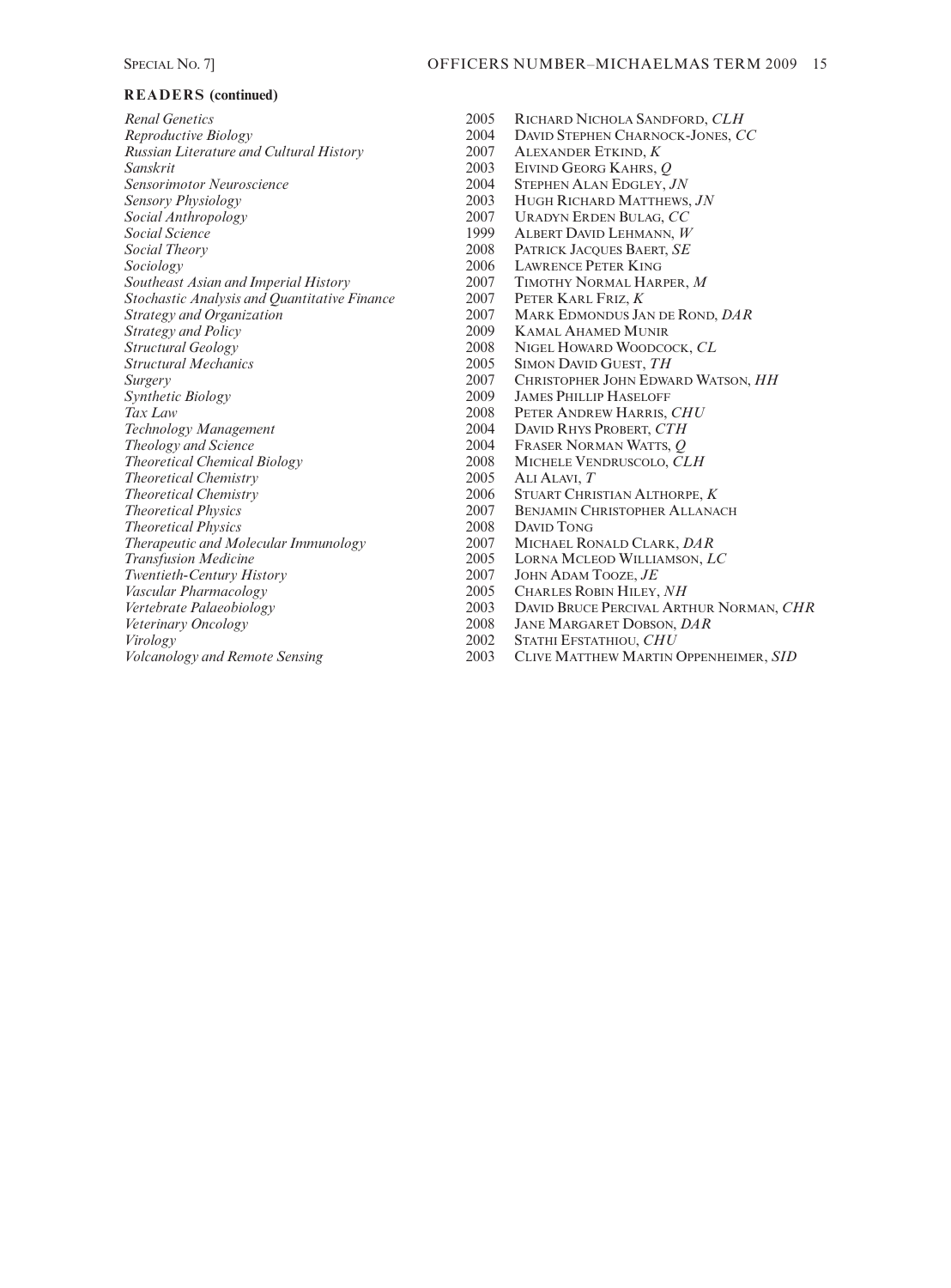## READERS (continued)

| | | |
|---|---|---|
| *Renal Genetics* | 2005 | Richard Nichola Sandford, *CLH* |
| *Reproductive Biology* | 2004 | David Stephen Charnock-Jones, *CC* |
| *Russian Literature and Cultural History* | 2007 | Alexander Etkind, *K* |
| *Sanskrit* | 2003 | Eivind Georg Kahrs, *Q* |
| *Sensorimotor Neuroscience* | 2004 | Stephen Alan Edgley, *JN* |
| *Sensory Physiology* | 2003 | Hugh Richard Matthews, *JN* |
| *Social Anthropology* | 2007 | Uradyn Erden Bulag, *CC* |
| *Social Science* | 1999 | Albert David Lehmann, *W* |
| *Social Theory* | 2008 | Patrick Jacques Baert, *SE* |
| *Sociology* | 2006 | Lawrence Peter King |
| *Southeast Asian and Imperial History* | 2007 | Timothy Normal Harper, *M* |
| *Stochastic Analysis and Quantitative Finance* | 2007 | Peter Karl Friz, *K* |
| *Strategy and Organization* | 2007 | Mark Edmondus Jan de Rond, *DAR* |
| *Strategy and Policy* | 2009 | Kamal Ahamed Munir |
| *Structural Geology* | 2008 | Nigel Howard Woodcock, *CL* |
| *Structural Mechanics* | 2005 | Simon David Guest, *TH* |
| *Surgery* | 2007 | Christopher John Edward Watson, *HH* |
| *Synthetic Biology* | 2009 | James Phillip Haseloff |
| *Tax Law* | 2008 | Peter Andrew Harris, *CHU* |
| *Technology Management* | 2004 | David Rhys Probert, *CTH* |
| *Theology and Science* | 2004 | Fraser Norman Watts, *Q* |
| *Theoretical Chemical Biology* | 2008 | Michele Vendruscolo, *CLH* |
| *Theoretical Chemistry* | 2005 | Ali Alavi, *T* |
| *Theoretical Chemistry* | 2006 | Stuart Christian Althorpe, *K* |
| *Theoretical Physics* | 2007 | Benjamin Christopher Allanach |
| *Theoretical Physics* | 2008 | David Tong |
| *Therapeutic and Molecular Immunology* | 2007 | Michael Ronald Clark, *DAR* |
| *Transfusion Medicine* | 2005 | Lorna Mcleod Williamson, *LC* |
| *Twentieth-Century History* | 2007 | John Adam Tooze, *JE* |
| *Vascular Pharmacology* | 2005 | Charles Robin Hiley, *NH* |
| *Vertebrate Palaeobiology* | 2003 | David Bruce Percival Arthur Norman, *CHR* |
| *Veterinary Oncology* | 2008 | Jane Margaret Dobson, *DAR* |
| *Virology* | 2002 | Stathi Efstathiou, *CHU* |
| *Volcanology and Remote Sensing* | 2003 | Clive Matthew Martin Oppenheimer, *SID* |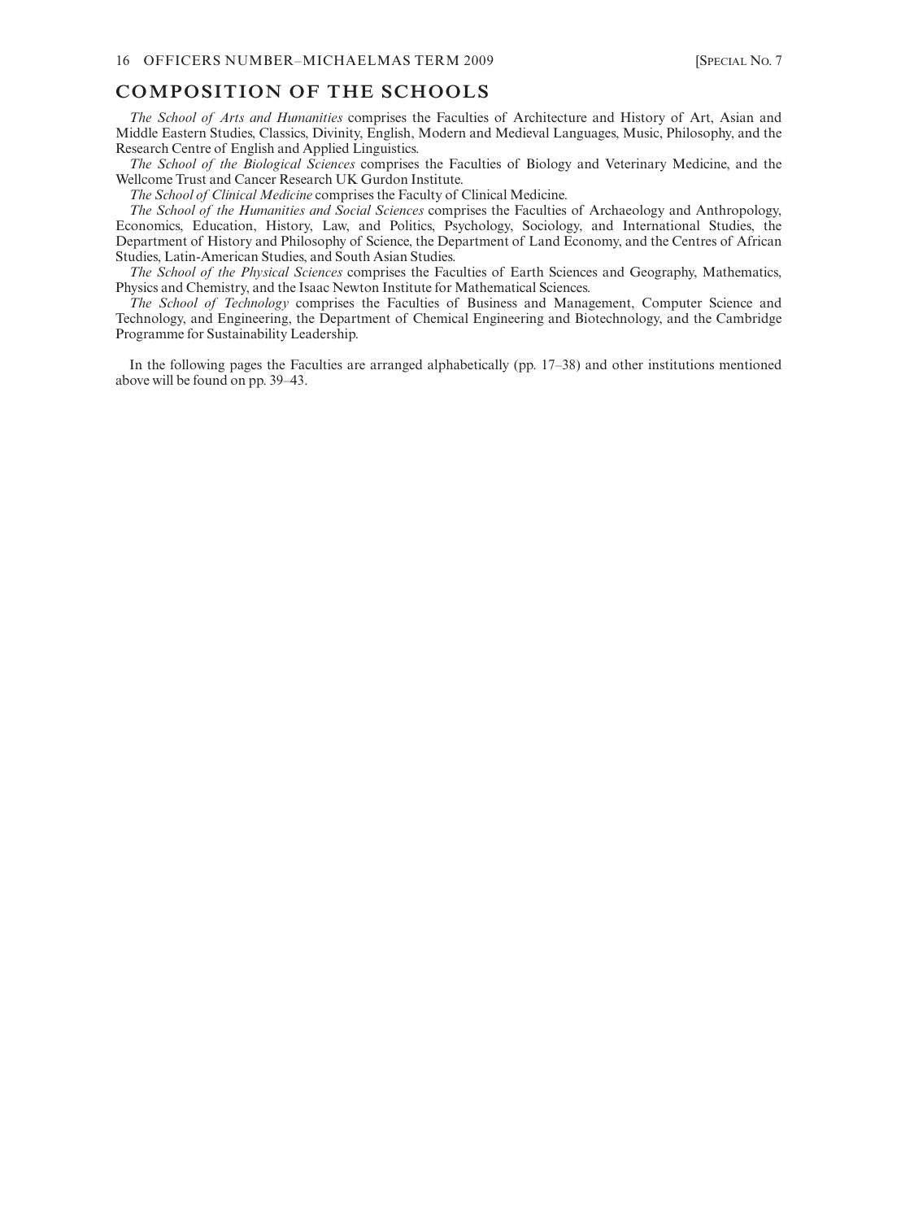## COMPOSITION OF THE SCHOOLS

*The School of Arts and Humanities* comprises the Faculties of Architecture and History of Art, Asian and Middle Eastern Studies, Classics, Divinity, English, Modern and Medieval Languages, Music, Philosophy, and the Research Centre of English and Applied Linguistics.

*The School of the Biological Sciences* comprises the Faculties of Biology and Veterinary Medicine, and the Wellcome Trust and Cancer Research UK Gurdon Institute.

*The School of Clinical Medicine* comprises the Faculty of Clinical Medicine.

*The School of the Humanities and Social Sciences* comprises the Faculties of Archaeology and Anthropology, Economics, Education, History, Law, and Politics, Psychology, Sociology, and International Studies, the Department of History and Philosophy of Science, the Department of Land Economy, and the Centres of African Studies, Latin-American Studies, and South Asian Studies.

*The School of the Physical Sciences* comprises the Faculties of Earth Sciences and Geography, Mathematics, Physics and Chemistry, and the Isaac Newton Institute for Mathematical Sciences.

*The School of Technology* comprises the Faculties of Business and Management, Computer Science and Technology, and Engineering, the Department of Chemical Engineering and Biotechnology, and the Cambridge Programme for Sustainability Leadership.

In the following pages the Faculties are arranged alphabetically (pp. 17–38) and other institutions mentioned above will be found on pp. 39–43.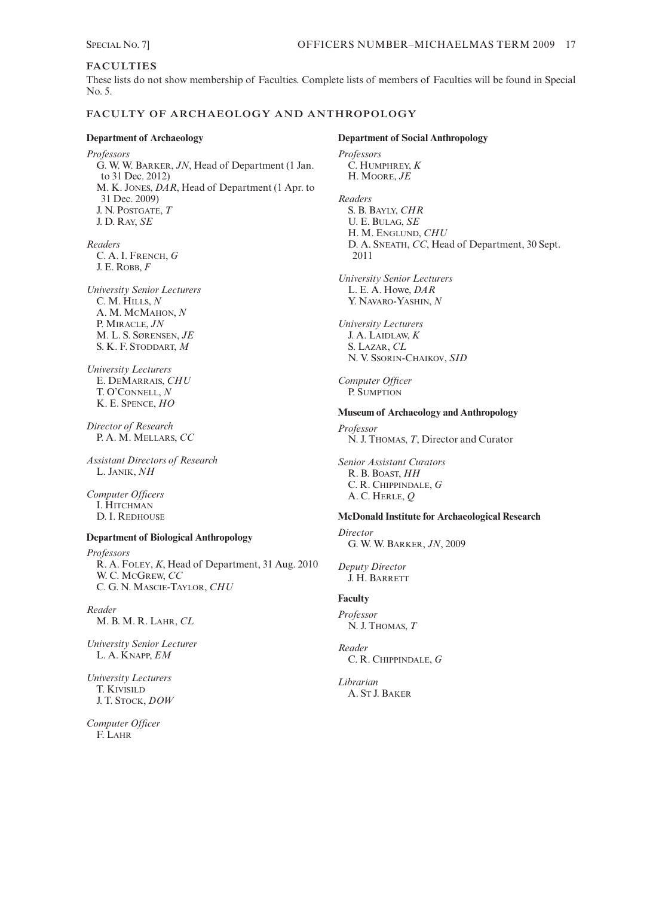## FACULTIES

These lists do not show membership of Faculties. Complete lists of members of Faculties will be found in Special No. 5.

## FACULTY OF ARCHAEOLOGY AND ANTHROPOLOGY

### Department of Archaeology

*Professors*
G. W. W. Barker, *JN*, Head of Department (1 Jan. to 31 Dec. 2012)
M. K. Jones, *DAR*, Head of Department (1 Apr. to 31 Dec. 2009)
J. N. Postgate, *T*
J. D. Ray, *SE*

*Readers*
C. A. I. French, *G*
J. E. Robb, *F*

*University Senior Lecturers*
C. M. Hills, *N*
A. M. McMahon, *N*
P. Miracle, *JN*
M. L. S. Sørensen, *JE*
S. K. F. Stoddart, *M*

*University Lecturers*
E. DeMarrais, *CHU*
T. O'Connell, *N*
K. E. Spence, *HO*

*Director of Research*
P. A. M. Mellars, *CC*

*Assistant Directors of Research*
L. Janik, *NH*

*Computer Officers*
I. Hitchman
D. I. Redhouse

### Department of Biological Anthropology

*Professors*
R. A. Foley, *K*, Head of Department, 31 Aug. 2010
W. C. McGrew, *CC*
C. G. N. Mascie-Taylor, *CHU*

*Reader*
M. B. M. R. Lahr, *CL*

*University Senior Lecturer*
L. A. Knapp, *EM*

*University Lecturers*
T. Kivisild
J. T. Stock, *DOW*

*Computer Officer*
F. Lahr

### Department of Social Anthropology

*Professors*
C. Humphrey, *K*
H. Moore, *JE*

*Readers*
S. B. Bayly, *CHR*
U. E. Bulag, *SE*
H. M. Englund, *CHU*
D. A. Sneath, *CC*, Head of Department, 30 Sept. 2011

*University Senior Lecturers*
L. E. A. Howe, *DAR*
Y. Navaro-Yashin, *N*

*University Lecturers*
J. A. Laidlaw, *K*
S. Lazar, *CL*
N. V. Ssorin-Chaikov, *SID*

*Computer Officer*
P. Sumption

### Museum of Archaeology and Anthropology

*Professor*
N. J. Thomas, *T*, Director and Curator

*Senior Assistant Curators*
R. B. Boast, *HH*
C. R. Chippindale, *G*
A. C. Herle, *Q*

### McDonald Institute for Archaeological Research

*Director*
G. W. W. Barker, *JN*, 2009

*Deputy Director*
J. H. Barrett

### Faculty

*Professor*
N. J. Thomas, *T*

*Reader*
C. R. Chippindale, *G*

*Librarian*
A. St J. Baker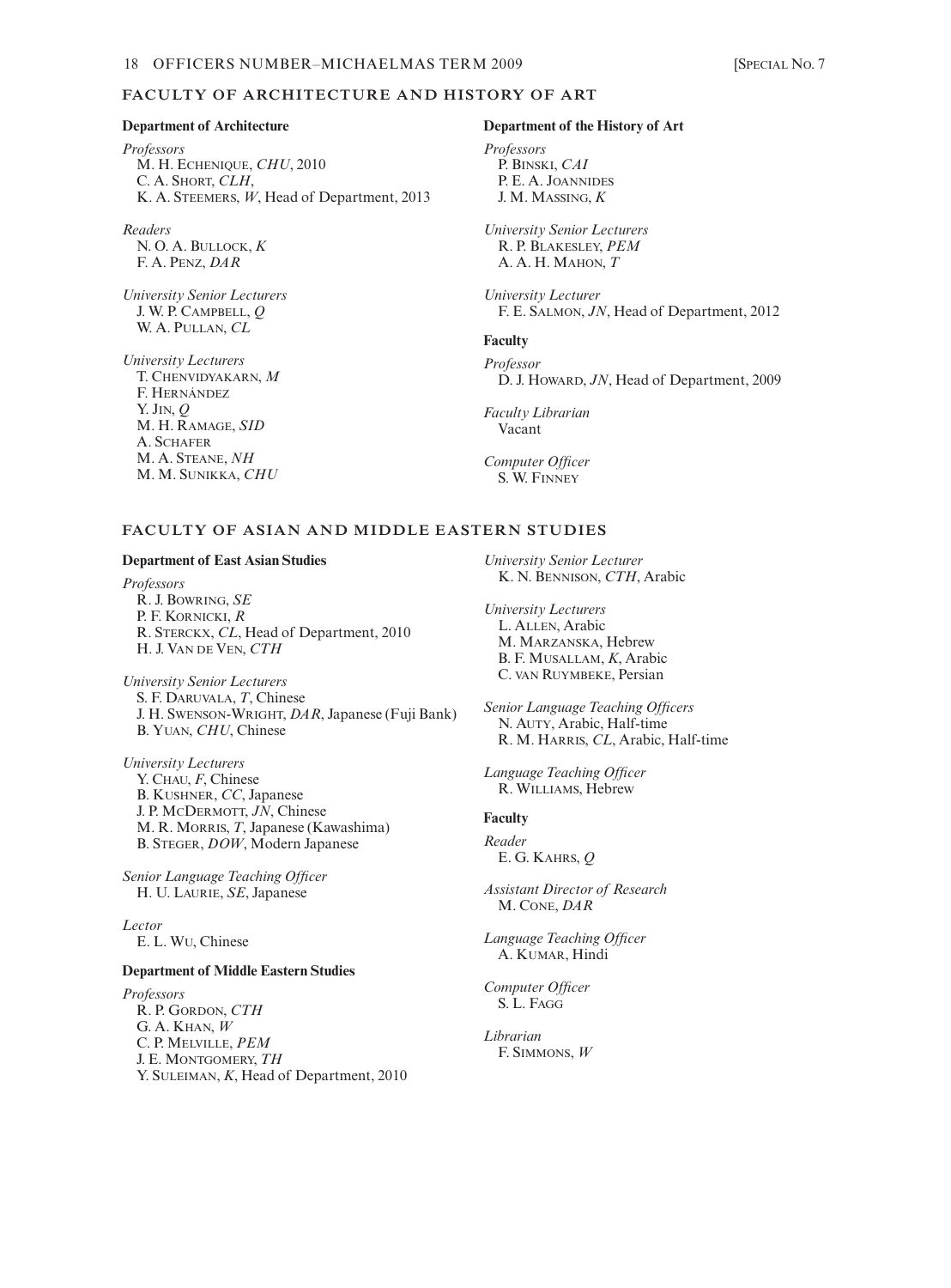## FACULTY OF ARCHITECTURE AND HISTORY OF ART

### Department of Architecture

*Professors*
M. H. Echenique, *CHU*, 2010
C. A. Short, *CLH*,
K. A. Steemers, *W*, Head of Department, 2013

*Readers*
N. O. A. Bullock, *K*
F. A. Penz, *DAR*

*University Senior Lecturers*
J. W. P. Campbell, *Q*
W. A. Pullan, *CL*

*University Lecturers*
T. Chenvidyakarn, *M*
F. Hernández
Y. Jin, *Q*
M. H. Ramage, *SID*
A. Schafer
M. A. Steane, *NH*
M. M. Sunikka, *CHU*

### Department of the History of Art

*Professors*
P. Binski, *CAI*
P. E. A. Joannides
J. M. Massing, *K*

*University Senior Lecturers*
R. P. Blakesley, *PEM*
A. A. H. Mahon, *T*

*University Lecturer*
F. E. Salmon, *JN*, Head of Department, 2012

### Faculty

*Professor*
D. J. Howard, *JN*, Head of Department, 2009

*Faculty Librarian*
Vacant

*Computer Officer*
S. W. Finney

## FACULTY OF ASIAN AND MIDDLE EASTERN STUDIES

### Department of East Asian Studies

*Professors*
R. J. Bowring, *SE*
P. F. Kornicki, *R*
R. Sterckx, *CL*, Head of Department, 2010
H. J. Van de Ven, *CTH*

*University Senior Lecturers*
S. F. Daruvala, *T*, Chinese
J. H. Swenson-Wright, *DAR*, Japanese (Fuji Bank)
B. Yuan, *CHU*, Chinese

*University Lecturers*
Y. Chau, *F*, Chinese
B. Kushner, *CC*, Japanese
J. P. McDermott, *JN*, Chinese
M. R. Morris, *T*, Japanese (Kawashima)
B. Steger, *DOW*, Modern Japanese

*Senior Language Teaching Officer*
H. U. Laurie, *SE*, Japanese

*Lector*
E. L. Wu, Chinese

### Department of Middle Eastern Studies

*Professors*
R. P. Gordon, *CTH*
G. A. Khan, *W*
C. P. Melville, *PEM*
J. E. Montgomery, *TH*
Y. Suleiman, *K*, Head of Department, 2010

*University Senior Lecturer*
K. N. Bennison, *CTH*, Arabic

*University Lecturers*
L. Allen, Arabic
M. Marzanska, Hebrew
B. F. Musallam, *K*, Arabic
C. van Ruymbeke, Persian

*Senior Language Teaching Officers*
N. Auty, Arabic, Half-time
R. M. Harris, *CL*, Arabic, Half-time

*Language Teaching Officer*
R. Williams, Hebrew

### Faculty

*Reader*
E. G. Kahrs, *Q*

*Assistant Director of Research*
M. Cone, *DAR*

*Language Teaching Officer*
A. Kumar, Hindi

*Computer Officer*
S. L. Fagg

*Librarian*
F. Simmons, *W*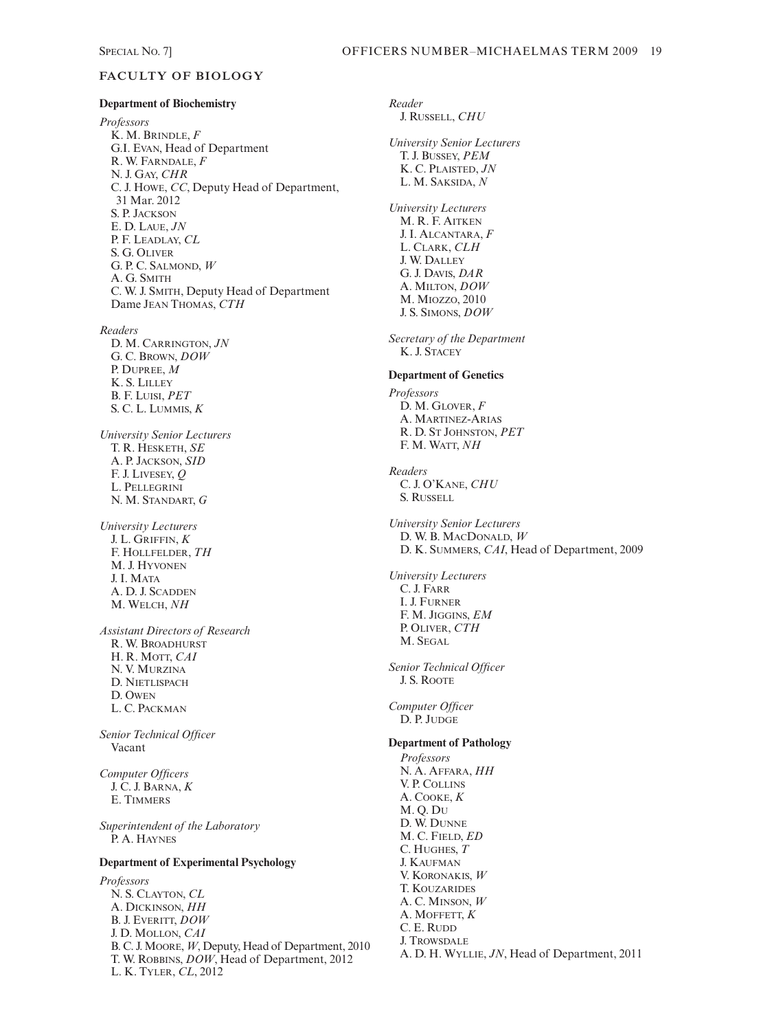## FACULTY OF BIOLOGY

### Department of Biochemistry

*Professors*
K. M. Brindle, *F*
G.I. Evan, Head of Department
R. W. Farndale, *F*
N. J. Gay, *CHR*
C. J. Howe, *CC*, Deputy Head of Department, 31 Mar. 2012
S. P. Jackson
E. D. Laue, *JN*
P. F. Leadlay, *CL*
S. G. Oliver
G. P. C. Salmond, *W*
A. G. Smith
C. W. J. Smith, Deputy Head of Department
Dame Jean Thomas, *CTH*

*Readers*
D. M. Carrington, *JN*
G. C. Brown, *DOW*
P. Dupree, *M*
K. S. Lilley
B. F. Luisi, *PET*
S. C. L. Lummis, *K*

*University Senior Lecturers*
T. R. Hesketh, *SE*
A. P. Jackson, *SID*
F. J. Livesey, *Q*
L. Pellegrini
N. M. Standart, *G*

*University Lecturers*
J. L. Griffin, *K*
F. Hollfelder, *TH*
M. J. Hyvonen
J. I. Mata
A. D. J. Scadden
M. Welch, *NH*

*Assistant Directors of Research*
R. W. Broadhurst
H. R. Mott, *CAI*
N. V. Murzina
D. Nietlispach
D. Owen
L. C. Packman

*Senior Technical Officer*
Vacant

*Computer Officers*
J. C. J. Barna, *K*
E. Timmers

*Superintendent of the Laboratory*
P. A. Haynes

### Department of Experimental Psychology

*Professors*
N. S. Clayton, *CL*
A. Dickinson, *HH*
B. J. Everitt, *DOW*
J. D. Mollon, *CAI*
B. C. J. Moore, *W*, Deputy, Head of Department, 2010
T. W. Robbins, *DOW*, Head of Department, 2012
L. K. Tyler, *CL*, 2012

*Reader*
J. Russell, *CHU*

*University Senior Lecturers*
T. J. Bussey, *PEM*
K. C. Plaisted, *JN*
L. M. Saksida, *N*

*University Lecturers*
M. R. F. Aitken
J. I. Alcantara, *F*
L. Clark, *CLH*
J. W. Dalley
G. J. Davis, *DAR*
A. Milton, *DOW*
M. Miozzo, 2010
J. S. Simons, *DOW*

*Secretary of the Department*
K. J. Stacey

### Department of Genetics

*Professors*
D. M. Glover, *F*
A. Martinez-Arias
R. D. St Johnston, *PET*
F. M. Watt, *NH*

*Readers*
C. J. O'Kane, *CHU*
S. Russell

*University Senior Lecturers*
D. W. B. MacDonald, *W*
D. K. Summers, *CAI*, Head of Department, 2009

*University Lecturers*
C. J. Farr
I. J. Furner
F. M. Jiggins, *EM*
P. Oliver, *CTH*
M. Segal

*Senior Technical Officer*
J. S. Roote

*Computer Officer*
D. P. Judge

### Department of Pathology

*Professors*
N. A. Affara, *HH*
V. P. Collins
A. Cooke, *K*
M. Q. Du
D. W. Dunne
M. C. Field, *ED*
C. Hughes, *T*
J. Kaufman
V. Koronakis, *W*
T. Kouzarides
A. C. Minson, *W*
A. Moffett, *K*
C. E. Rudd
J. Trowsdale
A. D. H. Wyllie, *JN*, Head of Department, 2011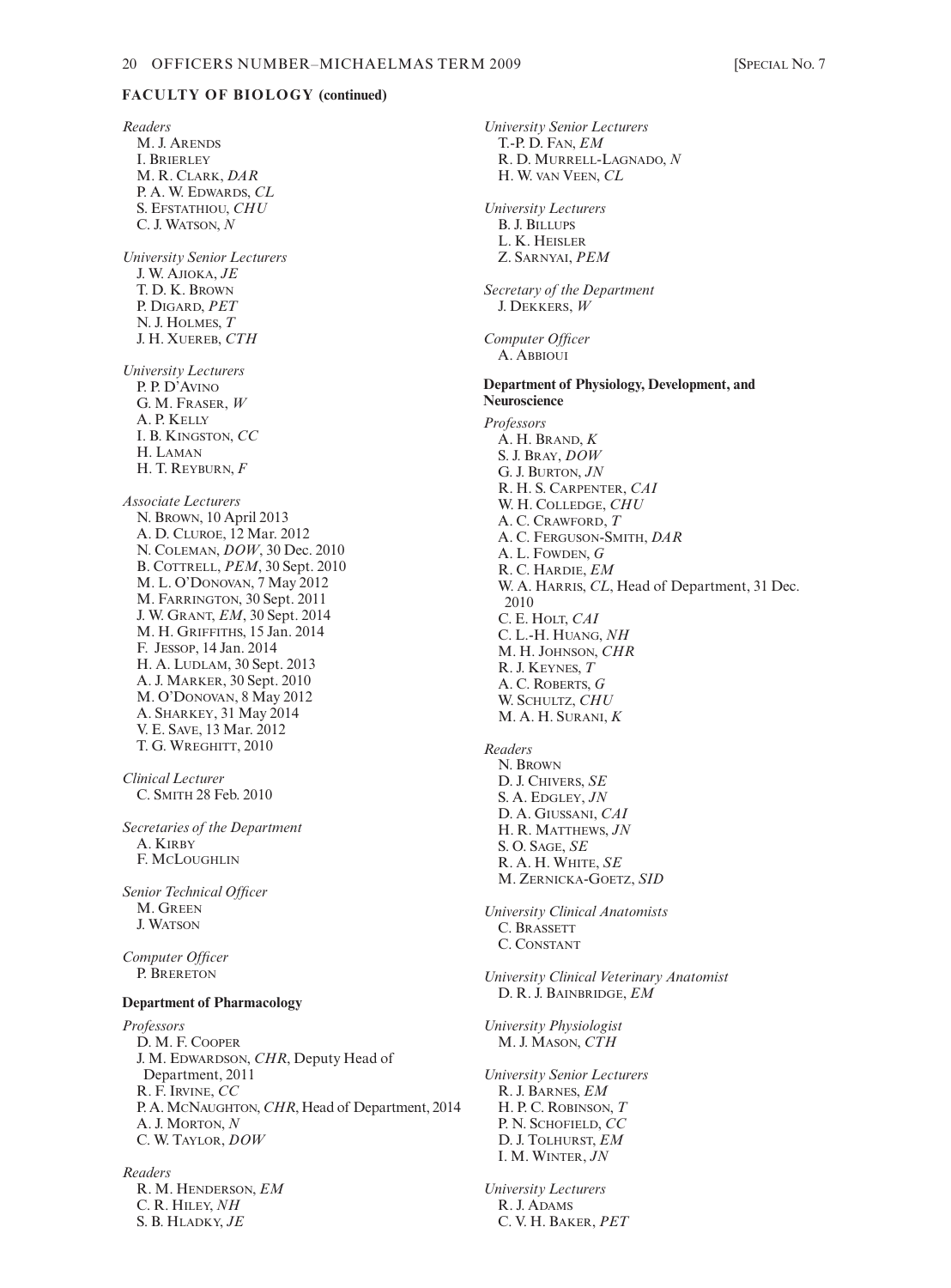## FACULTY OF BIOLOGY (continued)

*Readers*
M. J. Arends
I. Brierley
M. R. Clark, *DAR*
P. A. W. Edwards, *CL*
S. Efstathiou, *CHU*
C. J. Watson, *N*

*University Senior Lecturers*
J. W. Ajioka, *JE*
T. D. K. Brown
P. Digard, *PET*
N. J. Holmes, *T*
J. H. Xuereb, *CTH*

*University Lecturers*
P. P. D'Avino
G. M. Fraser, *W*
A. P. Kelly
I. B. Kingston, *CC*
H. Laman
H. T. Reyburn, *F*

*Associate Lecturers*
N. Brown, 10 April 2013
A. D. Cluroe, 12 Mar. 2012
N. Coleman, *DOW*, 30 Dec. 2010
B. Cottrell, *PEM*, 30 Sept. 2010
M. L. O'Donovan, 7 May 2012
M. Farrington, 30 Sept. 2011
J. W. Grant, *EM*, 30 Sept. 2014
M. H. Griffiths, 15 Jan. 2014
F. Jessop, 14 Jan. 2014
H. A. Ludlam, 30 Sept. 2013
A. J. Marker, 30 Sept. 2010
M. O'Donovan, 8 May 2012
A. Sharkey, 31 May 2014
V. E. Save, 13 Mar. 2012
T. G. Wreghitt, 2010

*Clinical Lecturer*
C. Smith 28 Feb. 2010

*Secretaries of the Department*
A. Kirby
F. McLoughlin

*Senior Technical Officer*
M. Green
J. Watson

*Computer Officer*
P. Brereton

### Department of Pharmacology

*Professors*
D. M. F. Cooper
J. M. Edwardson, *CHR*, Deputy Head of Department, 2011
R. F. Irvine, *CC*
P. A. McNaughton, *CHR*, Head of Department, 2014
A. J. Morton, *N*
C. W. Taylor, *DOW*

*Readers*
R. M. Henderson, *EM*
C. R. Hiley, *NH*
S. B. Hladky, *JE*

*University Senior Lecturers*
T.-P. D. Fan, *EM*
R. D. Murrell-Lagnado, *N*
H. W. van Veen, *CL*

*University Lecturers*
B. J. Billups
L. K. Heisler
Z. Sarnyai, *PEM*

*Secretary of the Department*
J. Dekkers, *W*

*Computer Officer*
A. Abbioui

### Department of Physiology, Development, and Neuroscience

*Professors*
A. H. Brand, *K*
S. J. Bray, *DOW*
G. J. Burton, *JN*
R. H. S. Carpenter, *CAI*
W. H. Colledge, *CHU*
A. C. Crawford, *T*
A. C. Ferguson-Smith, *DAR*
A. L. Fowden, *G*
R. C. Hardie, *EM*
W. A. Harris, *CL*, Head of Department, 31 Dec. 2010
C. E. Holt, *CAI*
C. L.-H. Huang, *NH*
M. H. Johnson, *CHR*
R. J. Keynes, *T*
A. C. Roberts, *G*
W. Schultz, *CHU*
M. A. H. Surani, *K*

*Readers*
N. Brown
D. J. Chivers, *SE*
S. A. Edgley, *JN*
D. A. Giussani, *CAI*
H. R. Matthews, *JN*
S. O. Sage, *SE*
R. A. H. White, *SE*
M. Zernicka-Goetz, *SID*

*University Clinical Anatomists*
C. Brassett
C. Constant

*University Clinical Veterinary Anatomist*
D. R. J. Bainbridge, *EM*

*University Physiologist*
M. J. Mason, *CTH*

*University Senior Lecturers*
R. J. Barnes, *EM*
H. P. C. Robinson, *T*
P. N. Schofield, *CC*
D. J. Tolhurst, *EM*
I. M. Winter, *JN*

*University Lecturers*
R. J. Adams
C. V. H. Baker, *PET*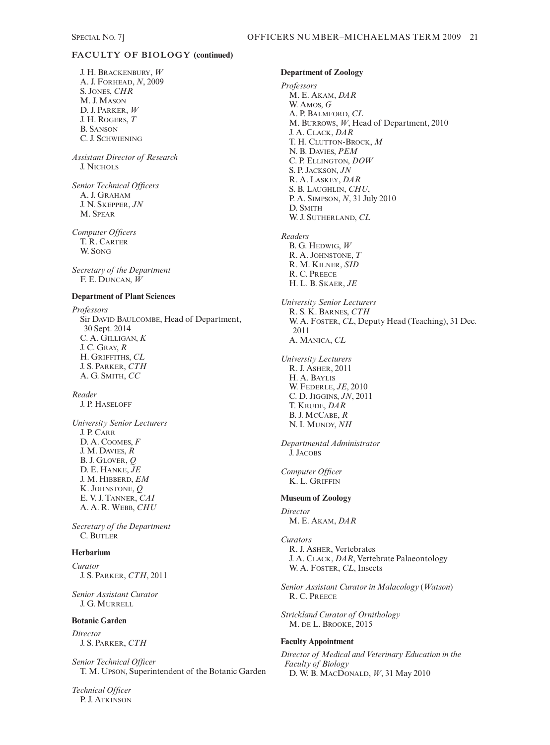## FACULTY OF BIOLOGY (continued)

J. H. Brackenbury, *W*
A. J. Forhead, *N*, 2009
S. Jones, *CHR*
M. J. Mason
D. J. Parker, *W*
J. H. Rogers, *T*
B. Sanson
C. J. Schwiening

*Assistant Director of Research*
J. Nichols

*Senior Technical Officers*
A. J. Graham
J. N. Skepper, *JN*
M. Spear

*Computer Officers*
T. R. Carter
W. Song

*Secretary of the Department*
F. E. Duncan, *W*

### Department of Plant Sciences

*Professors*
Sir David Baulcombe, Head of Department, 30 Sept. 2014
C. A. Gilligan, *K*
J. C. Gray, *R*
H. Griffiths, *CL*
J. S. Parker, *CTH*
A. G. Smith, *CC*

*Reader*
J. P. Haseloff

*University Senior Lecturers*
J. P. Carr
D. A. Coomes, *F*
J. M. Davies, *R*
B. J. Glover, *Q*
D. E. Hanke, *JE*
J. M. Hibberd, *EM*
K. Johnstone, *Q*
E. V. J. Tanner, *CAI*
A. A. R. Webb, *CHU*

*Secretary of the Department*
C. Butler

### Herbarium

*Curator*
J. S. Parker, *CTH*, 2011

*Senior Assistant Curator*
J. G. Murrell

### Botanic Garden

*Director*
J. S. Parker, *CTH*

*Senior Technical Officer*
T. M. Upson, Superintendent of the Botanic Garden

*Technical Officer*
P. J. Atkinson

### Department of Zoology

*Professors*
M. E. Akam, *DAR*
W. Amos, *G*
A. P. Balmford, *CL*
M. Burrows, *W*, Head of Department, 2010
J. A. Clack, *DAR*
T. H. Clutton-Brock, *M*
N. B. Davies, *PEM*
C. P. Ellington, *DOW*
S. P. Jackson, *JN*
R. A. Laskey, *DAR*
S. B. Laughlin, *CHU*,
P. A. Simpson, *N*, 31 July 2010
D. Smith
W. J. Sutherland, *CL*

*Readers*
B. G. Hedwig, *W*
R. A. Johnstone, *T*
R. M. Kilner, *SID*
R. C. Preece
H. L. B. Skaer, *JE*

*University Senior Lecturers*
R. S. K. Barnes, *CTH*
W. A. Foster, *CL*, Deputy Head (Teaching), 31 Dec. 2011
A. Manica, *CL*

*University Lecturers*
R. J. Asher, 2011
H. A. Baylis
W. Federle, *JE*, 2010
C. D. Jiggins, *JN*, 2011
T. Krude, *DAR*
B. J. McCabe, *R*
N. I. Mundy, *NH*

*Departmental Administrator*
J. Jacobs

*Computer Officer*
K. L. Griffin

### Museum of Zoology

*Director*
M. E. Akam, *DAR*

*Curators*
R. J. Asher, Vertebrates
J. A. Clack, *DAR*, Vertebrate Palaeontology
W. A. Foster, *CL*, Insects

*Senior Assistant Curator in Malacology* (*Watson*)
R. C. Preece

*Strickland Curator of Ornithology*
M. de L. Brooke, 2015

### Faculty Appointment

*Director of Medical and Veterinary Education in the Faculty of Biology*
D. W. B. MacDonald, *W*, 31 May 2010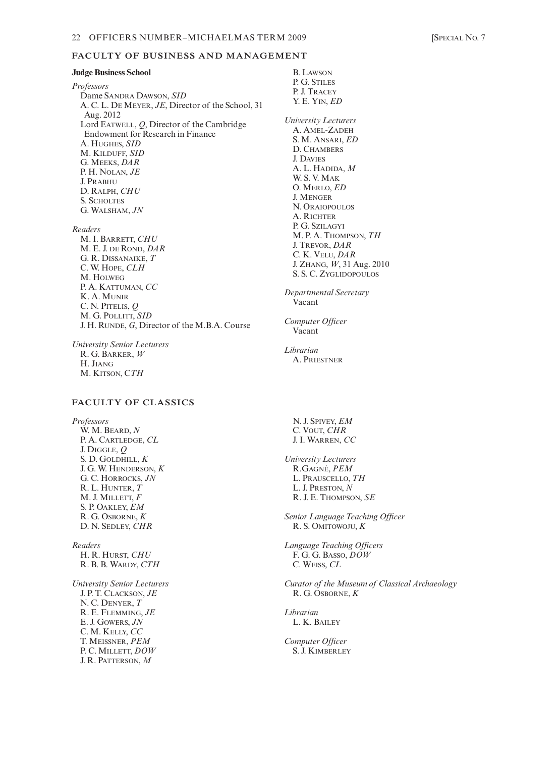## FACULTY OF BUSINESS AND MANAGEMENT

### Judge Business School

*Professors*
Dame Sandra Dawson, *SID*
A. C. L. De Meyer, *JE*, Director of the School, 31 Aug. 2012
Lord Eatwell, *Q*, Director of the Cambridge Endowment for Research in Finance
A. Hughes, *SID*
M. Kilduff, *SID*
G. Meeks, *DAR*
P. H. Nolan, *JE*
J. Prabhu
D. Ralph, *CHU*
S. Scholtes
G. Walsham, *JN*

*Readers*
M. I. Barrett, *CHU*
M. E. J. de Rond, *DAR*
G. R. Dissanaike, *T*
C. W. Hope, *CLH*
M. Holweg
P. A. Kattuman, *CC*
K. A. Munir
C. N. Pitelis, *Q*
M. G. Pollitt, *SID*
J. H. Runde, *G*, Director of the M.B.A. Course

*University Senior Lecturers*
R. G. Barker, *W*
H. Jiang
M. Kitson, *CTH*
B. Lawson
P. G. Stiles
P. J. Tracey
Y. E. Yin, *ED*

*University Lecturers*
A. Amel-Zadeh
S. M. Ansari, *ED*
D. Chambers
J. Davies
A. L. Hadida, *M*
W. S. V. Mak
O. Merlo, *ED*
J. Menger
N. Oraiopoulos
A. Richter
P. G. Szilagyi
M. P. A. Thompson, *TH*
J. Trevor, *DAR*
C. K. Velu, *DAR*
J. Zhang, *W*, 31 Aug. 2010
S. S. C. Zyglidopoulos

*Departmental Secretary*
Vacant

*Computer Officer*
Vacant

*Librarian*
A. Priestner

## FACULTY OF CLASSICS

*Professors*
W. M. Beard, *N*
P. A. Cartledge, *CL*
J. Diggle, *Q*
S. D. Goldhill, *K*
J. G. W. Henderson, *K*
G. C. Horrocks, *JN*
R. L. Hunter, *T*
M. J. Millett, *F*
S. P. Oakley, *EM*
R. G. Osborne, *K*
D. N. Sedley, *CHR*

*Readers*
H. R. Hurst, *CHU*
R. B. B. Wardy, *CTH*

*University Senior Lecturers*
J. P. T. Clackson, *JE*
N. C. Denyer, *T*
R. E. Flemming, *JE*
E. J. Gowers, *JN*
C. M. Kelly, *CC*
T. Meissner, *PEM*
P. C. Millett, *DOW*
J. R. Patterson, *M*
N. J. Spivey, *EM*
C. Vout, *CHR*
J. I. Warren, *CC*

*University Lecturers*
R. Gagné, *PEM*
L. Prauscello, *TH*
L. J. Preston, *N*
R. J. E. Thompson, *SE*

*Senior Language Teaching Officer*
R. S. Omitowoju, *K*

*Language Teaching Officers*
F. G. G. Basso, *DOW*
C. Weiss, *CL*

*Curator of the Museum of Classical Archaeology*
R. G. Osborne, *K*

*Librarian*
L. K. Bailey

*Computer Officer*
S. J. Kimberley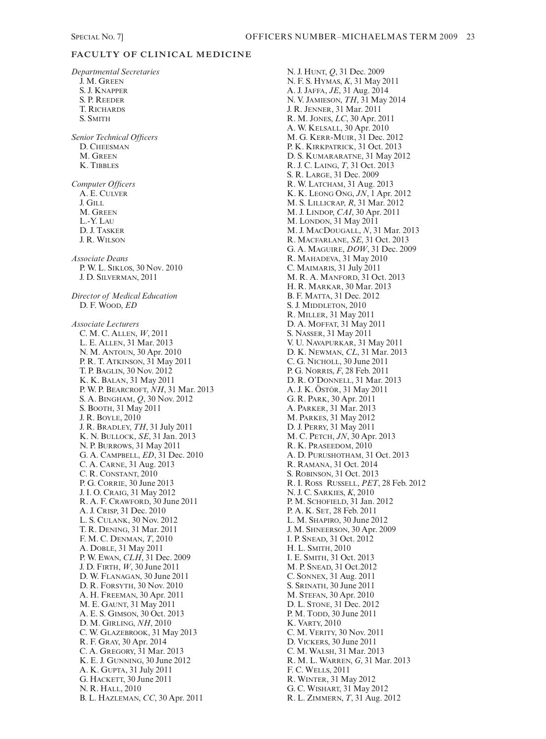## FACULTY OF CLINICAL MEDICINE

*Departmental Secretaries*
J. M. Green
S. J. Knapper
S. P. Reeder
T. Richards
S. Smith

*Senior Technical Officers*
D. Cheesman
M. Green
K. Tibbles

*Computer Officers*
A. E. Culver
J. Gill
M. Green
L.-Y. Lau
D. J. Tasker
J. R. Wilson

*Associate Deans*
P. W. L. Siklos, 30 Nov. 2010
J. D. Silverman, 2011

*Director of Medical Education*
D. F. Wood, *ED*

*Associate Lecturers*
C. M. C. Allen, *W*, 2011
L. E. Allen, 31 Mar. 2013
N. M. Antoun, 30 Apr. 2010
P. R. T. Atkinson, 31 May 2011
T. P. Baglin, 30 Nov. 2012
K. K. Balan, 31 May 2011
P. W. P. Bearcroft, *NH*, 31 Mar. 2013
S. A. Bingham, *Q*, 30 Nov. 2012
S. Booth, 31 May 2011
J. R. Boyle, 2010
J. R. Bradley, *TH*, 31 July 2011
K. N. Bullock, *SE*, 31 Jan. 2013
N. P. Burrows, 31 May 2011
G. A. Campbell, *ED*, 31 Dec. 2010
C. A. Carne, 31 Aug. 2013
C. R. Constant, 2010
P. G. Corrie, 30 June 2013
J. I. O. Craig, 31 May 2012
R. A. F. Crawford, 30 June 2011
A. J. Crisp, 31 Dec. 2010
L. S. Culank, 30 Nov. 2012
T. R. Dening, 31 Mar. 2011
F. M. C. Denman, *T*, 2010
A. Doble, 31 May 2011
P. W. Ewan, *CLH*, 31 Dec. 2009
J. D. Firth, *W*, 30 June 2011
D. W. Flanagan, 30 June 2011
D. R. Forsyth, 30 Nov. 2010
A. H. Freeman, 30 Apr. 2011
M. E. Gaunt, 31 May 2011
A. E. S. Gimson, 30 Oct. 2013
D. M. Girling, *NH*, 2010
C. W. Glazebrook, 31 May 2013
R. F. Gray, 30 Apr. 2014
C. A. Gregory, 31 Mar. 2013
K. E. J. Gunning, 30 June 2012
A. K. Gupta, 31 July 2011
G. Hackett, 30 June 2011
N. R. Hall, 2010
B. L. Hazleman, *CC*, 30 Apr. 2011
N. J. Hunt, *Q*, 31 Dec. 2009
N. F. S. Hymas, *K*, 31 May 2011
A. J. Jaffa, *JE*, 31 Aug. 2014
N. V. Jamieson, *TH*, 31 May 2014
J. R. Jenner, 31 Mar. 2011
R. M. Jones, *LC*, 30 Apr. 2011
A. W. Kelsall, 30 Apr. 2010
M. G. Kerr-Muir, 31 Dec. 2012
P. K. Kirkpatrick, 31 Oct. 2013
D. S. Kumararatne, 31 May 2012
R. J. C. Laing, *T*, 31 Oct. 2013
S. R. Large, 31 Dec. 2009
R. W. Latcham, 31 Aug. 2013
K. K. Leong Ong, *JN*, 1 Apr. 2012
M. S. Lillicrap, *R*, 31 Mar. 2012
M. J. Lindop, *CAI*, 30 Apr. 2011
M. London, 31 May 2011
M. J. MacDougall, *N*, 31 Mar. 2013
R. Macfarlane, *SE*, 31 Oct. 2013
G. A. Maguire, *DOW*, 31 Dec. 2009
R. Mahadeva, 31 May 2010
C. Maimaris, 31 July 2011
M. R. A. Manford, 31 Oct. 2013
H. R. Markar, 30 Mar. 2013
B. F. Matta, 31 Dec. 2012
S. J. Middleton, 2010
R. Miller, 31 May 2011
D. A. Moffat, 31 May 2011
S. Nasser, 31 May 2011
V. U. Navapurkar, 31 May 2011
D. K. Newman, *CL*, 31 Mar. 2013
C. G. Nicholl, 30 June 2011
P. G. Norris, *F*, 28 Feb. 2011
D. R. O'Donnell, 31 Mar. 2013
A. J. K. Östör, 31 May 2011
G. R. Park, 30 Apr. 2011
A. Parker, 31 Mar. 2013
M. Parkes, 31 May 2012
D. J. Perry, 31 May 2011
M. C. Petch, *JN*, 30 Apr. 2013
R. K. Praseedom, 2010
A. D. Purushotham, 31 Oct. 2013
R. Ramana, 31 Oct. 2014
S. Robinson, 31 Oct. 2013
R. I. Ross Russell, *PET*, 28 Feb. 2012
N. J. C. Sarkies, *K*, 2010
P. M. Schofield, 31 Jan. 2012
P. A. K. Set, 28 Feb. 2011
L. M. Shapiro, 30 June 2012
J. M. Shneerson, 30 Apr. 2009
I. P. Snead, 31 Oct. 2012
H. L. Smith, 2010
I. E. Smith, 31 Oct. 2013
M. P. Snead, 31 Oct.2012
C. Sonnex, 31 Aug. 2011
S. Srinath, 30 June 2011
M. Stefan, 30 Apr. 2010
D. L. Stone, 31 Dec. 2012
P. M. Todd, 30 June 2011
K. Varty, 2010
C. M. Verity, 30 Nov. 2011
D. Vickers, 30 June 2011
C. M. Walsh, 31 Mar. 2013
R. M. L. Warren, *G*, 31 Mar. 2013
F. C. Wells, 2011
R. Winter, 31 May 2012
G. C. Wishart, 31 May 2012
R. L. Zimmern, *T*, 31 Aug. 2012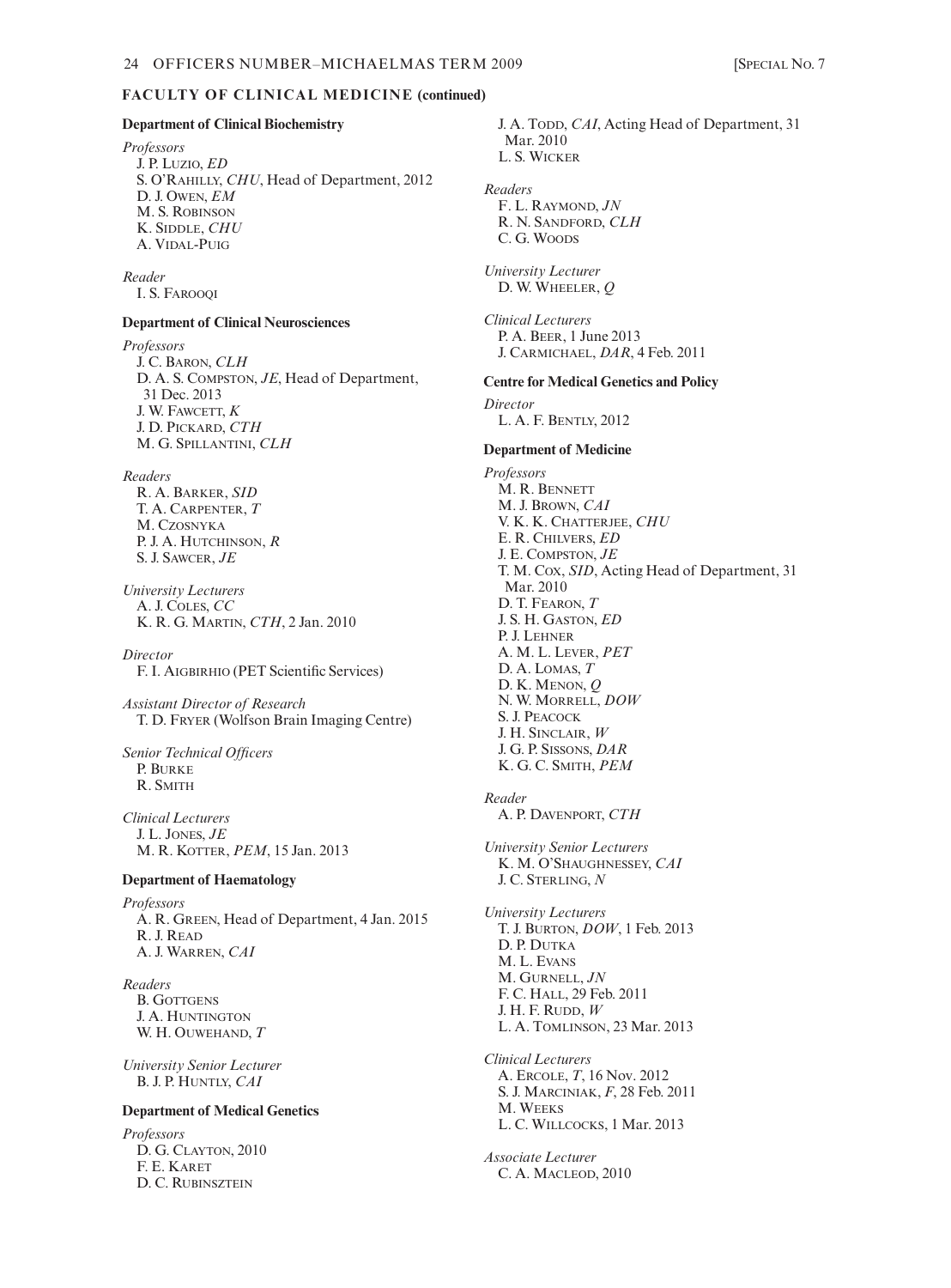## FACULTY OF CLINICAL MEDICINE (continued)

### Department of Clinical Biochemistry

*Professors*
J. P. Luzio, *ED*
S. O'Rahilly, *CHU*, Head of Department, 2012
D. J. Owen, *EM*
M. S. Robinson
K. Siddle, *CHU*
A. Vidal-Puig

*Reader*
I. S. Farooqi

### Department of Clinical Neurosciences

*Professors*
J. C. Baron, *CLH*
D. A. S. Compston, *JE*, Head of Department, 31 Dec. 2013
J. W. Fawcett, *K*
J. D. Pickard, *CTH*
M. G. Spillantini, *CLH*

*Readers*
R. A. Barker, *SID*
T. A. Carpenter, *T*
M. Czosnyka
P. J. A. Hutchinson, *R*
S. J. Sawcer, *JE*

*University Lecturers*
A. J. Coles, *CC*
K. R. G. Martin, *CTH*, 2 Jan. 2010

*Director*
F. I. Aigbirhio (PET Scientific Services)

*Assistant Director of Research*
T. D. Fryer (Wolfson Brain Imaging Centre)

*Senior Technical Officers*
P. Burke
R. Smith

*Clinical Lecturers*
J. L. Jones, *JE*
M. R. Kotter, *PEM*, 15 Jan. 2013

### Department of Haematology

*Professors*
A. R. Green, Head of Department, 4 Jan. 2015
R. J. Read
A. J. Warren, *CAI*

*Readers*
B. Gottgens
J. A. Huntington
W. H. Ouwehand, *T*

*University Senior Lecturer*
B. J. P. Huntly, *CAI*

### Department of Medical Genetics

*Professors*
D. G. Clayton, 2010
F. E. Karet
D. C. Rubinsztein
J. A. Todd, *CAI*, Acting Head of Department, 31 Mar. 2010
L. S. Wicker

*Readers*
F. L. Raymond, *JN*
R. N. Sandford, *CLH*
C. G. Woods

*University Lecturer*
D. W. Wheeler, *Q*

*Clinical Lecturers*
P. A. Beer, 1 June 2013
J. Carmichael, *DAR*, 4 Feb. 2011

### Centre for Medical Genetics and Policy

*Director*
L. A. F. Bently, 2012

### Department of Medicine

*Professors*
M. R. Bennett
M. J. Brown, *CAI*
V. K. K. Chatterjee, *CHU*
E. R. Chilvers, *ED*
J. E. Compston, *JE*
T. M. Cox, *SID*, Acting Head of Department, 31 Mar. 2010
D. T. Fearon, *T*
J. S. H. Gaston, *ED*
P. J. Lehner
A. M. L. Lever, *PET*
D. A. Lomas, *T*
D. K. Menon, *Q*
N. W. Morrell, *DOW*
S. J. Peacock
J. H. Sinclair, *W*
J. G. P. Sissons, *DAR*
K. G. C. Smith, *PEM*

*Reader*
A. P. Davenport, *CTH*

*University Senior Lecturers*
K. M. O'Shaughnessey, *CAI*
J. C. Sterling, *N*

*University Lecturers*
T. J. Burton, *DOW*, 1 Feb. 2013
D. P. Dutka
M. L. Evans
M. Gurnell, *JN*
F. C. Hall, 29 Feb. 2011
J. H. F. Rudd, *W*
L. A. Tomlinson, 23 Mar. 2013

*Clinical Lecturers*
A. Ercole, *T*, 16 Nov. 2012
S. J. Marciniak, *F*, 28 Feb. 2011
M. Weeks
L. C. Willcocks, 1 Mar. 2013

*Associate Lecturer*
C. A. Macleod, 2010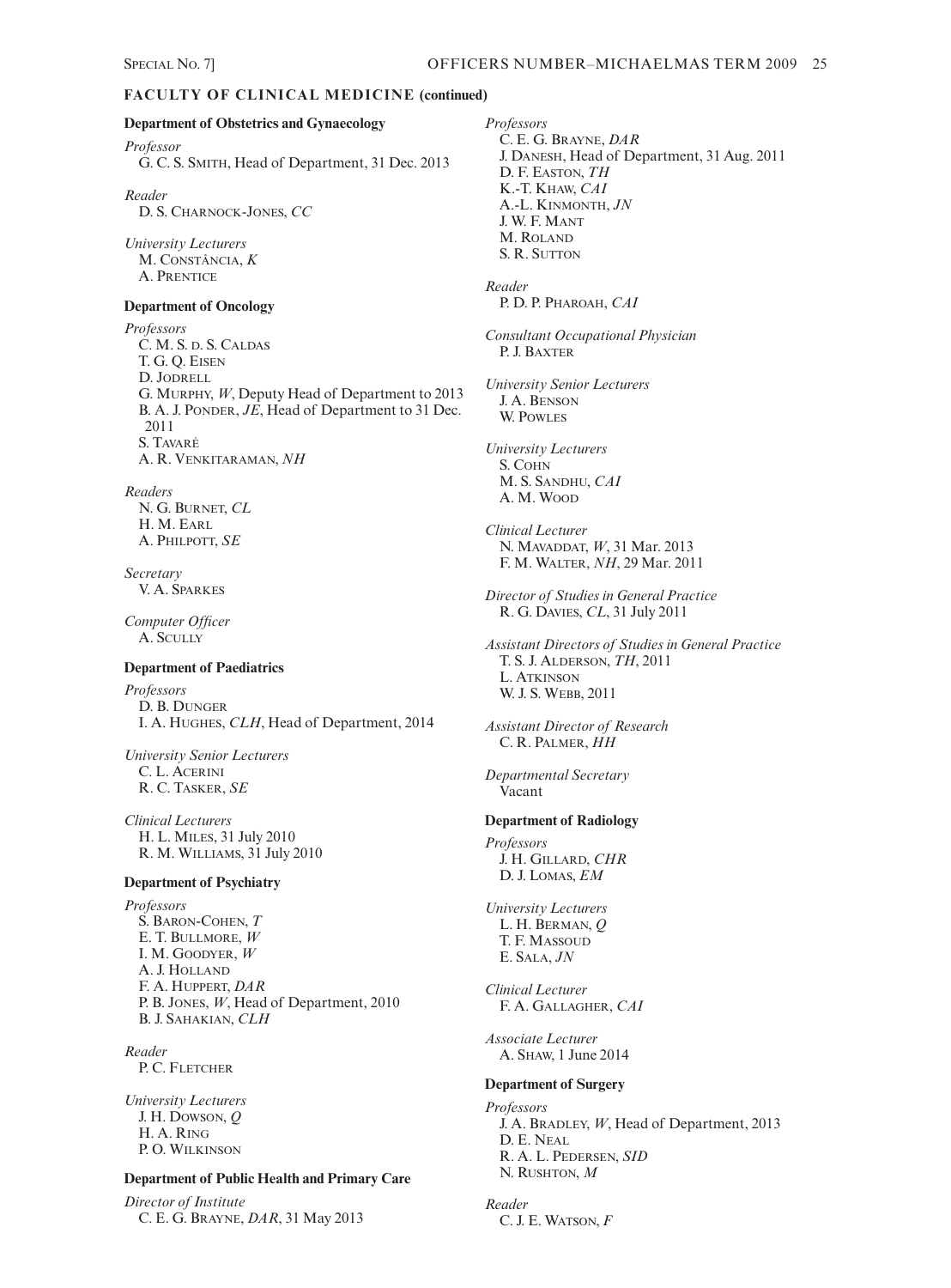## FACULTY OF CLINICAL MEDICINE (continued)

### Department of Obstetrics and Gynaecology

*Professor*
G. C. S. Smith, Head of Department, 31 Dec. 2013

*Reader*
D. S. Charnock-Jones, *CC*

*University Lecturers*
M. Constância, *K*
A. Prentice

### Department of Oncology

*Professors*
C. M. S. d. S. Caldas
T. G. Q. Eisen
D. Jodrell
G. Murphy, *W*, Deputy Head of Department to 2013
B. A. J. Ponder, *JE*, Head of Department to 31 Dec. 2011
S. Tavaré
A. R. Venkitaraman, *NH*

*Readers*
N. G. Burnet, *CL*
H. M. Earl
A. Philpott, *SE*

*Secretary*
V. A. Sparkes

*Computer Officer*
A. Scully

### Department of Paediatrics

*Professors*
D. B. Dunger
I. A. Hughes, *CLH*, Head of Department, 2014

*University Senior Lecturers*
C. L. Acerini
R. C. Tasker, *SE*

*Clinical Lecturers*
H. L. Miles, 31 July 2010
R. M. Williams, 31 July 2010

### Department of Psychiatry

*Professors*
S. Baron-Cohen, *T*
E. T. Bullmore, *W*
I. M. Goodyer, *W*
A. J. Holland
F. A. Huppert, *DAR*
P. B. Jones, *W*, Head of Department, 2010
B. J. Sahakian, *CLH*

*Reader*
P. C. Fletcher

*University Lecturers*
J. H. Dowson, *Q*
H. A. Ring
P. O. Wilkinson

### Department of Public Health and Primary Care

*Director of Institute*
C. E. G. Brayne, *DAR*, 31 May 2013

*Professors*
C. E. G. Brayne, *DAR*
J. Danesh, Head of Department, 31 Aug. 2011
D. F. Easton, *TH*
K.-T. Khaw, *CAI*
A.-L. Kinmonth, *JN*
J. W. F. Mant
M. Roland
S. R. Sutton

*Reader*
P. D. P. Pharoah, *CAI*

*Consultant Occupational Physician*
P. J. Baxter

*University Senior Lecturers*
J. A. Benson
W. Powles

*University Lecturers*
S. Cohn
M. S. Sandhu, *CAI*
A. M. Wood

*Clinical Lecturer*
N. Mavaddat, *W*, 31 Mar. 2013
F. M. Walter, *NH*, 29 Mar. 2011

*Director of Studies in General Practice*
R. G. Davies, *CL*, 31 July 2011

*Assistant Directors of Studies in General Practice*
T. S. J. Alderson, *TH*, 2011
L. Atkinson
W. J. S. Webb, 2011

*Assistant Director of Research*
C. R. Palmer, *HH*

*Departmental Secretary*
Vacant

### Department of Radiology

*Professors*
J. H. Gillard, *CHR*
D. J. Lomas, *EM*

*University Lecturers*
L. H. Berman, *Q*
T. F. Massoud
E. Sala, *JN*

*Clinical Lecturer*
F. A. Gallagher, *CAI*

*Associate Lecturer*
A. Shaw, 1 June 2014

### Department of Surgery

*Professors*
J. A. Bradley, *W*, Head of Department, 2013
D. E. Neal
R. A. L. Pedersen, *SID*
N. Rushton, *M*

*Reader*
C. J. E. Watson, *F*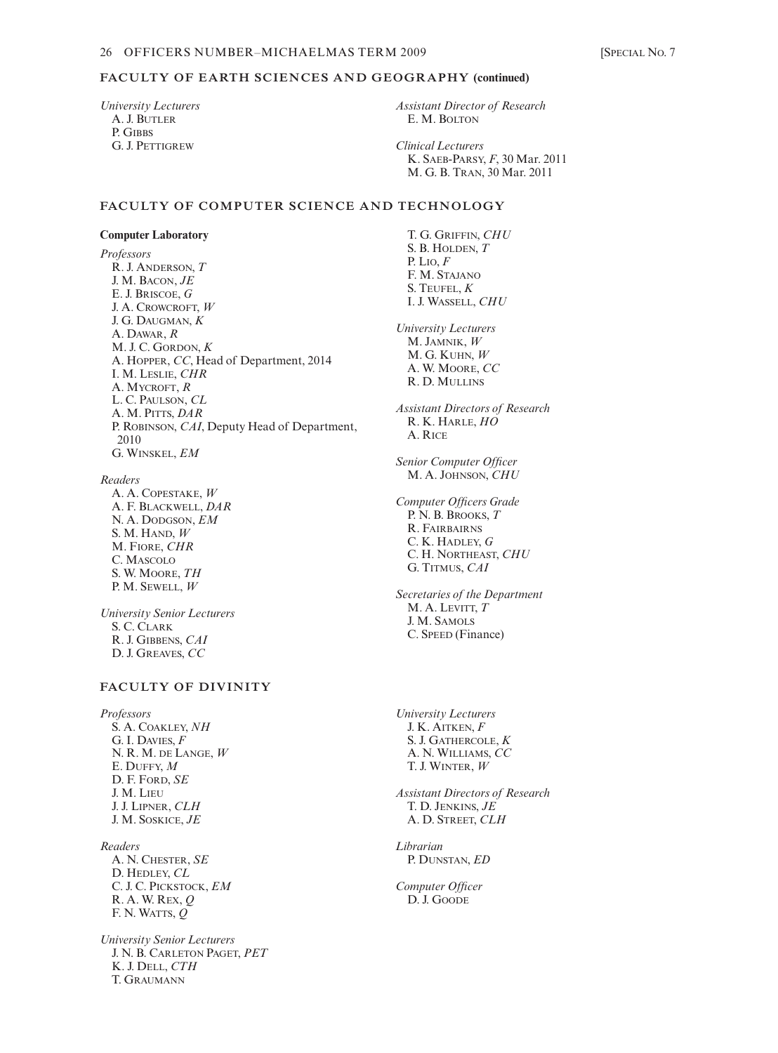## FACULTY OF EARTH SCIENCES AND GEOGRAPHY (continued)

*University Lecturers*
A. J. Butler
P. Gibbs
G. J. Pettigrew

*Assistant Director of Research*
E. M. Bolton

*Clinical Lecturers*
K. Saeb-Parsy, *F*, 30 Mar. 2011
M. G. B. Tran, 30 Mar. 2011

## FACULTY OF COMPUTER SCIENCE AND TECHNOLOGY

### Computer Laboratory

*Professors*
R. J. Anderson, *T*
J. M. Bacon, *JE*
E. J. Briscoe, *G*
J. A. Crowcroft, *W*
J. G. Daugman, *K*
A. Dawar, *R*
M. J. C. Gordon, *K*
A. Hopper, *CC*, Head of Department, 2014
I. M. Leslie, *CHR*
A. Mycroft, *R*
L. C. Paulson, *CL*
A. M. Pitts, *DAR*
P. Robinson, *CAI*, Deputy Head of Department, 2010
G. Winskel, *EM*

*Readers*
A. A. Copestake, *W*
A. F. Blackwell, *DAR*
N. A. Dodgson, *EM*
S. M. Hand, *W*
M. Fiore, *CHR*
C. Mascolo
S. W. Moore, *TH*
P. M. Sewell, *W*

*University Senior Lecturers*
S. C. Clark
R. J. Gibbens, *CAI*
D. J. Greaves, *CC*
T. G. Griffin, *CHU*
S. B. Holden, *T*
P. Lio, *F*
F. M. Stajano
S. Teufel, *K*
I. J. Wassell, *CHU*

*University Lecturers*
M. Jamnik, *W*
M. G. Kuhn, *W*
A. W. Moore, *CC*
R. D. Mullins

*Assistant Directors of Research*
R. K. Harle, *HO*
A. Rice

*Senior Computer Officer*
M. A. Johnson, *CHU*

*Computer Officers Grade*
P. N. B. Brooks, *T*
R. Fairbairns
C. K. Hadley, *G*
C. H. Northeast, *CHU*
G. Titmus, *CAI*

*Secretaries of the Department*
M. A. Levitt, *T*
J. M. Samols
C. Speed (Finance)

## FACULTY OF DIVINITY

*Professors*
S. A. Coakley, *NH*
G. I. Davies, *F*
N. R. M. de Lange, *W*
E. Duffy, *M*
D. F. Ford, *SE*
J. M. Lieu
J. J. Lipner, *CLH*
J. M. Soskice, *JE*

*Readers*
A. N. Chester, *SE*
D. Hedley, *CL*
C. J. C. Pickstock, *EM*
R. A. W. Rex, *Q*
F. N. Watts, *Q*

*University Senior Lecturers*
J. N. B. Carleton Paget, *PET*
K. J. Dell, *CTH*
T. Graumann

*University Lecturers*
J. K. Aitken, *F*
S. J. Gathercole, *K*
A. N. Williams, *CC*
T. J. Winter, *W*

*Assistant Directors of Research*
T. D. Jenkins, *JE*
A. D. Street, *CLH*

*Librarian*
P. Dunstan, *ED*

*Computer Officer*
D. J. Goode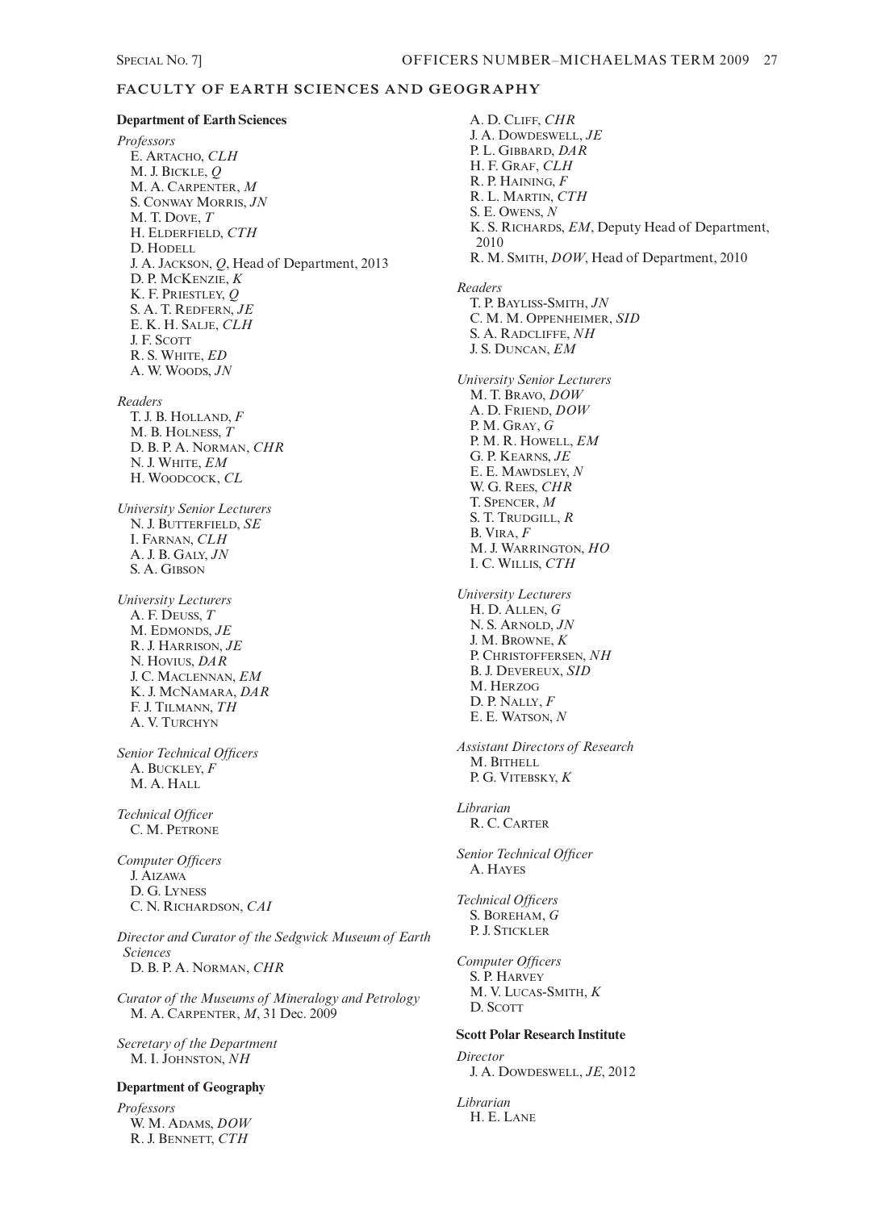## FACULTY OF EARTH SCIENCES AND GEOGRAPHY

### Department of Earth Sciences

*Professors*
E. Artacho, *CLH*
M. J. Bickle, *Q*
M. A. Carpenter, *M*
S. Conway Morris, *JN*
M. T. Dove, *T*
H. Elderfield, *CTH*
D. Hodell
J. A. Jackson, *Q*, Head of Department, 2013
D. P. McKenzie, *K*
K. F. Priestley, *Q*
S. A. T. Redfern, *JE*
E. K. H. Salje, *CLH*
J. F. Scott
R. S. White, *ED*
A. W. Woods, *JN*

*Readers*
T. J. B. Holland, *F*
M. B. Holness, *T*
D. B. P. A. Norman, *CHR*
N. J. White, *EM*
H. Woodcock, *CL*

*University Senior Lecturers*
N. J. Butterfield, *SE*
I. Farnan, *CLH*
A. J. B. Galy, *JN*
S. A. Gibson

*University Lecturers*
A. F. Deuss, *T*
M. Edmonds, *JE*
R. J. Harrison, *JE*
N. Hovius, *DAR*
J. C. Maclennan, *EM*
K. J. McNamara, *DAR*
F. J. Tilmann, *TH*
A. V. Turchyn

*Senior Technical Officers*
A. Buckley, *F*
M. A. Hall

*Technical Officer*
C. M. Petrone

*Computer Officers*
J. Aizawa
D. G. Lyness
C. N. Richardson, *CAI*

*Director and Curator of the Sedgwick Museum of Earth Sciences*
D. B. P. A. Norman, *CHR*

*Curator of the Museums of Mineralogy and Petrology*
M. A. Carpenter, *M*, 31 Dec. 2009

*Secretary of the Department*
M. I. Johnston, *NH*

### Department of Geography

*Professors*
W. M. Adams, *DOW*
R. J. Bennett, *CTH*
A. D. Cliff, *CHR*
J. A. Dowdeswell, *JE*
P. L. Gibbard, *DAR*
H. F. Graf, *CLH*
R. P. Haining, *F*
R. L. Martin, *CTH*
S. E. Owens, *N*
K. S. Richards, *EM*, Deputy Head of Department, 2010
R. M. Smith, *DOW*, Head of Department, 2010

*Readers*
T. P. Bayliss-Smith, *JN*
C. M. M. Oppenheimer, *SID*
S. A. Radcliffe, *NH*
J. S. Duncan, *EM*

*University Senior Lecturers*
M. T. Bravo, *DOW*
A. D. Friend, *DOW*
P. M. Gray, *G*
P. M. R. Howell, *EM*
G. P. Kearns, *JE*
E. E. Mawdsley, *N*
W. G. Rees, *CHR*
T. Spencer, *M*
S. T. Trudgill, *R*
B. Vira, *F*
M. J. Warrington, *HO*
I. C. Willis, *CTH*

*University Lecturers*
H. D. Allen, *G*
N. S. Arnold, *JN*
J. M. Browne, *K*
P. Christoffersen, *NH*
B. J. Devereux, *SID*
M. Herzog
D. P. Nally, *F*
E. E. Watson, *N*

*Assistant Directors of Research*
M. Bithell
P. G. Vitebsky, *K*

*Librarian*
R. C. Carter

*Senior Technical Officer*
A. Hayes

*Technical Officers*
S. Boreham, *G*
P. J. Stickler

*Computer Officers*
S. P. Harvey
M. V. Lucas-Smith, *K*
D. Scott

### Scott Polar Research Institute

*Director*
J. A. Dowdeswell, *JE*, 2012

*Librarian*
H. E. Lane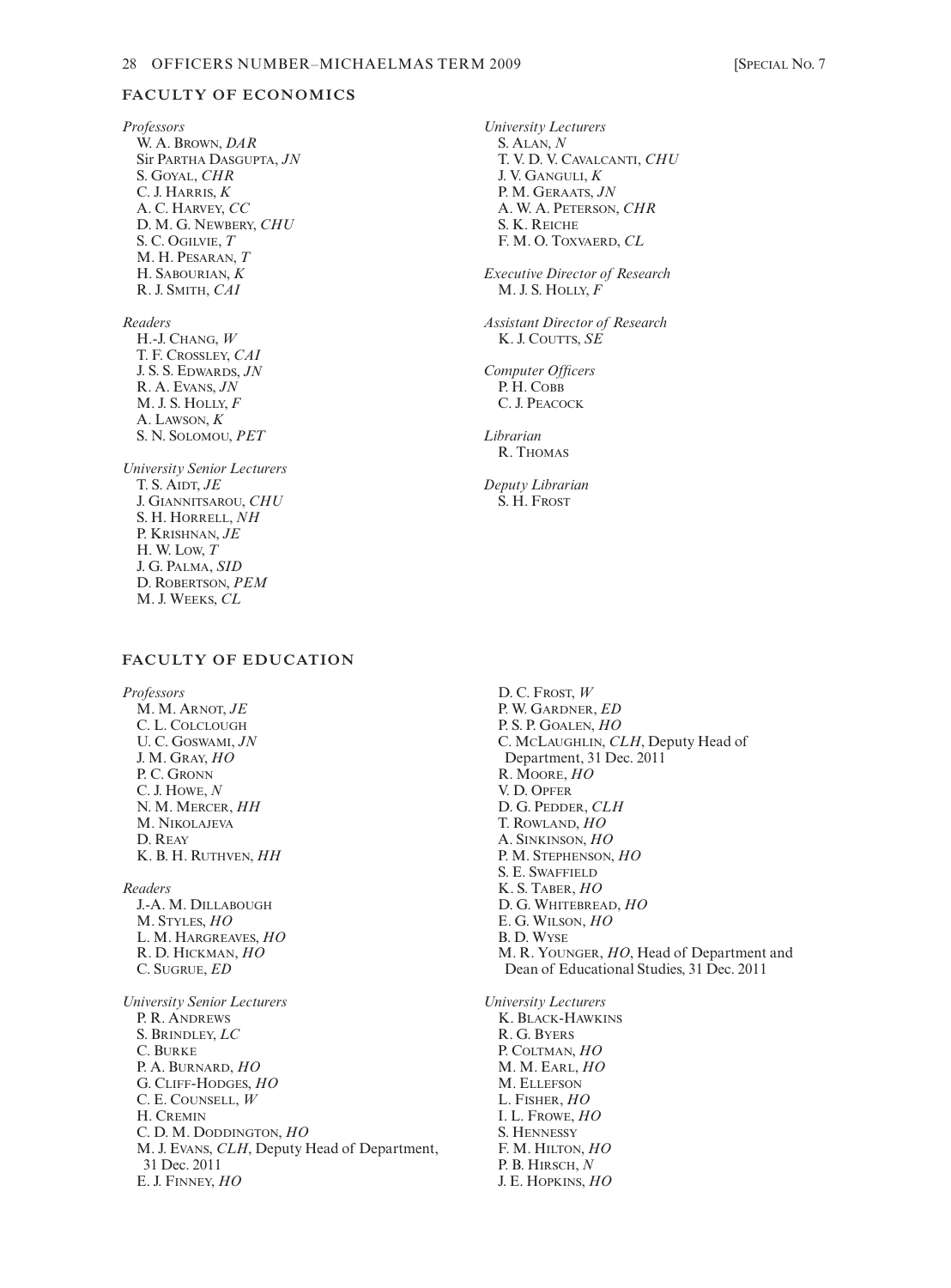## FACULTY OF ECONOMICS

*Professors*
W. A. Brown, *DAR*
Sir Partha Dasgupta, *JN*
S. Goyal, *CHR*
C. J. Harris, *K*
A. C. Harvey, *CC*
D. M. G. Newbery, *CHU*
S. C. Ogilvie, *T*
M. H. Pesaran, *T*
H. Sabourian, *K*
R. J. Smith, *CAI*

*Readers*
H.-J. Chang, *W*
T. F. Crossley, *CAI*
J. S. S. Edwards, *JN*
R. A. Evans, *JN*
M. J. S. Holly, *F*
A. Lawson, *K*
S. N. Solomou, *PET*

*University Senior Lecturers*
T. S. Aidt, *JE*
J. Giannitsarou, *CHU*
S. H. Horrell, *NH*
P. Krishnan, *JE*
H. W. Low, *T*
J. G. Palma, *SID*
D. Robertson, *PEM*
M. J. Weeks, *CL*

*University Lecturers*
S. Alan, *N*
T. V. D. V. Cavalcanti, *CHU*
J. V. Ganguli, *K*
P. M. Geraats, *JN*
A. W. A. Peterson, *CHR*
S. K. Reiche
F. M. O. Toxvaerd, *CL*

*Executive Director of Research*
M. J. S. Holly, *F*

*Assistant Director of Research*
K. J. Coutts, *SE*

*Computer Officers*
P. H. Cobb
C. J. Peacock

*Librarian*
R. Thomas

*Deputy Librarian*
S. H. Frost

## FACULTY OF EDUCATION

*Professors*
M. M. Arnot, *JE*
C. L. Colclough
U. C. Goswami, *JN*
J. M. Gray, *HO*
P. C. Gronn
C. J. Howe, *N*
N. M. Mercer, *HH*
M. Nikolajeva
D. Reay
K. B. H. Ruthven, *HH*

*Readers*
J.-A. M. Dillabough
M. Styles, *HO*
L. M. Hargreaves, *HO*
R. D. Hickman, *HO*
C. Sugrue, *ED*

*University Senior Lecturers*
P. R. Andrews
S. Brindley, *LC*
C. Burke
P. A. Burnard, *HO*
G. Cliff-Hodges, *HO*
C. E. Counsell, *W*
H. Cremin
C. D. M. Doddington, *HO*
M. J. Evans, *CLH*, Deputy Head of Department, 31 Dec. 2011
E. J. Finney, *HO*
D. C. Frost, *W*
P. W. Gardner, *ED*
P. S. P. Goalen, *HO*
C. McLaughlin, *CLH*, Deputy Head of Department, 31 Dec. 2011
R. Moore, *HO*
V. D. Opfer
D. G. Pedder, *CLH*
T. Rowland, *HO*
A. Sinkinson, *HO*
P. M. Stephenson, *HO*
S. E. Swaffield
K. S. Taber, *HO*
D. G. Whitebread, *HO*
E. G. Wilson, *HO*
B. D. Wyse
M. R. Younger, *HO*, Head of Department and Dean of Educational Studies, 31 Dec. 2011

*University Lecturers*
K. Black-Hawkins
R. G. Byers
P. Coltman, *HO*
M. M. Earl, *HO*
M. Ellefson
L. Fisher, *HO*
I. L. Frowe, *HO*
S. Hennessy
F. M. Hilton, *HO*
P. B. Hirsch, *N*
J. E. Hopkins, *HO*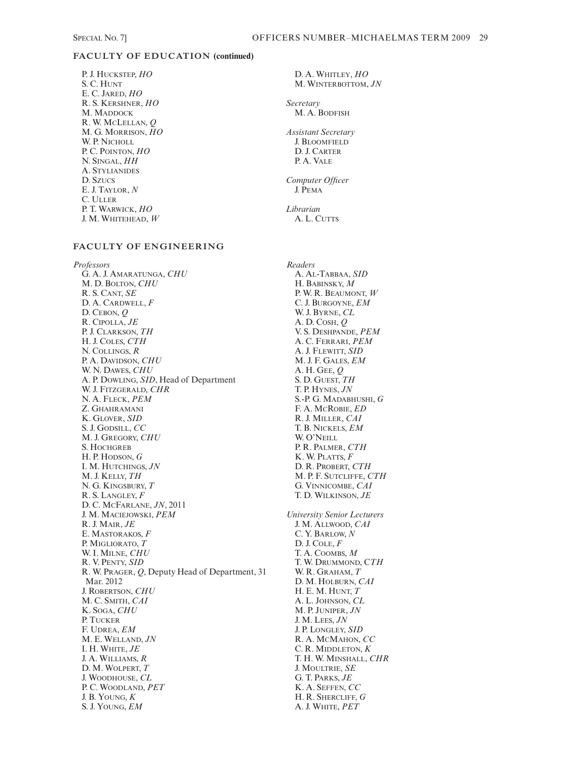## FACULTY OF EDUCATION (continued)

P. J. Huckstep, *HO*
S. C. Hunt
E. C. Jared, *HO*
R. S. Kershner, *HO*
M. Maddock
R. W. McLellan, *Q*
M. G. Morrison, *HO*
W. P. Nicholl
P. C. Pointon, *HO*
N. Singal, *HH*
A. Stylianides
D. Szucs
E. J. Taylor, *N*
C. Uller
P. T. Warwick, *HO*
J. M. Whitehead, *W*
D. A. Whitley, *HO*
M. Winterbottom, *JN*

*Secretary*
M. A. Bodfish

*Assistant Secretary*
J. Bloomfield
D. J. Carter
P. A. Vale

*Computer Officer*
J. Pema

*Librarian*
A. L. Cutts

## FACULTY OF ENGINEERING

*Professors*
G. A. J. Amaratunga, *CHU*
M. D. Bolton, *CHU*
R. S. Cant, *SE*
D. A. Cardwell, *F*
D. Cebon, *Q*
R. Cipolla, *JE*
P. J. Clarkson, *TH*
H. J. Coles, *CTH*
N. Collings, *R*
P. A. Davidson, *CHU*
W. N. Dawes, *CHU*
A. P. Dowling, *SID*, Head of Department
W. J. Fitzgerald, *CHR*
N. A. Fleck, *PEM*
Z. Ghahramani
K. Glover, *SID*
S. J. Godsill, *CC*
M. J. Gregory, *CHU*
S. Hochgreb
H. P. Hodson, *G*
I. M. Hutchings, *JN*
M. J. Kelly, *TH*
N. G. Kingsbury, *T*
R. S. Langley, *F*
D. C. McFarlane, *JN*, 2011
J. M. Maciejowski, *PEM*
R. J. Mair, *JE*
E. Mastorakos, *F*
P. Migliorato, *T*
W. I. Milne, *CHU*
R. V. Penty, *SID*
R. W. Prager, *Q*, Deputy Head of Department, 31 Mar. 2012
J. Robertson, *CHU*
M. C. Smith, *CAI*
K. Soga, *CHU*
P. Tucker
F. Udrea, *EM*
M. E. Welland, *JN*
I. H. White, *JE*
J. A. Williams, *R*
D. M. Wolpert, *T*
J. Woodhouse, *CL*
P. C. Woodland, *PET*
J. B. Young, *K*
S. J. Young, *EM*

*Readers*
A. Al-Tabbaa, *SID*
H. Babinsky, *M*
P. W. R. Beaumont, *W*
C. J. Burgoyne, *EM*
W. J. Byrne, *CL*
A. D. Cosh, *Q*
V. S. Deshpande, *PEM*
A. C. Ferrari, *PEM*
A. J. Flewitt, *SID*
M. J. F. Gales, *EM*
A. H. Gee, *Q*
S. D. Guest, *TH*
T. P. Hynes, *JN*
S.-P. G. Madabhushi, *G*
F. A. McRobie, *ED*
R. J. Miller, *CAI*
T. B. Nickels, *EM*
W. O'Neill
P. R. Palmer, *CTH*
K. W. Platts, *F*
D. R. Probert, *CTH*
M. P. F. Sutcliffe, *CTH*
G. Vinnicombe, *CAI*
T. D. Wilkinson, *JE*

*University Senior Lecturers*
J. M. Allwood, *CAI*
C. Y. Barlow, *N*
D. J. Cole, *F*
T. A. Coombs, *M*
T. W. Drummond, *CTH*
W. R. Graham, *T*
D. M. Holburn, *CAI*
H. E. M. Hunt, *T*
A. L. Johnson, *CL*
M. P. Juniper, *JN*
J. M. Lees, *JN*
J. P. Longley, *SID*
R. A. McMahon, *CC*
C. R. Middleton, *K*
T. H. W. Minshall, *CHR*
J. Moultrie, *SE*
G. T. Parks, *JE*
K. A. Seffen, *CC*
H. R. Shercliff, *G*
A. J. White, *PET*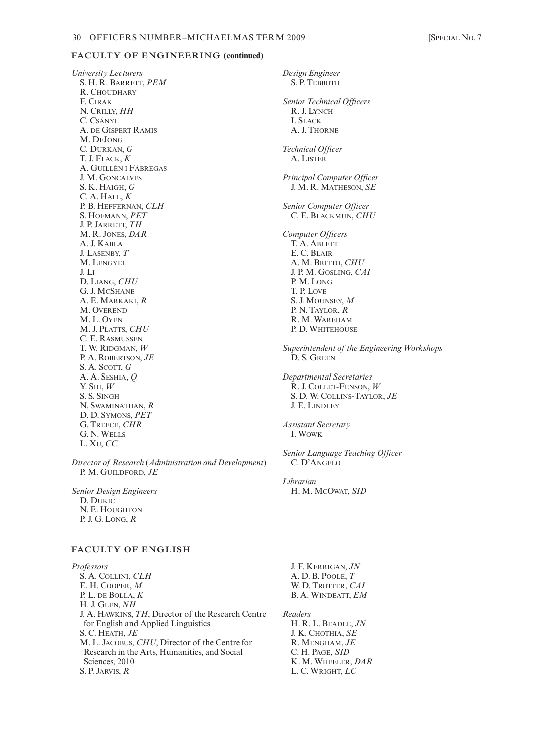## FACULTY OF ENGINEERING (continued)

*University Lecturers*
S. H. R. Barrett, *PEM*
R. Choudhary
F. Cirak
N. Crilly, *HH*
C. Csányi
A. de Gispert Ramis
M. DeJong
C. Durkan, *G*
T. J. Flack, *K*
A. Guillén i Fàbregas
J. M. Goncalves
S. K. Haigh, *G*
C. A. Hall, *K*
P. B. Heffernan, *CLH*
S. Hofmann, *PET*
J. P. Jarrett, *TH*
M. R. Jones, *DAR*
A. J. Kabla
J. Lasenby, *T*
M. Lengyel
J. Li
D. Liang, *CHU*
G. J. McShane
A. E. Markaki, *R*
M. Overend
M. L. Oyen
M. J. Platts, *CHU*
C. E. Rasmussen
T. W. Ridgman, *W*
P. A. Robertson, *JE*
S. A. Scott, *G*
A. A. Seshia, *Q*
Y. Shi, *W*
S. S. Singh
N. Swaminathan, *R*
D. D. Symons, *PET*
G. Treece, *CHR*
G. N. Wells
L. Xu, *CC*

*Director of Research (Administration and Development)*
P. M. Guildford, *JE*

*Senior Design Engineers*
D. Dukic
N. E. Houghton
P. J. G. Long, *R*

*Design Engineer*
S. P. Tebboth

*Senior Technical Officers*
R. J. Lynch
I. Slack
A. J. Thorne

*Technical Officer*
A. Lister

*Principal Computer Officer*
J. M. R. Matheson, *SE*

*Senior Computer Officer*
C. E. Blackmun, *CHU*

*Computer Officers*
T. A. Ablett
E. C. Blair
A. M. Britto, *CHU*
J. P. M. Gosling, *CAI*
P. M. Long
T. P. Love
S. J. Mounsey, *M*
P. N. Taylor, *R*
R. M. Wareham
P. D. Whitehouse

*Superintendent of the Engineering Workshops*
D. S. Green

*Departmental Secretaries*
R. J. Collet-Fenson, *W*
S. D. W. Collins-Taylor, *JE*
J. E. Lindley

*Assistant Secretary*
I. Wowk

*Senior Language Teaching Officer*
C. D'Angelo

*Librarian*
H. M. McOwat, *SID*

## FACULTY OF ENGLISH

*Professors*
S. A. Collini, *CLH*
E. H. Cooper, *M*
P. L. de Bolla, *K*
H. J. Glen, *NH*
J. A. Hawkins, *TH*, Director of the Research Centre for English and Applied Linguistics
S. C. Heath, *JE*
M. L. Jacobus, *CHU*, Director of the Centre for Research in the Arts, Humanities, and Social Sciences, 2010
S. P. Jarvis, *R*
J. F. Kerrigan, *JN*
A. D. B. Poole, *T*
W. D. Trotter, *CAI*
B. A. Windeatt, *EM*

*Readers*
H. R. L. Beadle, *JN*
J. K. Chothia, *SE*
R. Mengham, *JE*
C. H. Page, *SID*
K. M. Wheeler, *DAR*
L. C. Wright, *LC*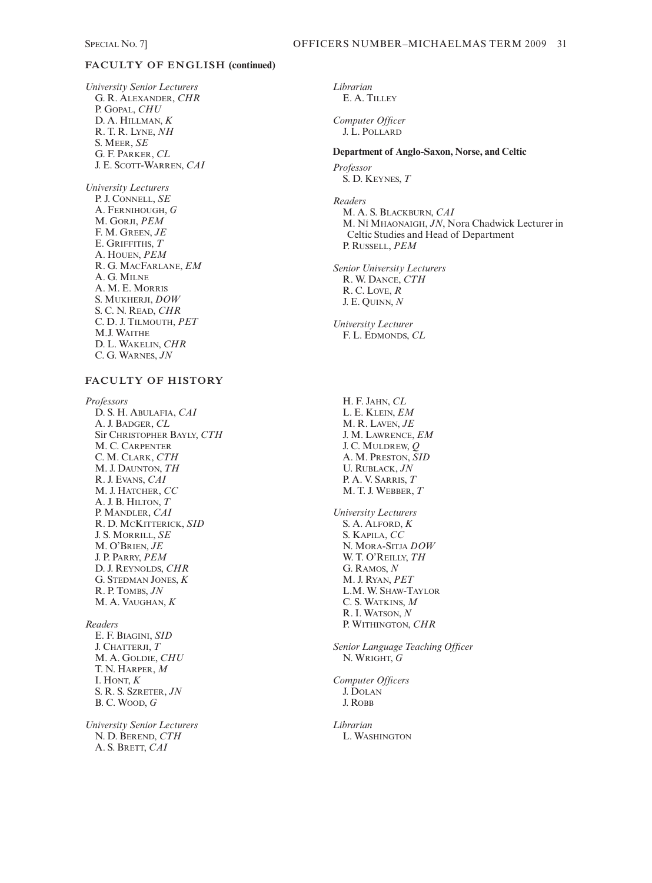## FACULTY OF ENGLISH (continued)

*University Senior Lecturers*
G. R. Alexander, *CHR*
P. Gopal, *CHU*
D. A. Hillman, *K*
R. T. R. Lyne, *NH*
S. Meer, *SE*
G. F. Parker, *CL*
J. E. Scott-Warren, *CAI*

*University Lecturers*
P. J. Connell, *SE*
A. Fernihough, *G*
M. Gorji, *PEM*
F. M. Green, *JE*
E. Griffiths, *T*
A. Houen, *PEM*
R. G. MacFarlane, *EM*
A. G. Milne
A. M. E. Morris
S. Mukherji, *DOW*
S. C. N. Read, *CHR*
C. D. J. Tilmouth, *PET*
M.J. Waithe
D. L. Wakelin, *CHR*
C. G. Warnes, *JN*

*Librarian*
E. A. Tilley

*Computer Officer*
J. L. Pollard

### Department of Anglo-Saxon, Norse, and Celtic

*Professor*
S. D. Keynes, *T*

*Readers*
M. A. S. Blackburn, *CAI*
M. Ní Mhaonaigh, *JN*, Nora Chadwick Lecturer in Celtic Studies and Head of Department
P. Russell, *PEM*

*Senior University Lecturers*
R. W. Dance, *CTH*
R. C. Love, *R*
J. E. Quinn, *N*

*University Lecturer*
F. L. Edmonds, *CL*

## FACULTY OF HISTORY

*Professors*
D. S. H. Abulafia, *CAI*
A. J. Badger, *CL*
Sir Christopher Bayly, *CTH*
M. C. Carpenter
C. M. Clark, *CTH*
M. J. Daunton, *TH*
R. J. Evans, *CAI*
M. J. Hatcher, *CC*
A. J. B. Hilton, *T*
P. Mandler, *CAI*
R. D. McKitterick, *SID*
J. S. Morrill, *SE*
M. O'Brien, *JE*
J. P. Parry, *PEM*
D. J. Reynolds, *CHR*
G. Stedman Jones, *K*
R. P. Tombs, *JN*
M. A. Vaughan, *K*

*Readers*
E. F. Biagini, *SID*
J. Chatterji, *T*
M. A. Goldie, *CHU*
T. N. Harper, *M*
I. Hont, *K*
S. R. S. Szreter, *JN*
B. C. Wood, *G*

*University Senior Lecturers*
N. D. Berend, *CTH*
A. S. Brett, *CAI*
H. F. Jahn, *CL*
L. E. Klein, *EM*
M. R. Laven, *JE*
J. M. Lawrence, *EM*
J. C. Muldrew, *Q*
A. M. Preston, *SID*
U. Rublack, *JN*
P. A. V. Sarris, *T*
M. T. J. Webber, *T*

*University Lecturers*
S. A. Alford, *K*
S. Kapila, *CC*
N. Mora-Sitja *DOW*
W. T. O'Reilly, *TH*
G. Ramos, *N*
M. J. Ryan, *PET*
L.M. W. Shaw-Taylor
C. S. Watkins, *M*
R. I. Watson, *N*
P. Withington, *CHR*

*Senior Language Teaching Officer*
N. Wright, *G*

*Computer Officers*
J. Dolan
J. Robb

*Librarian*
L. Washington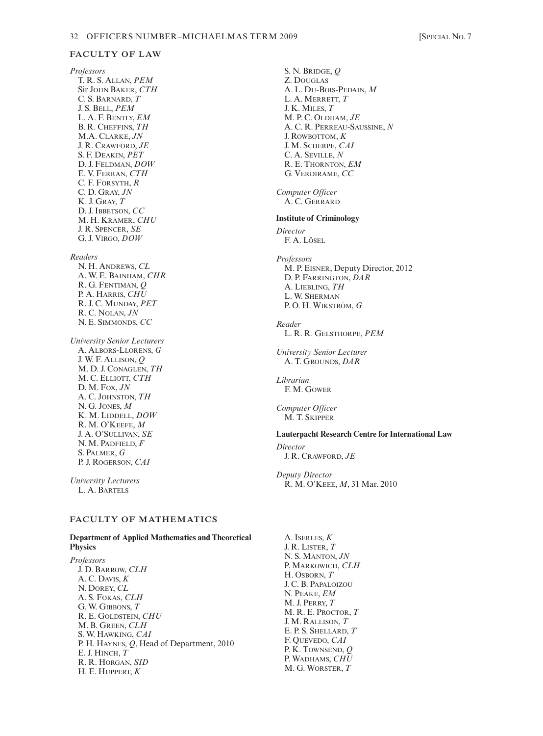## FACULTY OF LAW

*Professors*
T. R. S. Allan, *PEM*
Sir John Baker, *CTH*
C. S. Barnard, *T*
J. S. Bell, *PEM*
L. A. F. Bently, *EM*
B. R. Cheffins, *TH*
M.A. Clarke, *JN*
J. R. Crawford, *JE*
S. F. Deakin, *PET*
D. J. Feldman, *DOW*
E. V. Ferran, *CTH*
C. F. Forsyth, *R*
C. D. Gray, *JN*
K. J. Gray, *T*
D. J. Ibbetson, *CC*
M. H. Kramer, *CHU*
J. R. Spencer, *SE*
G. J. Virgo, *DOW*

*Readers*
N. H. Andrews, *CL*
A. W. E. Bainham, *CHR*
R. G. Fentiman, *Q*
P. A. Harris, *CHU*
R. J. C. Munday, *PET*
R. C. Nolan, *JN*
N. E. Simmonds, *CC*

*University Senior Lecturers*
A. Albors-Llorens, *G*
J. W. F. Allison, *Q*
M. D. J. Conaglen, *TH*
M. C. Elliott, *CTH*
D. M. Fox, *JN*
A. C. Johnston, *TH*
N. G. Jones, *M*
K. M. Liddell, *DOW*
R. M. O'Keefe, *M*
J. A. O'Sullivan, *SE*
N. M. Padfield, *F*
S. Palmer, *G*
P. J. Rogerson, *CAI*

*University Lecturers*
L. A. Bartels
S. N. Bridge, *Q*
Z. Douglas
A. L. Du-Bois-Pedain, *M*
L. A. Merrett, *T*
J. K. Miles, *T*
M. P. C. Oldham, *JE*
A. C. R. Perreau-Saussine, *N*
J. Rowbottom, *K*
J. M. Scherpe, *CAI*
C. A. Seville, *N*
R. E. Thornton, *EM*
G. Verdirame, *CC*

*Computer Officer*
A. C. Gerrard

### Institute of Criminology

*Director*
F. A. Lösel

*Professors*
M. P. Eisner, Deputy Director, 2012
D. P. Farrington, *DAR*
A. Liebling, *TH*
L. W. Sherman
P. O. H. Wikström, *G*

*Reader*
L. R. R. Gelsthorpe, *PEM*

*University Senior Lecturer*
A. T. Grounds, *DAR*

*Librarian*
F. M. Gower

*Computer Officer*
M. T. Skipper

### Lauterpacht Research Centre for International Law

*Director*
J. R. Crawford, *JE*

*Deputy Director*
R. M. O'Keee, *M*, 31 Mar. 2010

## FACULTY OF MATHEMATICS

### Department of Applied Mathematics and Theoretical Physics

*Professors*
J. D. Barrow, *CLH*
A. C. Davis, *K*
N. Dorey, *CL*
A. S. Fokas, *CLH*
G. W. Gibbons, *T*
R. E. Goldstein, *CHU*
M. B. Green, *CLH*
S. W. Hawking, *CAI*
P. H. Haynes, *Q*, Head of Department, 2010
E. J. Hinch, *T*
R. R. Horgan, *SID*
H. E. Huppert, *K*
A. Iserles, *K*
J. R. Lister, *T*
N. S. Manton, *JN*
P. Markowich, *CLH*
H. Osborn, *T*
J. C. B. Papaloizou
N. Peake, *EM*
M. J. Perry, *T*
M. R. E. Proctor, *T*
J. M. Rallison, *T*
E. P. S. Shellard, *T*
F. Quevedo, *CAI*
P. K. Townsend, *Q*
P. Wadhams, *CHU*
M. G. Worster, *T*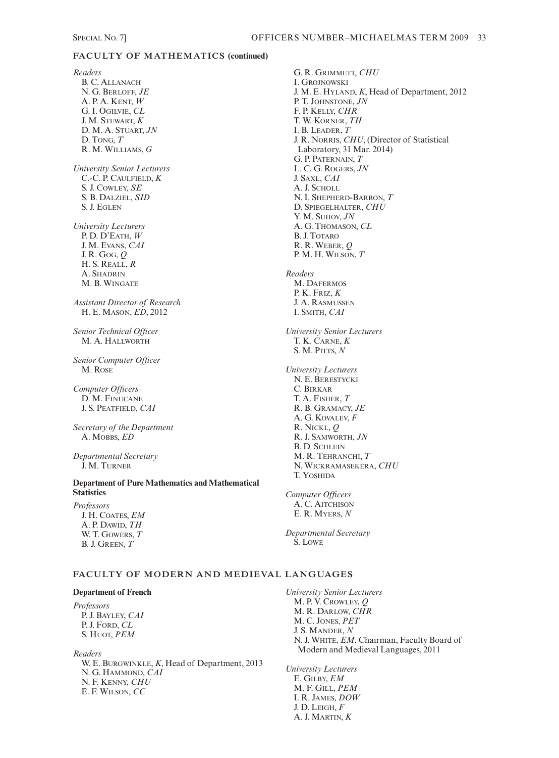## FACULTY OF MATHEMATICS (continued)

*Readers*
B. C. Allanach
N. G. Berloff, *JE*
A. P. A. Kent, *W*
G. I. Ogilvie, *CL*
J. M. Stewart, *K*
D. M. A. Stuart, *JN*
D. Tong, *T*
R. M. Williams, *G*

*University Senior Lecturers*
C.-C. P. Caulfield, *K*
S. J. Cowley, *SE*
S. B. Dalziel, *SID*
S. J. Eglen

*University Lecturers*
P. D. D'Eath, *W*
J. M. Evans, *CAI*
J. R. Gog, *Q*
H. S. Reall, *R*
A. Shadrin
M. B. Wingate

*Assistant Director of Research*
H. E. Mason, *ED*, 2012

*Senior Technical Officer*
M. A. Hallworth

*Senior Computer Officer*
M. Rose

*Computer Officers*
D. M. Finucane
J. S. Peatfield, *CAI*

*Secretary of the Department*
A. Mobbs, *ED*

*Departmental Secretary*
J. M. Turner

### Department of Pure Mathematics and Mathematical Statistics

*Professors*
J. H. Coates, *EM*
A. P. Dawid, *TH*
W. T. Gowers, *T*
B. J. Green, *T*
G. R. Grimmett, *CHU*
I. Grojnowski
J. M. E. Hyland, *K*, Head of Department, 2012
P. T. Johnstone, *JN*
F. P. Kelly, *CHR*
T. W. Körner, *TH*
I. B. Leader, *T*
J. R. Norris, *CHU*, (Director of Statistical Laboratory, 31 Mar. 2014)
G. P. Paternain, *T*
L. C. G. Rogers, *JN*
J. Saxl, *CAI*
A. J. Scholl
N. I. Shepherd-Barron, *T*
D. Spiegelhalter, *CHU*
Y. M. Suhov, *JN*
A. G. Thomason, *CL*
B. J. Totaro
R. R. Weber, *Q*
P. M. H. Wilson, *T*

*Readers*
M. Dafermos
P. K. Friz, *K*
J. A. Rasmussen
I. Smith, *CAI*

*University Senior Lecturers*
T. K. Carne, *K*
S. M. Pitts, *N*

*University Lecturers*
N. E. Berestycki
C. Birkar
T. A. Fisher, *T*
R. B. Gramacy, *JE*
A. G. Kovalev, *F*
R. Nickl, *Q*
R. J. Samworth, *JN*
B. D. Schlein
M. R. Tehranchi, *T*
N. Wickramasekera, *CHU*
T. Yoshida

*Computer Officers*
A. C. Aitchison
E. R. Myers, *N*

*Departmental Secretary*
S. Lowe

## FACULTY OF MODERN AND MEDIEVAL LANGUAGES

### Department of French

*Professors*
P. J. Bayley, *CAI*
P. J. Ford, *CL*
S. Huot, *PEM*

*Readers*
W. E. Burgwinkle, *K*, Head of Department, 2013
N. G. Hammond, *CAI*
N. F. Kenny, *CHU*
E. F. Wilson, *CC*

*University Senior Lecturers*
M. P. V. Crowley, *Q*
M. R. Darlow, *CHR*
M. C. Jones, *PET*
J. S. Mander, *N*
N. J. White, *EM*, Chairman, Faculty Board of Modern and Medieval Languages, 2011

*University Lecturers*
E. Gilby, *EM*
M. F. Gill, *PEM*
I. R. James, *DOW*
J. D. Leigh, *F*
A. J. Martin, *K*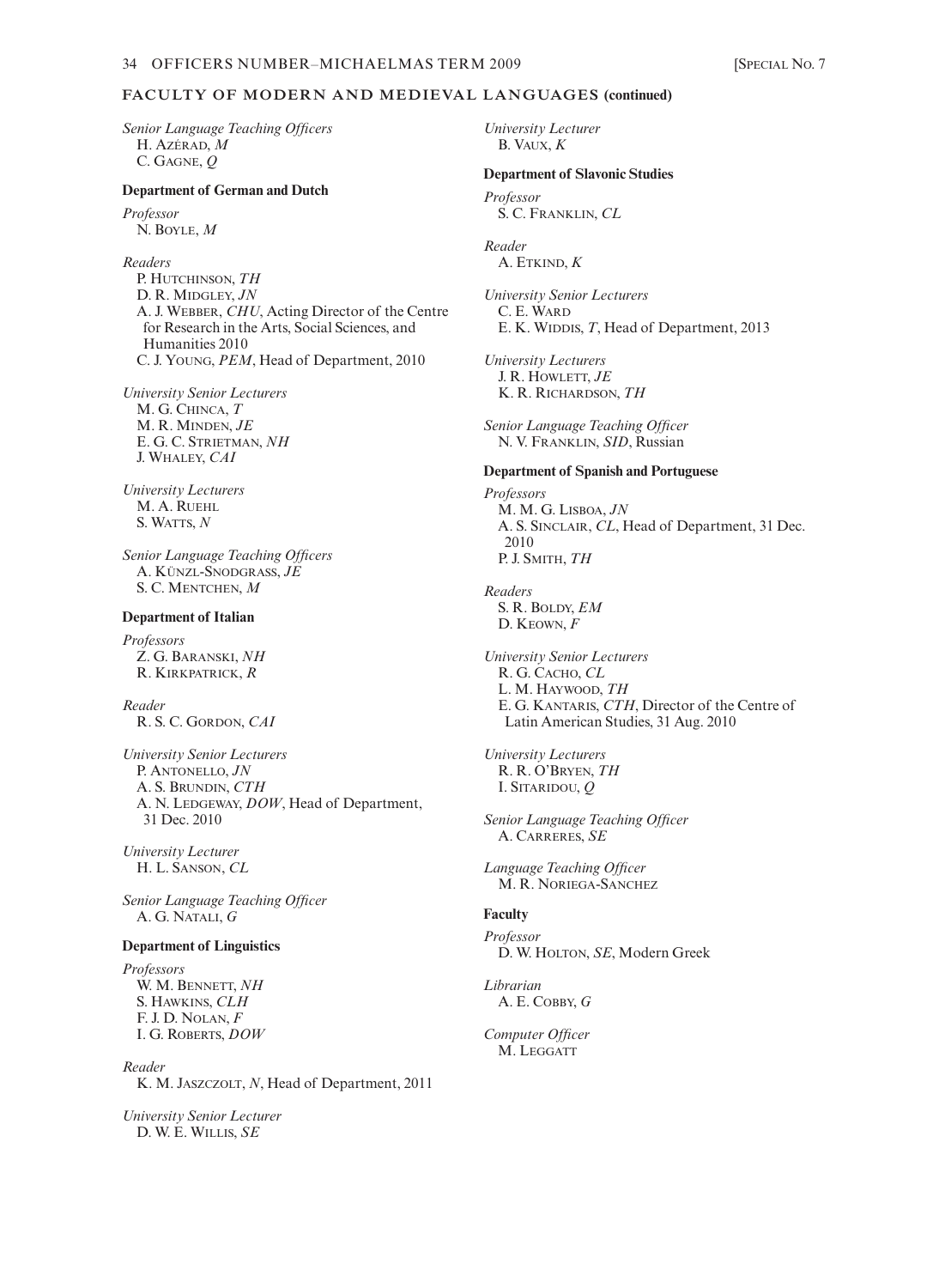## FACULTY OF MODERN AND MEDIEVAL LANGUAGES (continued)

*Senior Language Teaching Officers*
H. Azérad, *M*
C. Gagne, *Q*

### Department of German and Dutch

*Professor*
N. Boyle, *M*

*Readers*
P. Hutchinson, *TH*
D. R. Midgley, *JN*
A. J. Webber, *CHU*, Acting Director of the Centre for Research in the Arts, Social Sciences, and Humanities 2010
C. J. Young, *PEM*, Head of Department, 2010

*University Senior Lecturers*
M. G. Chinca, *T*
M. R. Minden, *JE*
E. G. C. Strietman, *NH*
J. Whaley, *CAI*

*University Lecturers*
M. A. Ruehl
S. Watts, *N*

*Senior Language Teaching Officers*
A. Künzl-Snodgrass, *JE*
S. C. Mentchen, *M*

### Department of Italian

*Professors*
Z. G. Baranski, *NH*
R. Kirkpatrick, *R*

*Reader*
R. S. C. Gordon, *CAI*

*University Senior Lecturers*
P. Antonello, *JN*
A. S. Brundin, *CTH*
A. N. Ledgeway, *DOW*, Head of Department, 31 Dec. 2010

*University Lecturer*
H. L. Sanson, *CL*

*Senior Language Teaching Officer*
A. G. Natali, *G*

### Department of Linguistics

*Professors*
W. M. Bennett, *NH*
S. Hawkins, *CLH*
F. J. D. Nolan, *F*
I. G. Roberts, *DOW*

*Reader*
K. M. Jaszczolt, *N*, Head of Department, 2011

*University Senior Lecturer*
D. W. E. Willis, *SE*

*University Lecturer*
B. Vaux, *K*

### Department of Slavonic Studies

*Professor*
S. C. Franklin, *CL*

*Reader*
A. Etkind, *K*

*University Senior Lecturers*
C. E. Ward
E. K. Widdis, *T*, Head of Department, 2013

*University Lecturers*
J. R. Howlett, *JE*
K. R. Richardson, *TH*

*Senior Language Teaching Officer*
N. V. Franklin, *SID*, Russian

### Department of Spanish and Portuguese

*Professors*
M. M. G. Lisboa, *JN*
A. S. Sinclair, *CL*, Head of Department, 31 Dec. 2010
P. J. Smith, *TH*

*Readers*
S. R. Boldy, *EM*
D. Keown, *F*

*University Senior Lecturers*
R. G. Cacho, *CL*
L. M. Haywood, *TH*
E. G. Kantaris, *CTH*, Director of the Centre of Latin American Studies, 31 Aug. 2010

*University Lecturers*
R. R. O'Bryen, *TH*
I. Sitaridou, *Q*

*Senior Language Teaching Officer*
A. Carreres, *SE*

*Language Teaching Officer*
M. R. Noriega-Sanchez

### Faculty

*Professor*
D. W. Holton, *SE*, Modern Greek

*Librarian*
A. E. Cobby, *G*

*Computer Officer*
M. Leggatt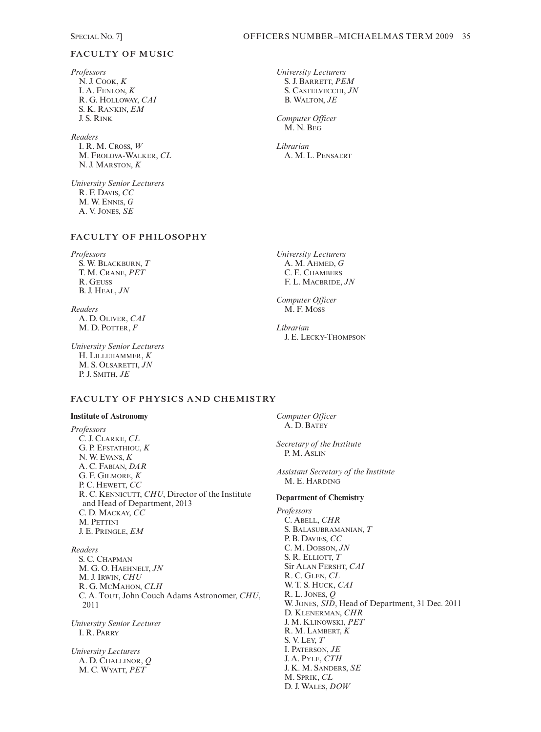## FACULTY OF MUSIC

*Professors*
N. J. Cook, *K*
I. A. Fenlon, *K*
R. G. Holloway, *CAI*
S. K. Rankin, *EM*
J. S. Rink

*Readers*
I. R. M. Cross, *W*
M. Frolova-Walker, *CL*
N. J. Marston, *K*

*University Senior Lecturers*
R. F. Davis, *CC*
M. W. Ennis, *G*
A. V. Jones, *SE*

*University Lecturers*
S. J. Barrett, *PEM*
S. Castelvecchi, *JN*
B. Walton, *JE*

*Computer Officer*
M. N. Beg

*Librarian*
A. M. L. Pensaert

## FACULTY OF PHILOSOPHY

*Professors*
S. W. Blackburn, *T*
T. M. Crane, *PET*
R. Geuss
B. J. Heal, *JN*

*Readers*
A. D. Oliver, *CAI*
M. D. Potter, *F*

*University Senior Lecturers*
H. Lillehammer, *K*
M. S. Olsaretti, *JN*
P. J. Smith, *JE*

*University Lecturers*
A. M. Ahmed, *G*
C. E. Chambers
F. L. Macbride, *JN*

*Computer Officer*
M. F. Moss

*Librarian*
J. E. Lecky-Thompson

## FACULTY OF PHYSICS AND CHEMISTRY

### Institute of Astronomy

*Professors*
C. J. Clarke, *CL*
G. P. Efstathiou, *K*
N. W. Evans, *K*
A. C. Fabian, *DAR*
G. F. Gilmore, *K*
P. C. Hewett, *CC*
R. C. Kennicutt, *CHU*, Director of the Institute and Head of Department, 2013
C. D. Mackay, *CC*
M. Pettini
J. E. Pringle, *EM*

*Readers*
S. C. Chapman
M. G. O. Haehnelt, *JN*
M. J. Irwin, *CHU*
R. G. McMahon, *CLH*
C. A. Tout, John Couch Adams Astronomer, *CHU*, 2011

*University Senior Lecturer*
I. R. Parry

*University Lecturers*
A. D. Challinor, *Q*
M. C. Wyatt, *PET*

*Computer Officer*
A. D. Batey

*Secretary of the Institute*
P. M. Aslin

*Assistant Secretary of the Institute*
M. E. Harding

### Department of Chemistry

*Professors*
C. Abell, *CHR*
S. Balasubramanian, *T*
P. B. Davies, *CC*
C. M. Dobson, *JN*
S. R. Elliott, *T*
Sir Alan Fersht, *CAI*
R. C. Glen, *CL*
W. T. S. Huck, *CAI*
R. L. Jones, *Q*
W. Jones, *SID*, Head of Department, 31 Dec. 2011
D. Klenerman, *CHR*
J. M. Klinowski, *PET*
R. M. Lambert, *K*
S. V. Ley, *T*
I. Paterson, *JE*
J. A. Pyle, *CTH*
J. K. M. Sanders, *SE*
M. Sprik, *CL*
D. J. Wales, *DOW*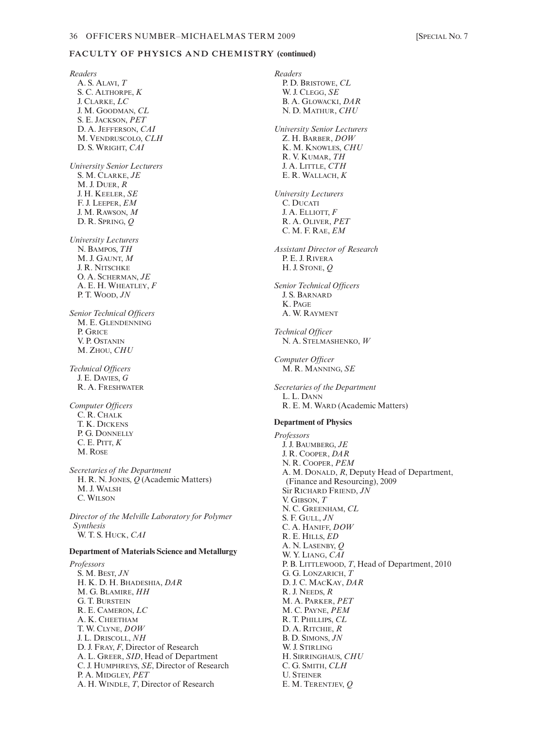## FACULTY OF PHYSICS AND CHEMISTRY (continued)

*Readers*
A. S. Alavi, *T*
S. C. Althorpe, *K*
J. Clarke, *LC*
J. M. Goodman, *CL*
S. E. Jackson, *PET*
D. A. Jefferson, *CAI*
M. Vendruscolo, *CLH*
D. S. Wright, *CAI*

*University Senior Lecturers*
S. M. Clarke, *JE*
M. J. Duer, *R*
J. H. Keeler, *SE*
F. J. Leeper, *EM*
J. M. Rawson, *M*
D. R. Spring, *Q*

*University Lecturers*
N. Bampos, *TH*
M. J. Gaunt, *M*
J. R. Nitschke
O. A. Scherman, *JE*
A. E. H. Wheatley, *F*
P. T. Wood, *JN*

*Senior Technical Officers*
M. E. Glendenning
P. Grice
V. P. Ostanin
M. Zhou, *CHU*

*Technical Officers*
J. E. Davies, *G*
R. A. Freshwater

*Computer Officers*
C. R. Chalk
T. K. Dickens
P. G. Donnelly
C. E. Pitt, *K*
M. Rose

*Secretaries of the Department*
H. R. N. Jones, *Q* (Academic Matters)
M. J. Walsh
C. Wilson

*Director of the Melville Laboratory for Polymer Synthesis*
W. T. S. Huck, *CAI*

### Department of Materials Science and Metallurgy

*Professors*
S. M. Best, *JN*
H. K. D. H. Bhadeshia, *DAR*
M. G. Blamire, *HH*
G. T. Burstein
R. E. Cameron, *LC*
A. K. Cheetham
T. W. Clyne, *DOW*
J. L. Driscoll, *NH*
D. J. Fray, *F*, Director of Research
A. L. Greer, *SID*, Head of Department
C. J. Humphreys, *SE*, Director of Research
P. A. Midgley, *PET*
A. H. Windle, *T*, Director of Research

*Readers*
P. D. Bristowe, *CL*
W. J. Clegg, *SE*
B. A. Glowacki, *DAR*
N. D. Mathur, *CHU*

*University Senior Lecturers*
Z. H. Barber, *DOW*
K. M. Knowles, *CHU*
R. V. Kumar, *TH*
J. A. Little, *CTH*
E. R. Wallach, *K*

*University Lecturers*
C. Ducati
J. A. Elliott, *F*
R. A. Oliver, *PET*
C. M. F. Rae, *EM*

*Assistant Director of Research*
P. E. J. Rivera
H. J. Stone, *Q*

*Senior Technical Officers*
J. S. Barnard
K. Page
A. W. Rayment

*Technical Officer*
N. A. Stelmashenko, *W*

*Computer Officer*
M. R. Manning, *SE*

*Secretaries of the Department*
L. L. Dann
R. E. M. Ward (Academic Matters)

### Department of Physics

*Professors*
J. J. Baumberg, *JE*
J. R. Cooper, *DAR*
N. R. Cooper, *PEM*
A. M. Donald, *R*, Deputy Head of Department, (Finance and Resourcing), 2009
Sir Richard Friend, *JN*
V. Gibson, *T*
N. C. Greenham, *CL*
S. F. Gull, *JN*
C. A. Haniff, *DOW*
R. E. Hills, *ED*
A. N. Lasenby, *Q*
W. Y. Liang, *CAI*
P. B. Littlewood, *T*, Head of Department, 2010
G. G. Lonzarich, *T*
D. J. C. MacKay, *DAR*
R. J. Needs, *R*
M. A. Parker, *PET*
M. C. Payne, *PEM*
R. T. Phillips, *CL*
D. A. Ritchie, *R*
B. D. Simons, *JN*
W. J. Stirling
H. Sirringhaus, *CHU*
C. G. Smith, *CLH*
U. Steiner
E. M. Terentjev, *Q*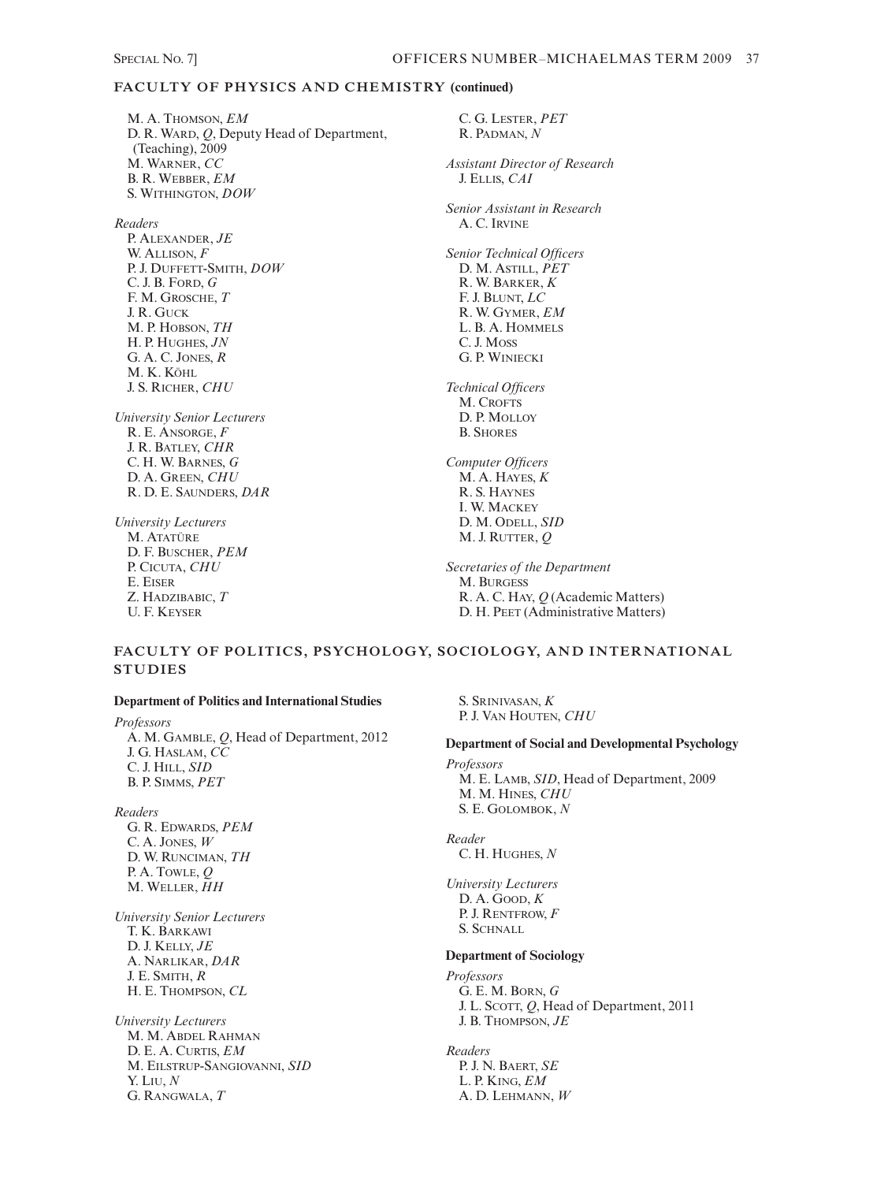## FACULTY OF PHYSICS AND CHEMISTRY (continued)

M. A. Thomson, *EM*
D. R. Ward, *Q*, Deputy Head of Department, (Teaching), 2009
M. Warner, *CC*
B. R. Webber, *EM*
S. Withington, *DOW*

*Readers*
P. Alexander, *JE*
W. Allison, *F*
P. J. Duffett-Smith, *DOW*
C. J. B. Ford, *G*
F. M. Grosche, *T*
J. R. Guck
M. P. Hobson, *TH*
H. P. Hughes, *JN*
G. A. C. Jones, *R*
M. K. Köhl
J. S. Richer, *CHU*

*University Senior Lecturers*
R. E. Ansorge, *F*
J. R. Batley, *CHR*
C. H. W. Barnes, *G*
D. A. Green, *CHU*
R. D. E. Saunders, *DAR*

*University Lecturers*
M. Atatüre
D. F. Buscher, *PEM*
P. Cicuta, *CHU*
E. Eiser
Z. Hadzibabic, *T*
U. F. Keyser
C. G. Lester, *PET*
R. Padman, *N*

*Assistant Director of Research*
J. Ellis, *CAI*

*Senior Assistant in Research*
A. C. Irvine

*Senior Technical Officers*
D. M. Astill, *PET*
R. W. Barker, *K*
F. J. Blunt, *LC*
R. W. Gymer, *EM*
L. B. A. Hommels
C. J. Moss
G. P. Winiecki

*Technical Officers*
M. Crofts
D. P. Molloy
B. Shores

*Computer Officers*
M. A. Hayes, *K*
R. S. Haynes
I. W. Mackey
D. M. Odell, *SID*
M. J. Rutter, *Q*

*Secretaries of the Department*
M. Burgess
R. A. C. Hay, *Q* (Academic Matters)
D. H. Peet (Administrative Matters)

## FACULTY OF POLITICS, PSYCHOLOGY, SOCIOLOGY, AND INTERNATIONAL STUDIES

### Department of Politics and International Studies

*Professors*
A. M. Gamble, *Q*, Head of Department, 2012
J. G. Haslam, *CC*
C. J. Hill, *SID*
B. P. Simms, *PET*

*Readers*
G. R. Edwards, *PEM*
C. A. Jones, *W*
D. W. Runciman, *TH*
P. A. Towle, *Q*
M. Weller, *HH*

*University Senior Lecturers*
T. K. Barkawi
D. J. Kelly, *JE*
A. Narlikar, *DAR*
J. E. Smith, *R*
H. E. Thompson, *CL*

*University Lecturers*
M. M. Abdel Rahman
D. E. A. Curtis, *EM*
M. Eilstrup-Sangiovanni, *SID*
Y. Liu, *N*
G. Rangwala, *T*
S. Srinivasan, *K*
P. J. Van Houten, *CHU*

### Department of Social and Developmental Psychology

*Professors*
M. E. Lamb, *SID*, Head of Department, 2009
M. M. Hines, *CHU*
S. E. Golombok, *N*

*Reader*
C. H. Hughes, *N*

*University Lecturers*
D. A. Good, *K*
P. J. Rentfrow, *F*
S. Schnall

### Department of Sociology

*Professors*
G. E. M. Born, *G*
J. L. Scott, *Q*, Head of Department, 2011
J. B. Thompson, *JE*

*Readers*
P. J. N. Baert, *SE*
L. P. King, *EM*
A. D. Lehmann, *W*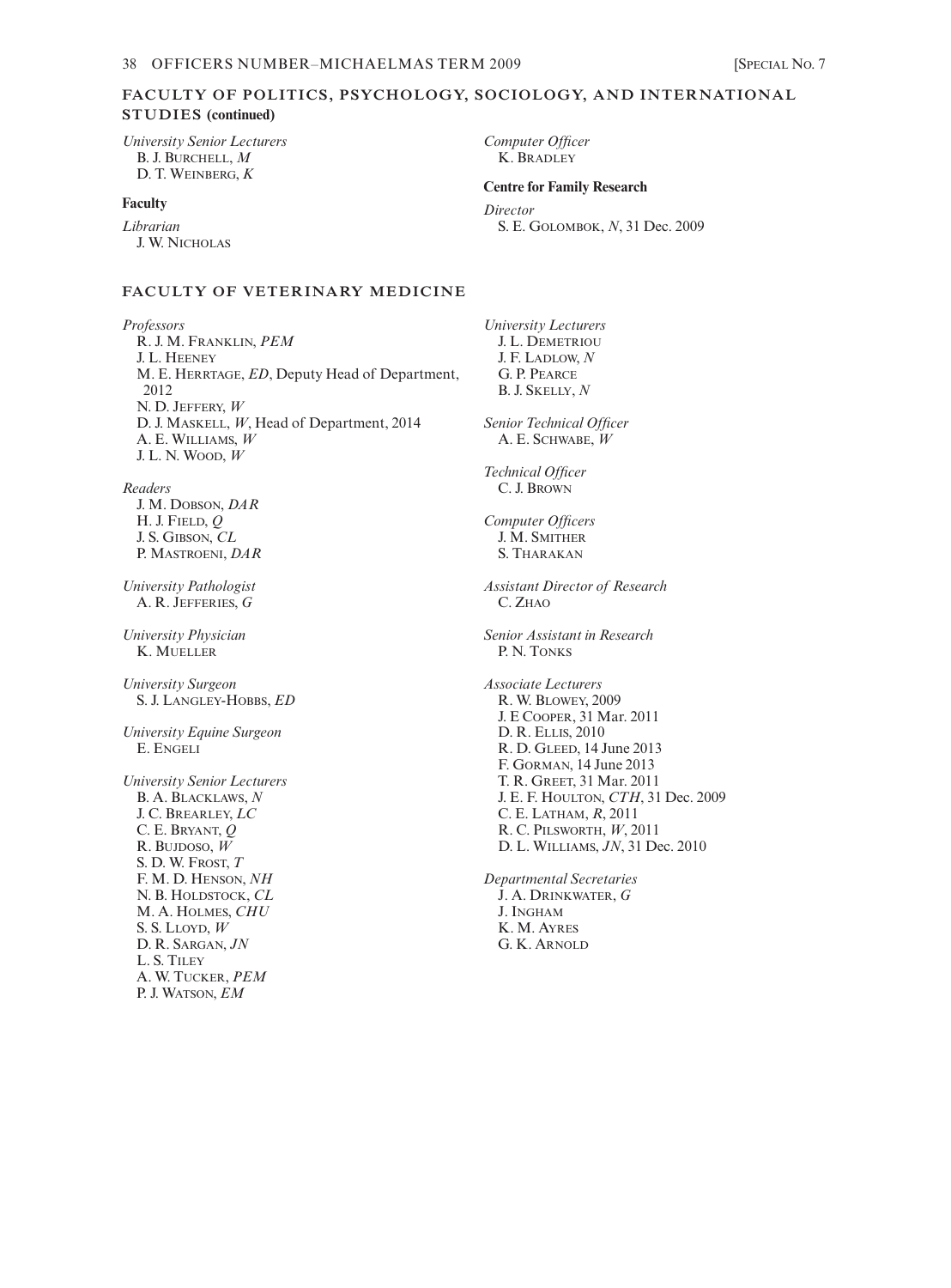## FACULTY OF POLITICS, PSYCHOLOGY, SOCIOLOGY, AND INTERNATIONAL STUDIES (continued)

*University Senior Lecturers*
B. J. Burchell, *M*
D. T. Weinberg, *K*

**Faculty**

*Librarian*
J. W. Nicholas

*Computer Officer*
K. Bradley

**Centre for Family Research**

*Director*
S. E. Golombok, *N*, 31 Dec. 2009

## FACULTY OF VETERINARY MEDICINE

*Professors*
R. J. M. Franklin, *PEM*
J. L. Heeney
M. E. Herrtage, *ED*, Deputy Head of Department, 2012
N. D. Jeffery, *W*
D. J. Maskell, *W*, Head of Department, 2014
A. E. Williams, *W*
J. L. N. Wood, *W*

*Readers*
J. M. Dobson, *DAR*
H. J. Field, *Q*
J. S. Gibson, *CL*
P. Mastroeni, *DAR*

*University Pathologist*
A. R. Jefferies, *G*

*University Physician*
K. Mueller

*University Surgeon*
S. J. Langley-Hobbs, *ED*

*University Equine Surgeon*
E. Engeli

*University Senior Lecturers*
B. A. Blacklaws, *N*
J. C. Brearley, *LC*
C. E. Bryant, *Q*
R. Bujdoso, *W*
S. D. W. Frost, *T*
F. M. D. Henson, *NH*
N. B. Holdstock, *CL*
M. A. Holmes, *CHU*
S. S. Lloyd, *W*
D. R. Sargan, *JN*
L. S. Tiley
A. W. Tucker, *PEM*
P. J. Watson, *EM*

*University Lecturers*
J. L. Demetriou
J. F. Ladlow, *N*
G. P. Pearce
B. J. Skelly, *N*

*Senior Technical Officer*
A. E. Schwabe, *W*

*Technical Officer*
C. J. Brown

*Computer Officers*
J. M. Smither
S. Tharakan

*Assistant Director of Research*
C. Zhao

*Senior Assistant in Research*
P. N. Tonks

*Associate Lecturers*
R. W. Blowey, 2009
J. E Cooper, 31 Mar. 2011
D. R. Ellis, 2010
R. D. Gleed, 14 June 2013
F. Gorman, 14 June 2013
T. R. Greet, 31 Mar. 2011
J. E. F. Houlton, *CTH*, 31 Dec. 2009
C. E. Latham, *R*, 2011
R. C. Pilsworth, *W*, 2011
D. L. Williams, *JN*, 31 Dec. 2010

*Departmental Secretaries*
J. A. Drinkwater, *G*
J. Ingham
K. M. Ayres
G. K. Arnold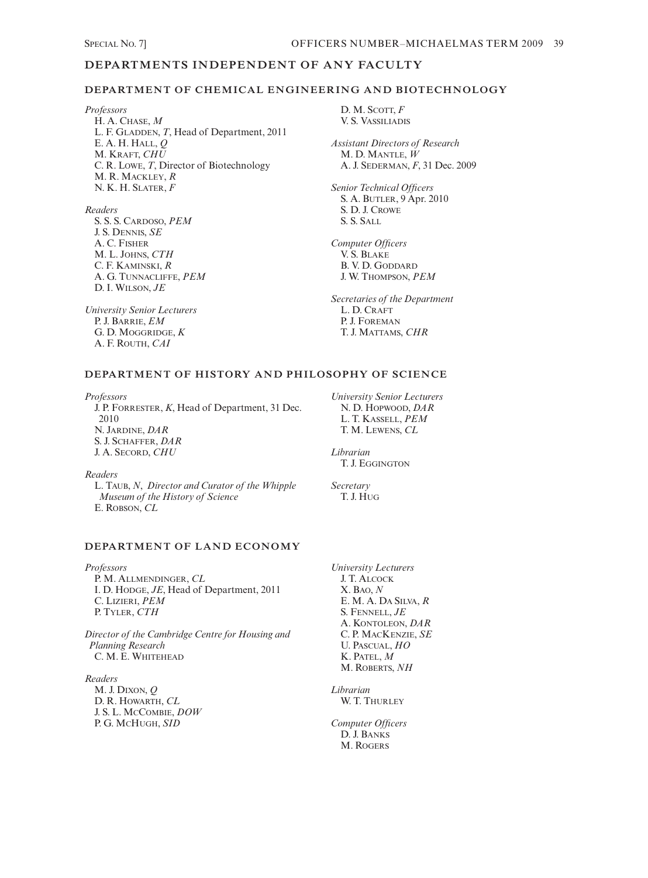# DEPARTMENTS INDEPENDENT OF ANY FACULTY

## DEPARTMENT OF CHEMICAL ENGINEERING AND BIOTECHNOLOGY

*Professors*
H. A. Chase, *M*
L. F. Gladden, *T*, Head of Department, 2011
E. A. H. Hall, *Q*
M. Kraft, *CHU*
C. R. Lowe, *T*, Director of Biotechnology
M. R. Mackley, *R*
N. K. H. Slater, *F*

*Readers*
S. S. S. Cardoso, *PEM*
J. S. Dennis, *SE*
A. C. Fisher
M. L. Johns, *CTH*
C. F. Kaminski, *R*
A. G. Tunnacliffe, *PEM*
D. I. Wilson, *JE*

*University Senior Lecturers*
P. J. Barrie, *EM*
G. D. Moggridge, *K*
A. F. Routh, *CAI*
D. M. Scott, *F*
V. S. Vassiliadis

*Assistant Directors of Research*
M. D. Mantle, *W*
A. J. Sederman, *F*, 31 Dec. 2009

*Senior Technical Officers*
S. A. Butler, 9 Apr. 2010
S. D. J. Crowe
S. S. Sall

*Computer Officers*
V. S. Blake
B. V. D. Goddard
J. W. Thompson, *PEM*

*Secretaries of the Department*
L. D. Craft
P. J. Foreman
T. J. Mattams, *CHR*

## DEPARTMENT OF HISTORY AND PHILOSOPHY OF SCIENCE

*Professors*
J. P. Forrester, *K*, Head of Department, 31 Dec. 2010
N. Jardine, *DAR*
S. J. Schaffer, *DAR*
J. A. Secord, *CHU*

*Readers*
L. Taub, *N*, *Director and Curator of the Whipple Museum of the History of Science*
E. Robson, *CL*

*University Senior Lecturers*
N. D. Hopwood, *DAR*
L. T. Kassell, *PEM*
T. M. Lewens, *CL*

*Librarian*
T. J. Eggington

*Secretary*
T. J. Hug

## DEPARTMENT OF LAND ECONOMY

*Professors*
P. M. Allmendinger, *CL*
I. D. Hodge, *JE*, Head of Department, 2011
C. Lizieri, *PEM*
P. Tyler, *CTH*

*Director of the Cambridge Centre for Housing and Planning Research*
C. M. E. Whitehead

*Readers*
M. J. Dixon, *Q*
D. R. Howarth, *CL*
J. S. L. McCombie, *DOW*
P. G. McHugh, *SID*

*University Lecturers*
J. T. Alcock
X. Bao, *N*
E. M. A. Da Silva, *R*
S. Fennell, *JE*
A. Kontoleon, *DAR*
C. P. MacKenzie, *SE*
U. Pascual, *HO*
K. Patel, *M*
M. Roberts, *NH*

*Librarian*
W. T. Thurley

*Computer Officers*
D. J. Banks
M. Rogers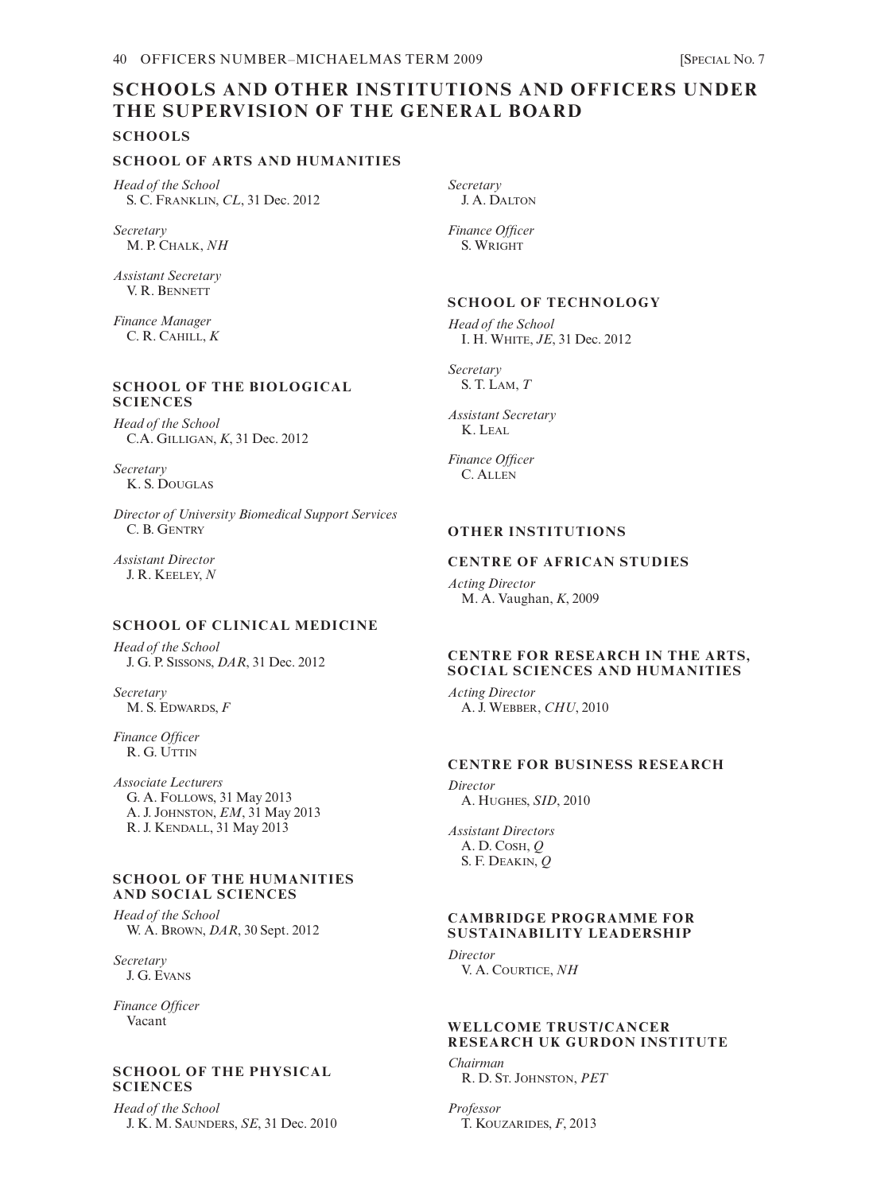# SCHOOLS AND OTHER INSTITUTIONS AND OFFICERS UNDER THE SUPERVISION OF THE GENERAL BOARD

## SCHOOLS

### SCHOOL OF ARTS AND HUMANITIES

*Head of the School*
S. C. Franklin, *CL*, 31 Dec. 2012

*Secretary*
M. P. Chalk, *NH*

*Assistant Secretary*
V. R. Bennett

*Finance Manager*
C. R. Cahill, *K*

### SCHOOL OF THE BIOLOGICAL SCIENCES

*Head of the School*
C.A. Gilligan, *K*, 31 Dec. 2012

*Secretary*
K. S. Douglas

*Director of University Biomedical Support Services*
C. B. Gentry

*Assistant Director*
J. R. Keeley, *N*

### SCHOOL OF CLINICAL MEDICINE

*Head of the School*
J. G. P. Sissons, *DAR*, 31 Dec. 2012

*Secretary*
M. S. Edwards, *F*

*Finance Officer*
R. G. Uttin

*Associate Lecturers*
G. A. Follows, 31 May 2013
A. J. Johnston, *EM*, 31 May 2013
R. J. Kendall, 31 May 2013

### SCHOOL OF THE HUMANITIES AND SOCIAL SCIENCES

*Head of the School*
W. A. Brown, *DAR*, 30 Sept. 2012

*Secretary*
J. G. Evans

*Finance Officer*
Vacant

### SCHOOL OF THE PHYSICAL SCIENCES

*Head of the School*
J. K. M. Saunders, *SE*, 31 Dec. 2010

*Secretary*
J. A. Dalton

*Finance Officer*
S. Wright

### SCHOOL OF TECHNOLOGY

*Head of the School*
I. H. White, *JE*, 31 Dec. 2012

*Secretary*
S. T. Lam, *T*

*Assistant Secretary*
K. Leal

*Finance Officer*
C. Allen

## OTHER INSTITUTIONS

### CENTRE OF AFRICAN STUDIES

*Acting Director*
M. A. Vaughan, *K*, 2009

### CENTRE FOR RESEARCH IN THE ARTS, SOCIAL SCIENCES AND HUMANITIES

*Acting Director*
A. J. Webber, *CHU*, 2010

### CENTRE FOR BUSINESS RESEARCH

*Director*
A. Hughes, *SID*, 2010

*Assistant Directors*
A. D. Cosh, *Q*
S. F. Deakin, *Q*

### CAMBRIDGE PROGRAMME FOR SUSTAINABILITY LEADERSHIP

*Director*
V. A. Courtice, *NH*

### WELLCOME TRUST/CANCER RESEARCH UK GURDON INSTITUTE

*Chairman*
R. D. St. Johnston, *PET*

*Professor*
T. Kouzarides, *F*, 2013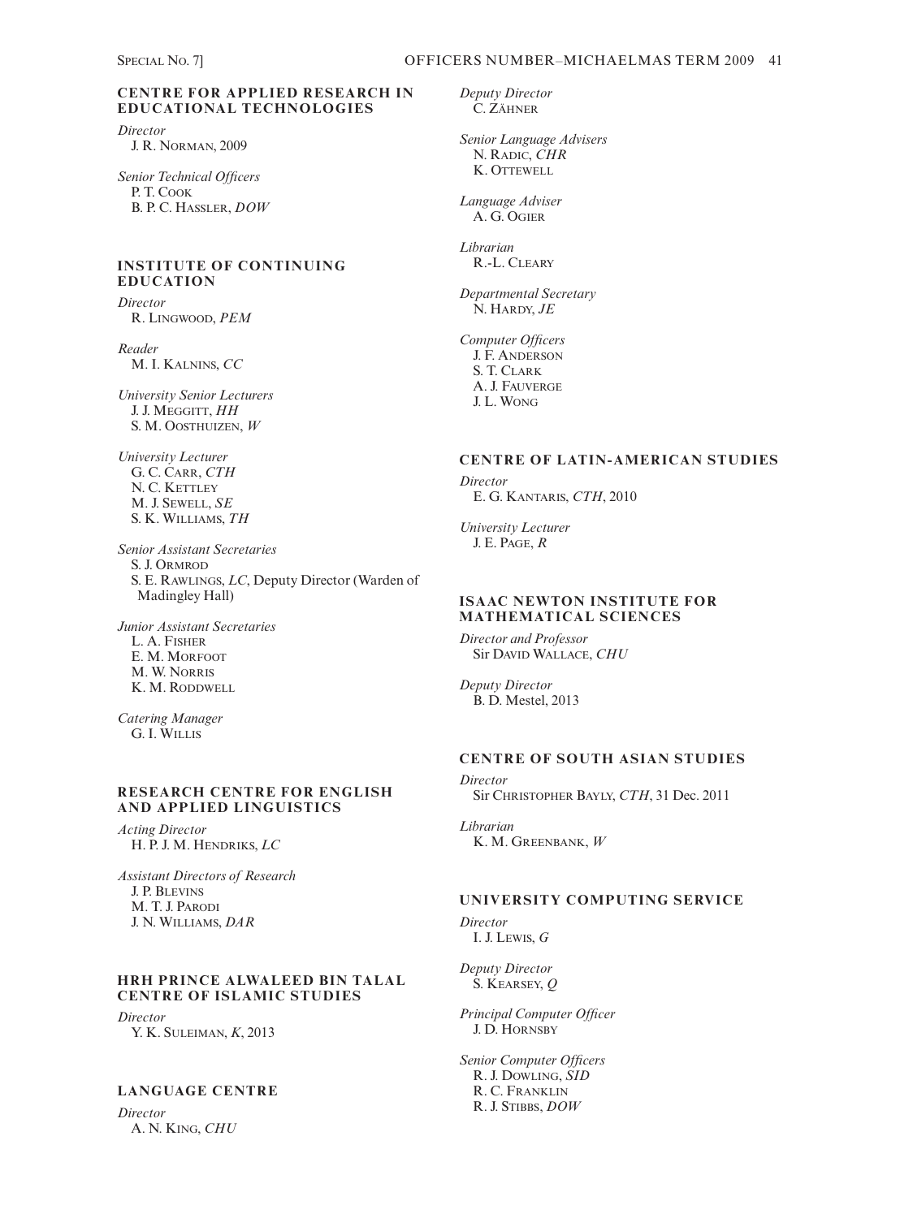## CENTRE FOR APPLIED RESEARCH IN EDUCATIONAL TECHNOLOGIES

*Director*
J. R. Norman, 2009

*Senior Technical Officers*
P. T. Cook
B. P. C. Hassler, *DOW*

## INSTITUTE OF CONTINUING EDUCATION

*Director*
R. Lingwood, *PEM*

*Reader*
M. I. Kalnins, *CC*

*University Senior Lecturers*
J. J. Meggitt, *HH*
S. M. Oosthuizen, *W*

*University Lecturer*
G. C. Carr, *CTH*
N. C. Kettley
M. J. Sewell, *SE*
S. K. Williams, *TH*

*Senior Assistant Secretaries*
S. J. Ormrod
S. E. Rawlings, *LC*, Deputy Director (Warden of Madingley Hall)

*Junior Assistant Secretaries*
L. A. Fisher
E. M. Morfoot
M. W. Norris
K. M. Roddwell

*Catering Manager*
G. I. Willis

## RESEARCH CENTRE FOR ENGLISH AND APPLIED LINGUISTICS

*Acting Director*
H. P. J. M. Hendriks, *LC*

*Assistant Directors of Research*
J. P. Blevins
M. T. J. Parodi
J. N. Williams, *DAR*

## HRH PRINCE ALWALEED BIN TALAL CENTRE OF ISLAMIC STUDIES

*Director*
Y. K. Suleiman, *K*, 2013

## LANGUAGE CENTRE

*Director*
A. N. King, *CHU*

*Deputy Director*
C. Zähner

*Senior Language Advisers*
N. Radic, *CHR*
K. Ottewell

*Language Adviser*
A. G. Ogier

*Librarian*
R.-L. Cleary

*Departmental Secretary*
N. Hardy, *JE*

*Computer Officers*
J. F. Anderson
S. T. Clark
A. J. Fauverge
J. L. Wong

## CENTRE OF LATIN-AMERICAN STUDIES

*Director*
E. G. Kantaris, *CTH*, 2010

*University Lecturer*
J. E. Page, *R*

## ISAAC NEWTON INSTITUTE FOR MATHEMATICAL SCIENCES

*Director and Professor*
Sir David Wallace, *CHU*

*Deputy Director*
B. D. Mestel, 2013

## CENTRE OF SOUTH ASIAN STUDIES

*Director*
Sir Christopher Bayly, *CTH*, 31 Dec. 2011

*Librarian*
K. M. Greenbank, *W*

## UNIVERSITY COMPUTING SERVICE

*Director*
I. J. Lewis, *G*

*Deputy Director*
S. Kearsey, *Q*

*Principal Computer Officer*
J. D. Hornsby

*Senior Computer Officers*
R. J. Dowling, *SID*
R. C. Franklin
R. J. Stibbs, *DOW*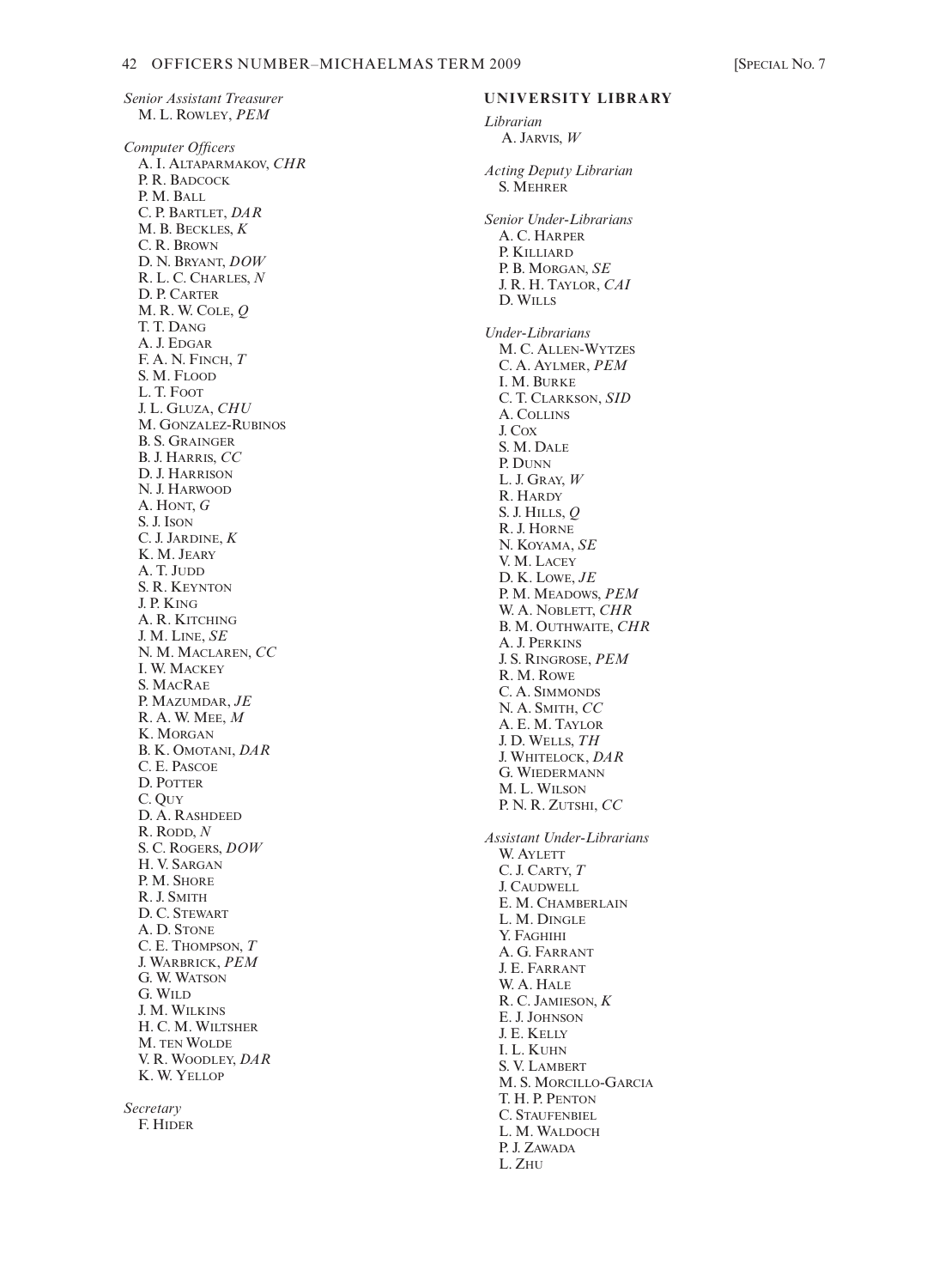*Senior Assistant Treasurer*
M. L. Rowley, *PEM*

*Computer Officers*
A. I. Altaparmakov, *CHR*
P. R. Badcock
P. M. Ball
C. P. Bartlet, *DAR*
M. B. Beckles, *K*
C. R. Brown
D. N. Bryant, *DOW*
R. L. C. Charles, *N*
D. P. Carter
M. R. W. Cole, *Q*
T. T. Dang
A. J. Edgar
F. A. N. Finch, *T*
S. M. Flood
L. T. Foot
J. L. Gluza, *CHU*
M. Gonzalez-Rubinos
B. S. Grainger
B. J. Harris, *CC*
D. J. Harrison
N. J. Harwood
A. Hont, *G*
S. J. Ison
C. J. Jardine, *K*
K. M. Jeary
A. T. Judd
S. R. Keynton
J. P. King
A. R. Kitching
J. M. Line, *SE*
N. M. Maclaren, *CC*
I. W. Mackey
S. MacRae
P. Mazumdar, *JE*
R. A. W. Mee, *M*
K. Morgan
B. K. Omotani, *DAR*
C. E. Pascoe
D. Potter
C. Quy
D. A. Rashdeed
R. Rodd, *N*
S. C. Rogers, *DOW*
H. V. Sargan
P. M. Shore
R. J. Smith
D. C. Stewart
A. D. Stone
C. E. Thompson, *T*
J. Warbrick, *PEM*
G. W. Watson
G. Wild
J. M. Wilkins
H. C. M. Wiltsher
M. ten Wolde
V. R. Woodley, *DAR*
K. W. Yellop

*Secretary*
F. Hider

## UNIVERSITY LIBRARY

*Librarian*
A. Jarvis, *W*

*Acting Deputy Librarian*
S. Mehrer

*Senior Under-Librarians*
A. C. Harper
P. Killiard
P. B. Morgan, *SE*
J. R. H. Taylor, *CAI*
D. Wills

*Under-Librarians*
M. C. Allen-Wytzes
C. A. Aylmer, *PEM*
I. M. Burke
C. T. Clarkson, *SID*
A. Collins
J. Cox
S. M. Dale
P. Dunn
L. J. Gray, *W*
R. Hardy
S. J. Hills, *Q*
R. J. Horne
N. Koyama, *SE*
V. M. Lacey
D. K. Lowe, *JE*
P. M. Meadows, *PEM*
W. A. Noblett, *CHR*
B. M. Outhwaite, *CHR*
A. J. Perkins
J. S. Ringrose, *PEM*
R. M. Rowe
C. A. Simmonds
N. A. Smith, *CC*
A. E. M. Taylor
J. D. Wells, *TH*
J. Whitelock, *DAR*
G. Wiedermann
M. L. Wilson
P. N. R. Zutshi, *CC*

*Assistant Under-Librarians*
W. Aylett
C. J. Carty, *T*
J. Caudwell
E. M. Chamberlain
L. M. Dingle
Y. Faghihi
A. G. Farrant
J. E. Farrant
W. A. Hale
R. C. Jamieson, *K*
E. J. Johnson
J. E. Kelly
I. L. Kuhn
S. V. Lambert
M. S. Morcillo-Garcia
T. H. P. Penton
C. Staufenbiel
L. M. Waldoch
P. J. Zawada
L. Zhu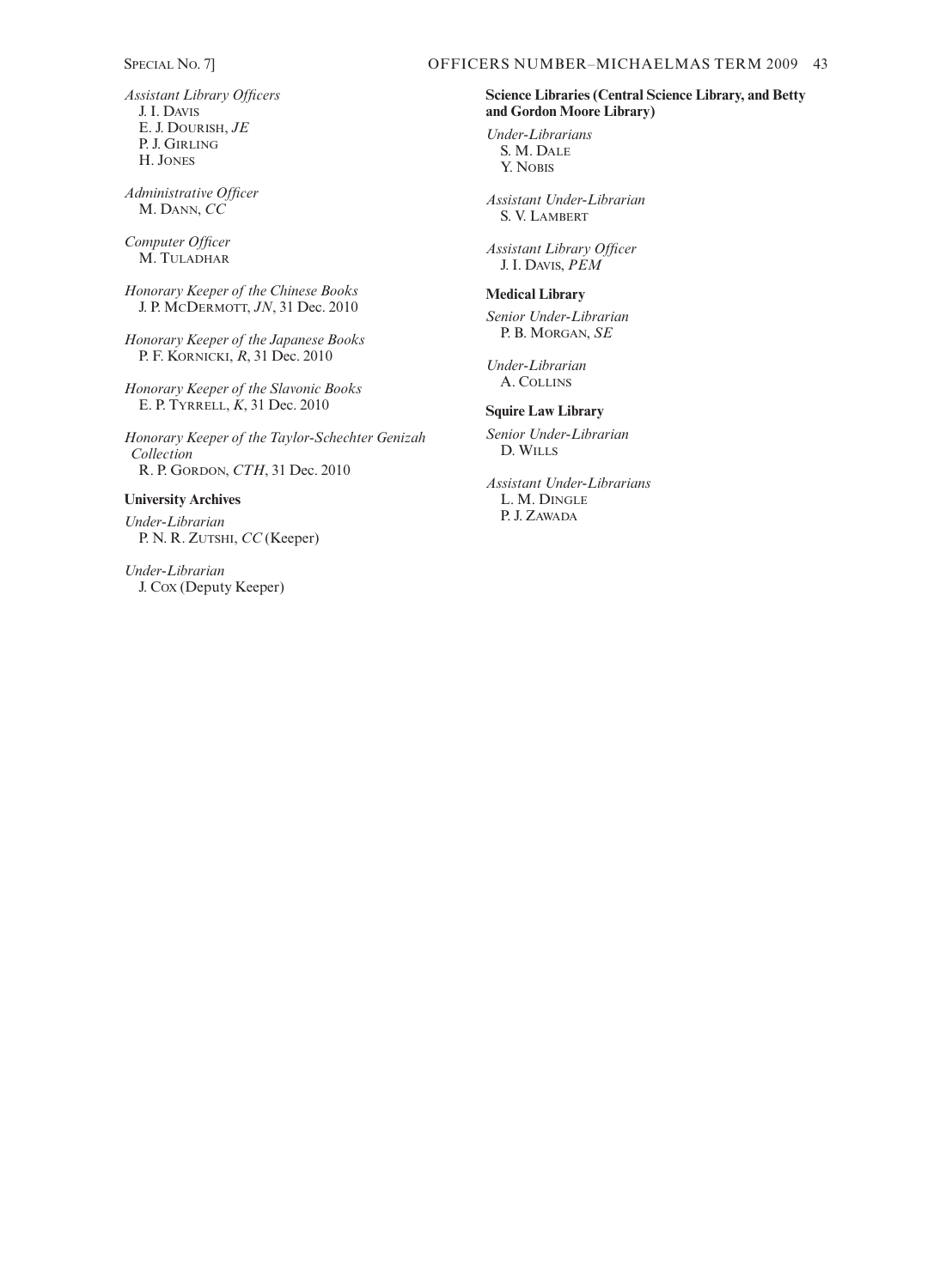*Assistant Library Officers*
J. I. Davis
E. J. Dourish, *JE*
P. J. Girling
H. Jones

*Administrative Officer*
M. Dann, *CC*

*Computer Officer*
M. Tuladhar

*Honorary Keeper of the Chinese Books*
J. P. McDermott, *JN*, 31 Dec. 2010

*Honorary Keeper of the Japanese Books*
P. F. Kornicki, *R*, 31 Dec. 2010

*Honorary Keeper of the Slavonic Books*
E. P. Tyrrell, *K*, 31 Dec. 2010

*Honorary Keeper of the Taylor-Schechter Genizah Collection*
R. P. Gordon, *CTH*, 31 Dec. 2010

**University Archives**

*Under-Librarian*
P. N. R. Zutshi, *CC* (Keeper)

*Under-Librarian*
J. Cox (Deputy Keeper)

**Science Libraries (Central Science Library, and Betty and Gordon Moore Library)**

*Under-Librarians*
S. M. Dale
Y. Nobis

*Assistant Under-Librarian*
S. V. Lambert

*Assistant Library Officer*
J. I. Davis, *PEM*

**Medical Library**

*Senior Under-Librarian*
P. B. Morgan, *SE*

*Under-Librarian*
A. Collins

**Squire Law Library**

*Senior Under-Librarian*
D. Wills

*Assistant Under-Librarians*
L. M. Dingle
P. J. Zawada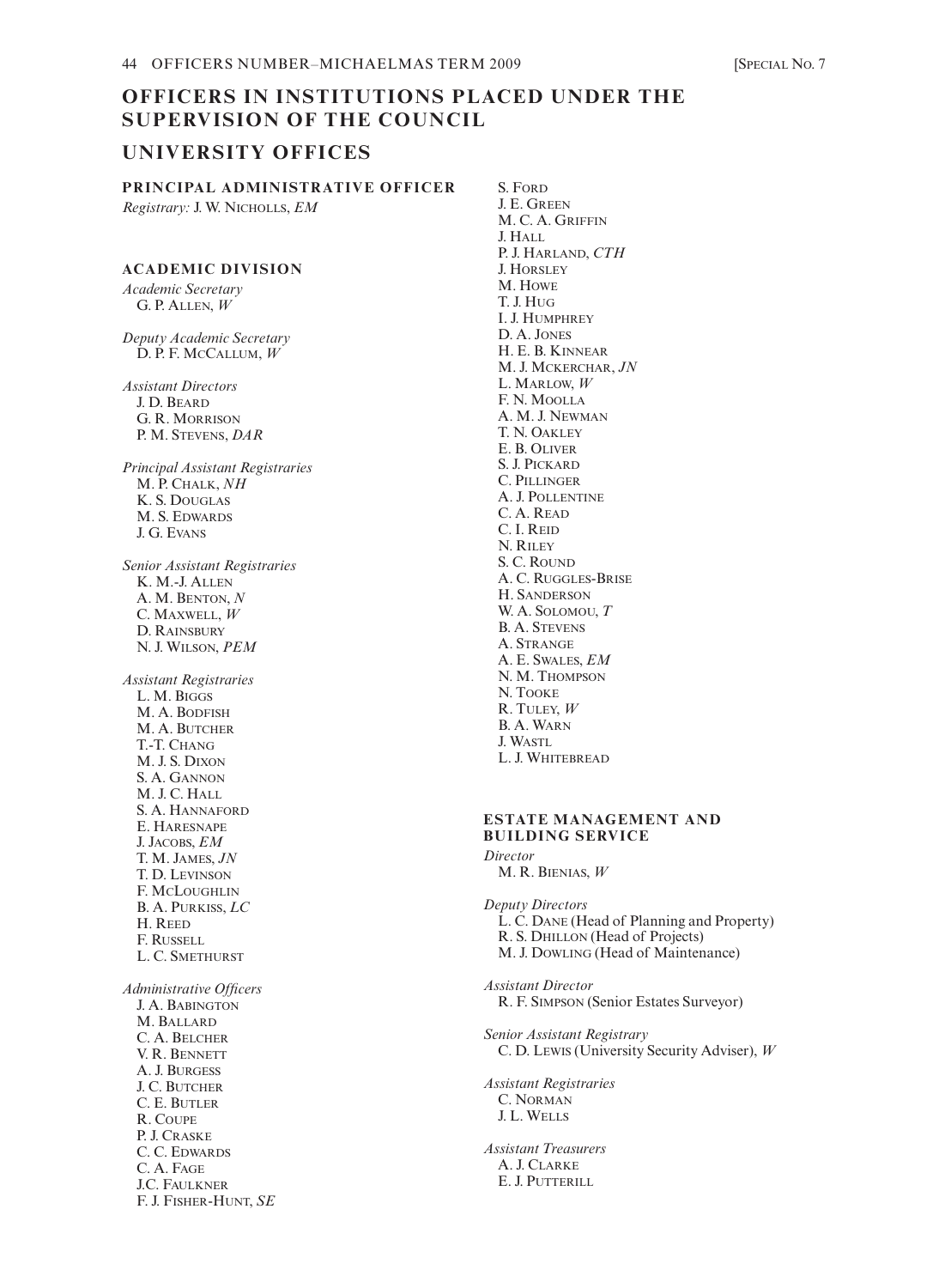# OFFICERS IN INSTITUTIONS PLACED UNDER THE SUPERVISION OF THE COUNCIL

## UNIVERSITY OFFICES

### PRINCIPAL ADMINISTRATIVE OFFICER

*Registrary:* J. W. NICHOLLS, *EM*

### ACADEMIC DIVISION

*Academic Secretary*
G. P. ALLEN, *W*

*Deputy Academic Secretary*
D. P. F. MCCALLUM, *W*

*Assistant Directors*
J. D. BEARD
G. R. MORRISON
P. M. STEVENS, *DAR*

*Principal Assistant Registraries*
M. P. CHALK, *NH*
K. S. DOUGLAS
M. S. EDWARDS
J. G. EVANS

*Senior Assistant Registraries*
K. M.-J. ALLEN
A. M. BENTON, *N*
C. MAXWELL, *W*
D. RAINSBURY
N. J. WILSON, *PEM*

*Assistant Registraries*
L. M. BIGGS
M. A. BODFISH
M. A. BUTCHER
T.-T. CHANG
M. J. S. DIXON
S. A. GANNON
M. J. C. HALL
S. A. HANNAFORD
E. HARESNAPE
J. JACOBS, *EM*
T. M. JAMES, *JN*
T. D. LEVINSON
F. MCLOUGHLIN
B. A. PURKISS, *LC*
H. REED
F. RUSSELL
L. C. SMETHURST

*Administrative Officers*
J. A. BABINGTON
M. BALLARD
C. A. BELCHER
V. R. BENNETT
A. J. BURGESS
J. C. BUTCHER
C. E. BUTLER
R. COUPE
P. J. CRASKE
C. C. EDWARDS
C. A. FAGE
J.C. FAULKNER
F. J. FISHER-HUNT, *SE*
S. FORD
J. E. GREEN
M. C. A. GRIFFIN
J. HALL
P. J. HARLAND, *CTH*
J. HORSLEY
M. HOWE
T. J. HUG
I. J. HUMPHREY
D. A. JONES
H. E. B. KINNEAR
M. J. MCKERCHAR, *JN*
L. MARLOW, *W*
F. N. MOOLLA
A. M. J. NEWMAN
T. N. OAKLEY
E. B. OLIVER
S. J. PICKARD
C. PILLINGER
A. J. POLLENTINE
C. A. READ
C. I. REID
N. RILEY
S. C. ROUND
A. C. RUGGLES-BRISE
H. SANDERSON
W. A. SOLOMOU, *T*
B. A. STEVENS
A. STRANGE
A. E. SWALES, *EM*
N. M. THOMPSON
N. TOOKE
R. TULEY, *W*
B. A. WARN
J. WASTL
L. J. WHITEBREAD

### ESTATE MANAGEMENT AND BUILDING SERVICE

*Director*
M. R. BIENIAS, *W*

*Deputy Directors*
L. C. DANE (Head of Planning and Property)
R. S. DHILLON (Head of Projects)
M. J. DOWLING (Head of Maintenance)

*Assistant Director*
R. F. SIMPSON (Senior Estates Surveyor)

*Senior Assistant Registrary*
C. D. LEWIS (University Security Adviser), *W*

*Assistant Registraries*
C. NORMAN
J. L. WELLS

*Assistant Treasurers*
A. J. CLARKE
E. J. PUTTERILL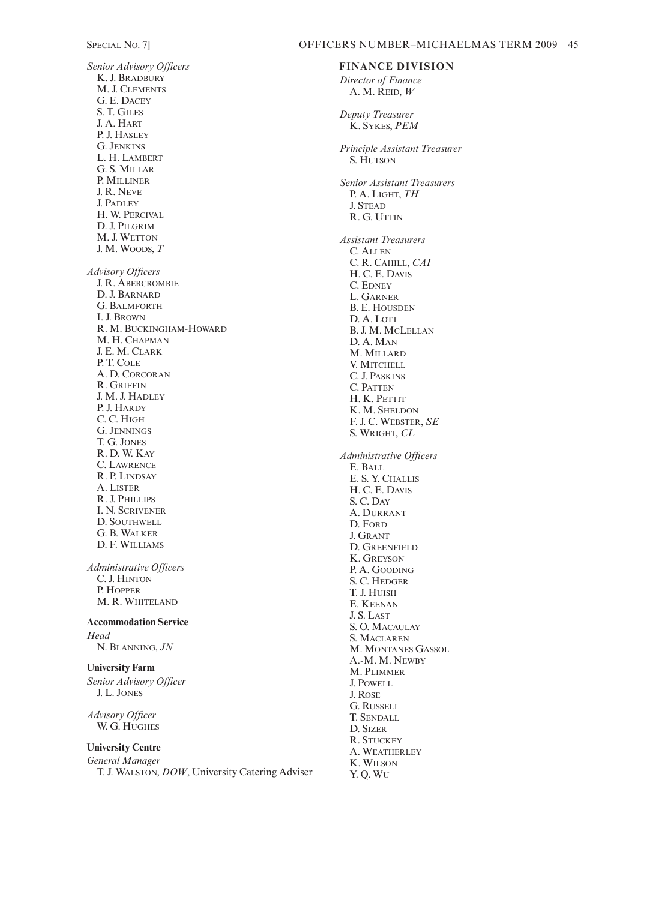*Senior Advisory Officers*

K. J. Bradbury
M. J. Clements
G. E. Dacey
S. T. Giles
J. A. Hart
P. J. Hasley
G. Jenkins
L. H. Lambert
G. S. Millar
P. Milliner
J. R. Neve
J. Padley
H. W. Percival
D. J. Pilgrim
M. J. Wetton
J. M. Woods, *T*

*Advisory Officers*

J. R. Abercrombie
D. J. Barnard
G. Balmforth
I. J. Brown
R. M. Buckingham-Howard
M. H. Chapman
J. E. M. Clark
P. T. Cole
A. D. Corcoran
R. Griffin
J. M. J. Hadley
P. J. Hardy
C. C. High
G. Jennings
T. G. Jones
R. D. W. Kay
C. Lawrence
R. P. Lindsay
A. Lister
R. J. Phillips
I. N. Scrivener
D. Southwell
G. B. Walker
D. F. Williams

*Administrative Officers*

C. J. Hinton
P. Hopper
M. R. Whiteland

**Accommodation Service**

*Head*

N. Blanning, *JN*

**University Farm**

*Senior Advisory Officer*

J. L. Jones

*Advisory Officer*

W. G. Hughes

**University Centre**

*General Manager*

T. J. Walston, *DOW*, University Catering Adviser

**FINANCE DIVISION**

*Director of Finance*

A. M. Reid, *W*

*Deputy Treasurer*

K. Sykes, *PEM*

*Principle Assistant Treasurer*

S. Hutson

*Senior Assistant Treasurers*

P. A. Light, *TH*
J. Stead
R. G. Uttin

*Assistant Treasurers*

C. Allen
C. R. Cahill, *CAI*
H. C. E. Davis
C. Edney
L. Garner
B. E. Housden
D. A. Lott
B. J. M. McLellan
D. A. Man
M. Millard
V. Mitchell
C. J. Paskins
C. Patten
H. K. Pettit
K. M. Sheldon
F. J. C. Webster, *SE*
S. Wright, *CL*

*Administrative Officers*

E. Ball
E. S. Y. Challis
H. C. E. Davis
S. C. Day
A. Durrant
D. Ford
J. Grant
D. Greenfield
K. Greyson
P. A. Gooding
S. C. Hedger
T. J. Huish
E. Keenan
J. S. Last
S. O. Macaulay
S. Maclaren
M. Montanes Gassol
A.-M. M. Newby
M. Plimmer
J. Powell
J. Rose
G. Russell
T. Sendall
D. Sizer
R. Stuckey
A. Weatherley
K. Wilson
Y. Q. Wu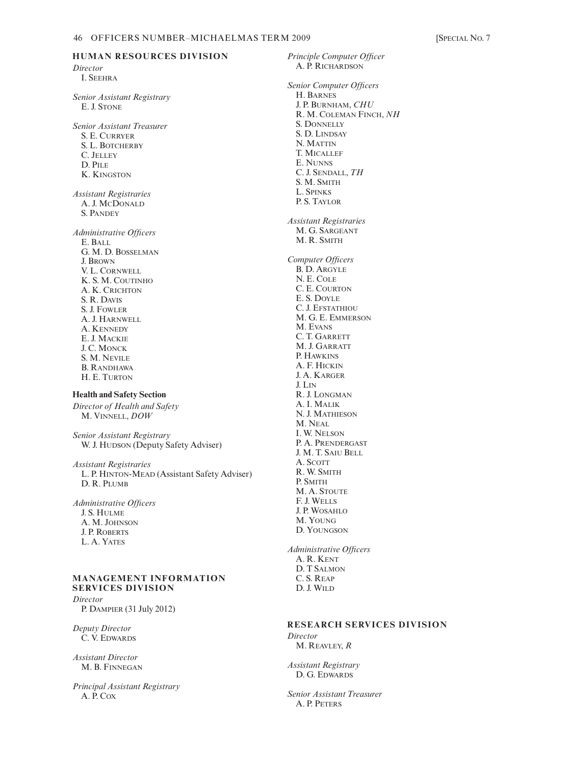## HUMAN RESOURCES DIVISION

*Director*
I. Seehra

*Senior Assistant Registrary*
E. J. Stone

*Senior Assistant Treasurer*
S. E. Curryer
S. L. Botcherby
C. Jelley
D. Pile
K. Kingston

*Assistant Registraries*
A. J. McDonald
S. Pandey

*Administrative Officers*
E. Ball
G. M. D. Bosselman
J. Brown
V. L. Cornwell
K. S. M. Coutinho
A. K. Crichton
S. R. Davis
S. J. Fowler
A. J. Harnwell
A. Kennedy
E. J. Mackie
J. C. Monck
S. M. Nevile
B. Randhawa
H. E. Turton

### Health and Safety Section

*Director of Health and Safety*
M. Vinnell, *DOW*

*Senior Assistant Registrary*
W. J. Hudson (Deputy Safety Adviser)

*Assistant Registraries*
L. P. Hinton-Mead (Assistant Safety Adviser)
D. R. Plumb

*Administrative Officers*
J. S. Hulme
A. M. Johnson
J. P. Roberts
L. A. Yates

## MANAGEMENT INFORMATION SERVICES DIVISION

*Director*
P. Dampier (31 July 2012)

*Deputy Director*
C. V. Edwards

*Assistant Director*
M. B. Finnegan

*Principal Assistant Registrary*
A. P. Cox

*Principle Computer Officer*
A. P. Richardson

*Senior Computer Officers*
H. Barnes
J. P. Burnham, *CHU*
R. M. Coleman Finch, *NH*
S. Donnelly
S. D. Lindsay
N. Mattin
T. Micallef
E. Nunns
C. J. Sendall, *TH*
S. M. Smith
L. Spinks
P. S. Taylor

*Assistant Registraries*
M. G. Sargeant
M. R. Smith

*Computer Officers*
B. D. Argyle
N. E. Cole
C. E. Courton
E. S. Doyle
C. J. Efstathiou
M. G. E. Emmerson
M. Evans
C. T. Garrett
M. J. Garratt
P. Hawkins
A. F. Hickin
J. A. Karger
J. Lin
R. J. Longman
A. I. Malik
N. J. Mathieson
M. Neal
I. W. Nelson
P. A. Prendergast
J. M. T. Saiu Bell
A. Scott
R. W. Smith
P. Smith
M. A. Stoute
F. J. Wells
J. P. Wosahlo
M. Young
D. Youngson

*Administrative Officers*
A. R. Kent
D. T Salmon
C. S. Reap
D. J. Wild

## RESEARCH SERVICES DIVISION

*Director*
M. Reavley, *R*

*Assistant Registrary*
D. G. Edwards

*Senior Assistant Treasurer*
A. P. Peters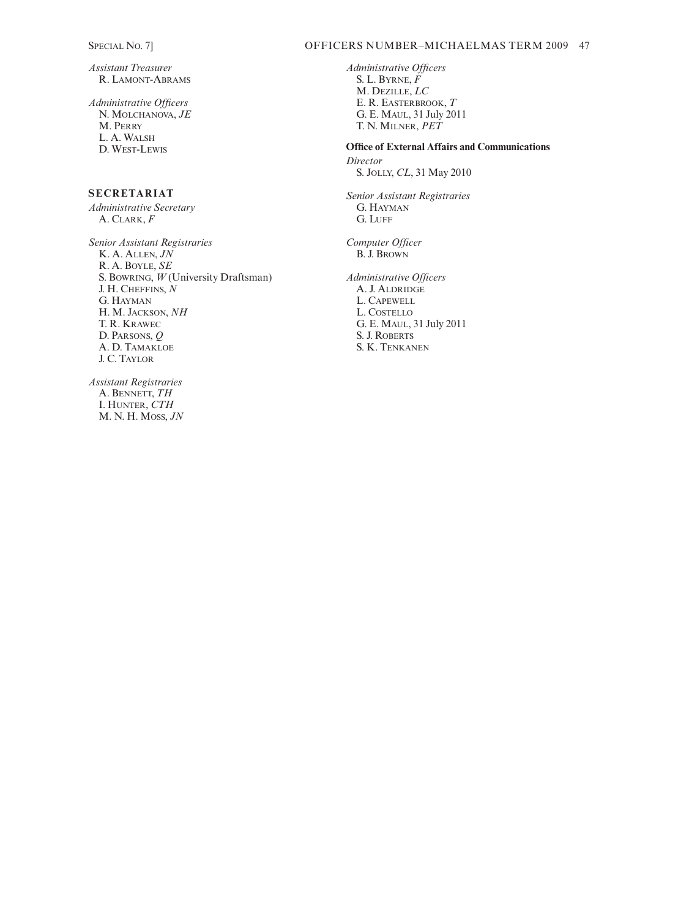*Assistant Treasurer*
R. Lamont-Abrams

*Administrative Officers*
N. Molchanova, *JE*
M. Perry
L. A. Walsh
D. West-Lewis

## SECRETARIAT

*Administrative Secretary*
A. Clark, *F*

*Senior Assistant Registraries*
K. A. Allen, *JN*
R. A. Boyle, *SE*
S. Bowring, *W* (University Draftsman)
J. H. Cheffins, *N*
G. Hayman
H. M. Jackson, *NH*
T. R. Krawec
D. Parsons, *Q*
A. D. Tamakloe
J. C. Taylor

*Assistant Registraries*
A. Bennett, *TH*
I. Hunter, *CTH*
M. N. H. Moss, *JN*

*Administrative Officers*
S. L. Byrne, *F*
M. Dezille, *LC*
E. R. Easterbrook, *T*
G. E. Maul, 31 July 2011
T. N. Milner, *PET*

**Office of External Affairs and Communications**

*Director*
S. Jolly, *CL*, 31 May 2010

*Senior Assistant Registraries*
G. Hayman
G. Luff

*Computer Officer*
B. J. Brown

*Administrative Officers*
A. J. Aldridge
L. Capewell
L. Costello
G. E. Maul, 31 July 2011
S. J. Roberts
S. K. Tenkanen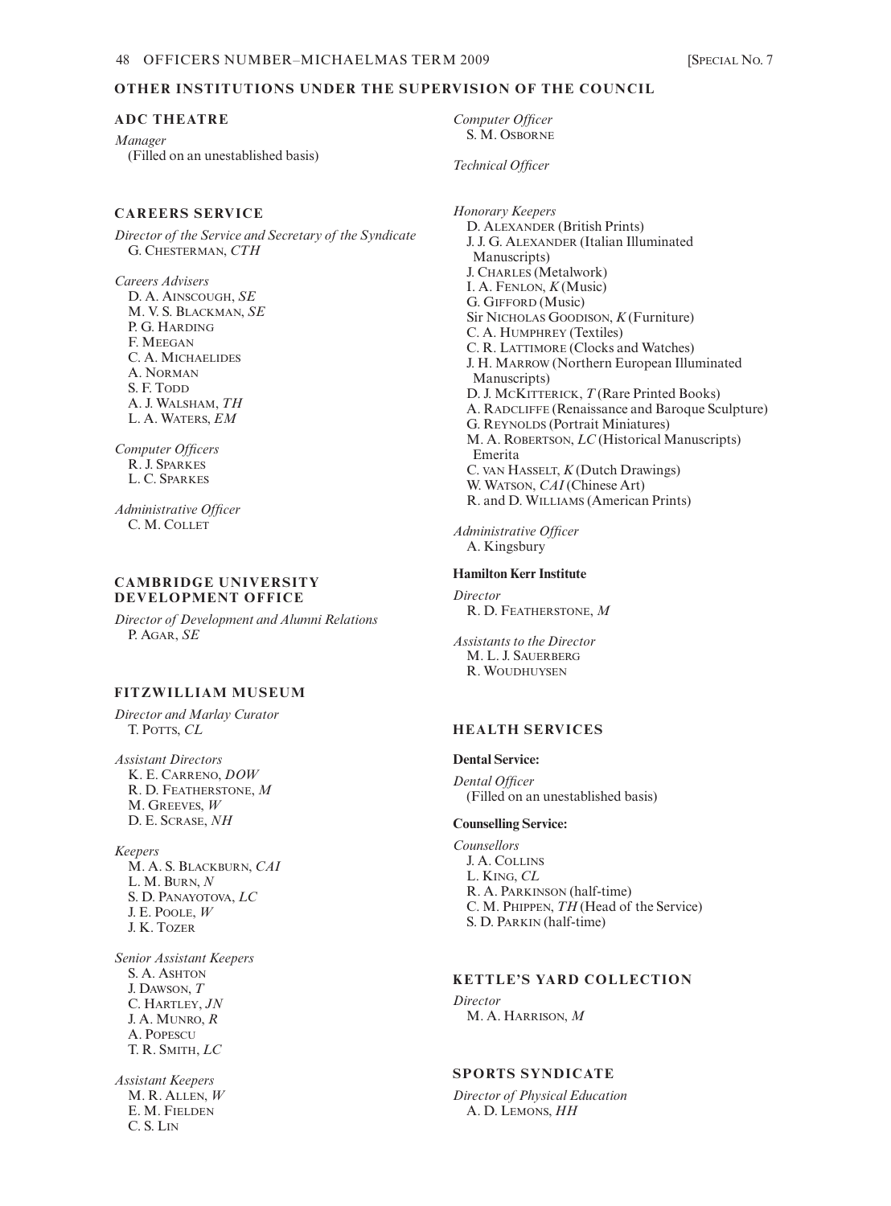## OTHER INSTITUTIONS UNDER THE SUPERVISION OF THE COUNCIL

### ADC THEATRE

*Manager*
(Filled on an unestablished basis)

### CAREERS SERVICE

*Director of the Service and Secretary of the Syndicate*
G. Chesterman, *CTH*

*Careers Advisers*
D. A. Ainscough, *SE*
M. V. S. Blackman, *SE*
P. G. Harding
F. Meegan
C. A. Michaelides
A. Norman
S. F. Todd
A. J. Walsham, *TH*
L. A. Waters, *EM*

*Computer Officers*
R. J. Sparkes
L. C. Sparkes

*Administrative Officer*
C. M. Collet

### CAMBRIDGE UNIVERSITY DEVELOPMENT OFFICE

*Director of Development and Alumni Relations*
P. Agar, *SE*

### FITZWILLIAM MUSEUM

*Director and Marlay Curator*
T. Potts, *CL*

*Assistant Directors*
K. E. Carreno, *DOW*
R. D. Featherstone, *M*
M. Greeves, *W*
D. E. Scrase, *NH*

*Keepers*
M. A. S. Blackburn, *CAI*
L. M. Burn, *N*
S. D. Panayotova, *LC*
J. E. Poole, *W*
J. K. Tozer

*Senior Assistant Keepers*
S. A. Ashton
J. Dawson, *T*
C. Hartley, *JN*
J. A. Munro, *R*
A. Popescu
T. R. Smith, *LC*

*Assistant Keepers*
M. R. Allen, *W*
E. M. Fielden
C. S. Lin

*Computer Officer*
S. M. Osborne

*Technical Officer*

*Honorary Keepers*
D. Alexander (British Prints)
J. J. G. Alexander (Italian Illuminated Manuscripts)
J. Charles (Metalwork)
I. A. Fenlon, *K* (Music)
G. Gifford (Music)
Sir Nicholas Goodison, *K* (Furniture)
C. A. Humphrey (Textiles)
C. R. Lattimore (Clocks and Watches)
J. H. Marrow (Northern European Illuminated Manuscripts)
D. J. McKitterick, *T* (Rare Printed Books)
A. Radcliffe (Renaissance and Baroque Sculpture)
G. Reynolds (Portrait Miniatures)
M. A. Robertson, *LC* (Historical Manuscripts) Emerita
C. van Hasselt, *K* (Dutch Drawings)
W. Watson, *CAI* (Chinese Art)
R. and D. Williams (American Prints)

*Administrative Officer*
A. Kingsbury

**Hamilton Kerr Institute**

*Director*
R. D. Featherstone, *M*

*Assistants to the Director*
M. L. J. Sauerberg
R. Woudhuysen

### HEALTH SERVICES

**Dental Service:**

*Dental Officer*
(Filled on an unestablished basis)

**Counselling Service:**

*Counsellors*
J. A. Collins
L. King, *CL*
R. A. Parkinson (half-time)
C. M. Phippen, *TH* (Head of the Service)
S. D. Parkin (half-time)

### KETTLE'S YARD COLLECTION

*Director*
M. A. Harrison, *M*

### SPORTS SYNDICATE

*Director of Physical Education*
A. D. Lemons, *HH*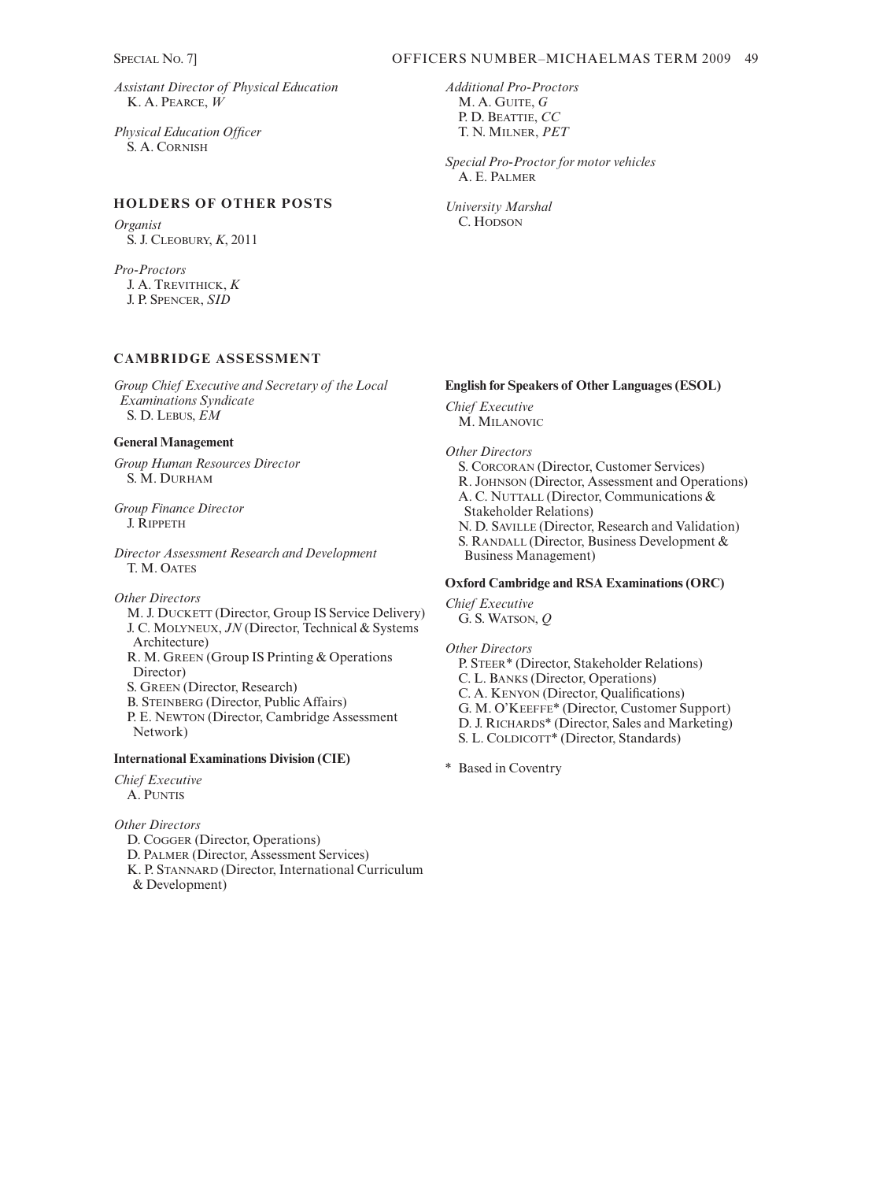*Assistant Director of Physical Education*
K. A. Pearce, *W*

*Physical Education Officer*
S. A. Cornish

## HOLDERS OF OTHER POSTS

*Organist*
S. J. Cleobury, *K*, 2011

*Pro-Proctors*
J. A. Trevithick, *K*
J. P. Spencer, *SID*

*Additional Pro-Proctors*
M. A. Guite, *G*
P. D. Beattie, *CC*
T. N. Milner, *PET*

*Special Pro-Proctor for motor vehicles*
A. E. Palmer

*University Marshal*
C. Hodson

## CAMBRIDGE ASSESSMENT

*Group Chief Executive and Secretary of the Local Examinations Syndicate*
S. D. Lebus, *EM*

**General Management**

*Group Human Resources Director*
S. M. Durham

*Group Finance Director*
J. Rippeth

*Director Assessment Research and Development*
T. M. Oates

*Other Directors*
M. J. Duckett (Director, Group IS Service Delivery)
J. C. Molyneux, *JN* (Director, Technical & Systems Architecture)
R. M. Green (Group IS Printing & Operations Director)
S. Green (Director, Research)
B. Steinberg (Director, Public Affairs)
P. E. Newton (Director, Cambridge Assessment Network)

**International Examinations Division (CIE)**

*Chief Executive*
A. Puntis

*Other Directors*
D. Cogger (Director, Operations)
D. Palmer (Director, Assessment Services)
K. P. Stannard (Director, International Curriculum & Development)

**English for Speakers of Other Languages (ESOL)**

*Chief Executive*
M. Milanovic

*Other Directors*
S. Corcoran (Director, Customer Services)
R. Johnson (Director, Assessment and Operations)
A. C. Nuttall (Director, Communications & Stakeholder Relations)
N. D. Saville (Director, Research and Validation)
S. Randall (Director, Business Development & Business Management)

**Oxford Cambridge and RSA Examinations (ORC)**

*Chief Executive*
G. S. Watson, *Q*

*Other Directors*
P. Steer* (Director, Stakeholder Relations)
C. L. Banks (Director, Operations)
C. A. Kenyon (Director, Qualifications)
G. M. O'Keeffe* (Director, Customer Support)
D. J. Richards* (Director, Sales and Marketing)
S. L. Coldicott* (Director, Standards)

\* Based in Coventry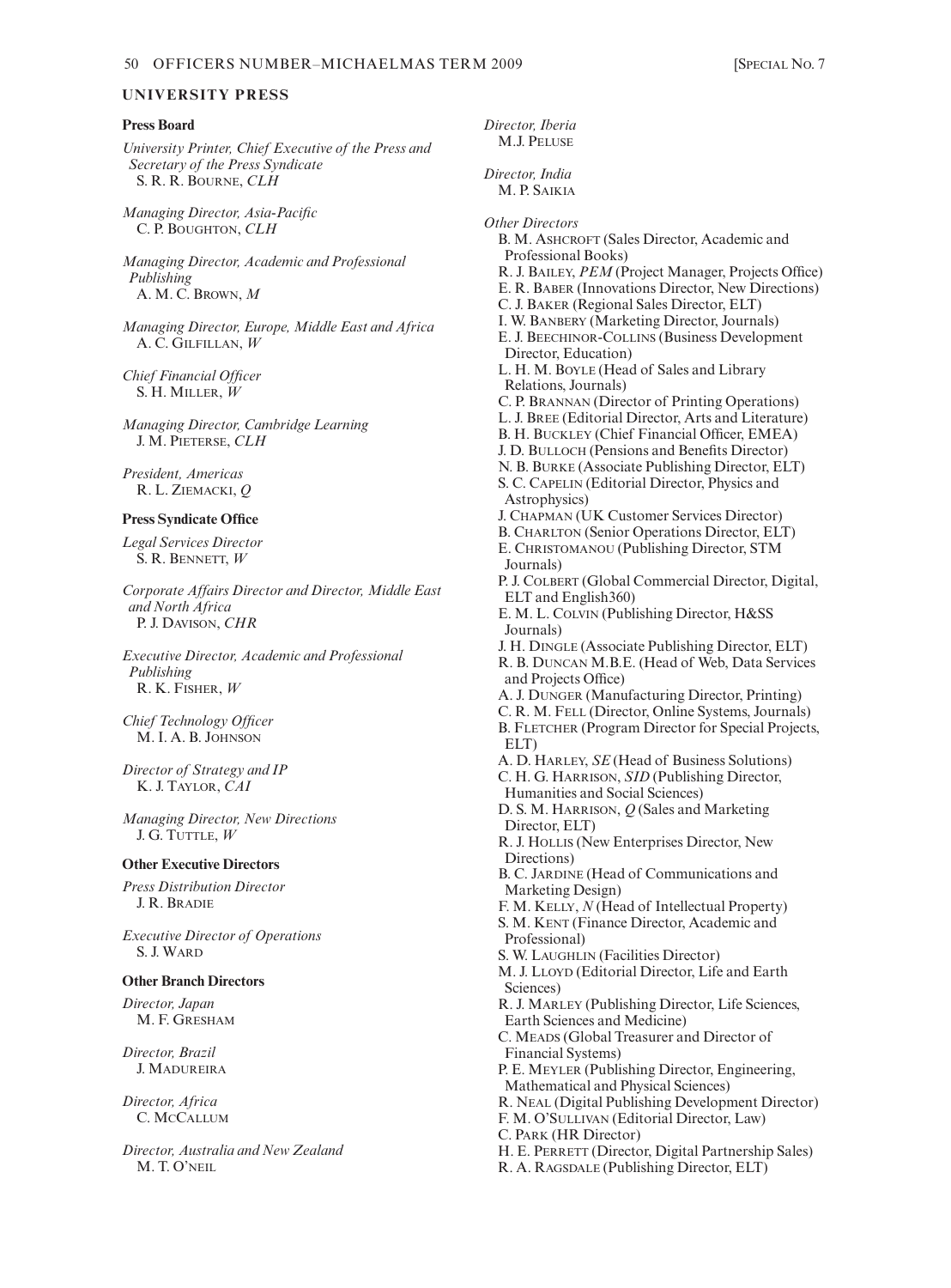## UNIVERSITY PRESS

### Press Board

*University Printer, Chief Executive of the Press and Secretary of the Press Syndicate*
S. R. R. Bourne, *CLH*

*Managing Director, Asia-Pacific*
C. P. Boughton, *CLH*

*Managing Director, Academic and Professional Publishing*
A. M. C. Brown, *M*

*Managing Director, Europe, Middle East and Africa*
A. C. Gilfillan, *W*

*Chief Financial Officer*
S. H. Miller, *W*

*Managing Director, Cambridge Learning*
J. M. Pieterse, *CLH*

*President, Americas*
R. L. Ziemacki, *Q*

### Press Syndicate Office

*Legal Services Director*
S. R. Bennett, *W*

*Corporate Affairs Director and Director, Middle East and North Africa*
P. J. Davison, *CHR*

*Executive Director, Academic and Professional Publishing*
R. K. Fisher, *W*

*Chief Technology Officer*
M. I. A. B. Johnson

*Director of Strategy and IP*
K. J. Taylor, *CAI*

*Managing Director, New Directions*
J. G. Tuttle, *W*

### Other Executive Directors

*Press Distribution Director*
J. R. Bradie

*Executive Director of Operations*
S. J. Ward

### Other Branch Directors

*Director, Japan*
M. F. Gresham

*Director, Brazil*
J. Madureira

*Director, Africa*
C. McCallum

*Director, Australia and New Zealand*
M. T. O'Neil

*Director, Iberia*
M.J. Peluse

*Director, India*
M. P. Saikia

*Other Directors*
- B. M. Ashcroft (Sales Director, Academic and Professional Books)
- R. J. Bailey, *PEM* (Project Manager, Projects Office)
- E. R. Baber (Innovations Director, New Directions)
- C. J. Baker (Regional Sales Director, ELT)
- I. W. Banbery (Marketing Director, Journals)
- E. J. Beechinor-Collins (Business Development Director, Education)
- L. H. M. Boyle (Head of Sales and Library Relations, Journals)
- C. P. Brannan (Director of Printing Operations)
- L. J. Bree (Editorial Director, Arts and Literature)
- B. H. Buckley (Chief Financial Officer, EMEA)
- J. D. Bulloch (Pensions and Benefits Director)
- N. B. Burke (Associate Publishing Director, ELT)
- S. C. Capelin (Editorial Director, Physics and Astrophysics)
- J. Chapman (UK Customer Services Director)
- B. Charlton (Senior Operations Director, ELT)
- E. Christomanou (Publishing Director, STM Journals)
- P. J. Colbert (Global Commercial Director, Digital, ELT and English360)
- E. M. L. Colvin (Publishing Director, H&SS Journals)
- J. H. Dingle (Associate Publishing Director, ELT)
- R. B. Duncan M.B.E. (Head of Web, Data Services and Projects Office)
- A. J. Dunger (Manufacturing Director, Printing)
- C. R. M. Fell (Director, Online Systems, Journals)
- B. Fletcher (Program Director for Special Projects, ELT)
- A. D. Harley, *SE* (Head of Business Solutions)
- C. H. G. Harrison, *SID* (Publishing Director, Humanities and Social Sciences)
- D. S. M. Harrison, *Q* (Sales and Marketing Director, ELT)
- R. J. Hollis (New Enterprises Director, New Directions)
- B. C. Jardine (Head of Communications and Marketing Design)
- F. M. Kelly, *N* (Head of Intellectual Property)
- S. M. Kent (Finance Director, Academic and Professional)
- S. W. Laughlin (Facilities Director)
- M. J. Lloyd (Editorial Director, Life and Earth Sciences)
- R. J. Marley (Publishing Director, Life Sciences, Earth Sciences and Medicine)
- C. Meads (Global Treasurer and Director of Financial Systems)
- P. E. Meyler (Publishing Director, Engineering, Mathematical and Physical Sciences)
- R. Neal (Digital Publishing Development Director)
- F. M. O'Sullivan (Editorial Director, Law)
- C. Park (HR Director)
- H. E. Perrett (Director, Digital Partnership Sales)
- R. A. Ragsdale (Publishing Director, ELT)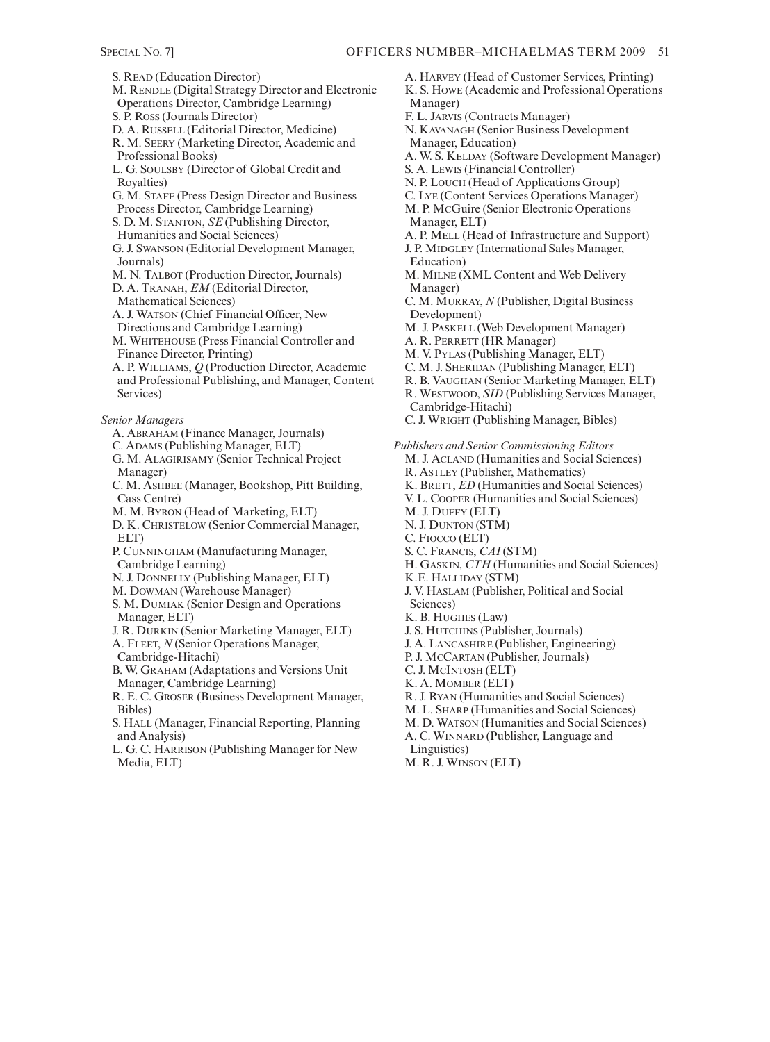S. Read (Education Director)
M. Rendle (Digital Strategy Director and Electronic Operations Director, Cambridge Learning)
S. P. Ross (Journals Director)
D. A. Russell (Editorial Director, Medicine)
R. M. Seery (Marketing Director, Academic and Professional Books)
L. G. Soulsby (Director of Global Credit and Royalties)
G. M. Staff (Press Design Director and Business Process Director, Cambridge Learning)
S. D. M. Stanton, *SE* (Publishing Director, Humanities and Social Sciences)
G. J. Swanson (Editorial Development Manager, Journals)
M. N. Talbot (Production Director, Journals)
D. A. Tranah, *EM* (Editorial Director, Mathematical Sciences)
A. J. Watson (Chief Financial Officer, New Directions and Cambridge Learning)
M. Whitehouse (Press Financial Controller and Finance Director, Printing)
A. P. Williams, *Q* (Production Director, Academic and Professional Publishing, and Manager, Content Services)

*Senior Managers*

A. Abraham (Finance Manager, Journals)
C. Adams (Publishing Manager, ELT)
G. M. Alagirisamy (Senior Technical Project Manager)
C. M. Ashbee (Manager, Bookshop, Pitt Building, Cass Centre)
M. M. Byron (Head of Marketing, ELT)
D. K. Christelow (Senior Commercial Manager, ELT)
P. Cunningham (Manufacturing Manager, Cambridge Learning)
N. J. Donnelly (Publishing Manager, ELT)
M. Dowman (Warehouse Manager)
S. M. Dumiak (Senior Design and Operations Manager, ELT)
J. R. Durkin (Senior Marketing Manager, ELT)
A. Fleet, *N* (Senior Operations Manager, Cambridge-Hitachi)
B. W. Graham (Adaptations and Versions Unit Manager, Cambridge Learning)
R. E. C. Groser (Business Development Manager, Bibles)
S. Hall (Manager, Financial Reporting, Planning and Analysis)
L. G. C. Harrison (Publishing Manager for New Media, ELT)
A. Harvey (Head of Customer Services, Printing)
K. S. Howe (Academic and Professional Operations Manager)
F. L. Jarvis (Contracts Manager)
N. Kavanagh (Senior Business Development Manager, Education)
A. W. S. Kelday (Software Development Manager)
S. A. Lewis (Financial Controller)
N. P. Louch (Head of Applications Group)
C. Lye (Content Services Operations Manager)
M. P. McGuire (Senior Electronic Operations Manager, ELT)
A. P. Mell (Head of Infrastructure and Support)
J. P. Midgley (International Sales Manager, Education)
M. Milne (XML Content and Web Delivery Manager)
C. M. Murray, *N* (Publisher, Digital Business Development)
M. J. Paskell (Web Development Manager)
A. R. Perrett (HR Manager)
M. V. Pylas (Publishing Manager, ELT)
C. M. J. Sheridan (Publishing Manager, ELT)
R. B. Vaughan (Senior Marketing Manager, ELT)
R. Westwood, *SID* (Publishing Services Manager, Cambridge-Hitachi)
C. J. Wright (Publishing Manager, Bibles)

*Publishers and Senior Commissioning Editors*

M. J. Acland (Humanities and Social Sciences)
R. Astley (Publisher, Mathematics)
K. Brett, *ED* (Humanities and Social Sciences)
V. L. Cooper (Humanities and Social Sciences)
M. J. Duffy (ELT)
N. J. Dunton (STM)
C. Fiocco (ELT)
S. C. Francis, *CAI* (STM)
H. Gaskin, *CTH* (Humanities and Social Sciences)
K.E. Halliday (STM)
J. V. Haslam (Publisher, Political and Social Sciences)
K. B. Hughes (Law)
J. S. Hutchins (Publisher, Journals)
J. A. Lancashire (Publisher, Engineering)
P. J. McCartan (Publisher, Journals)
C. J. McIntosh (ELT)
K. A. Momber (ELT)
R. J. Ryan (Humanities and Social Sciences)
M. L. Sharp (Humanities and Social Sciences)
M. D. Watson (Humanities and Social Sciences)
A. C. Winnard (Publisher, Language and Linguistics)
M. R. J. Winson (ELT)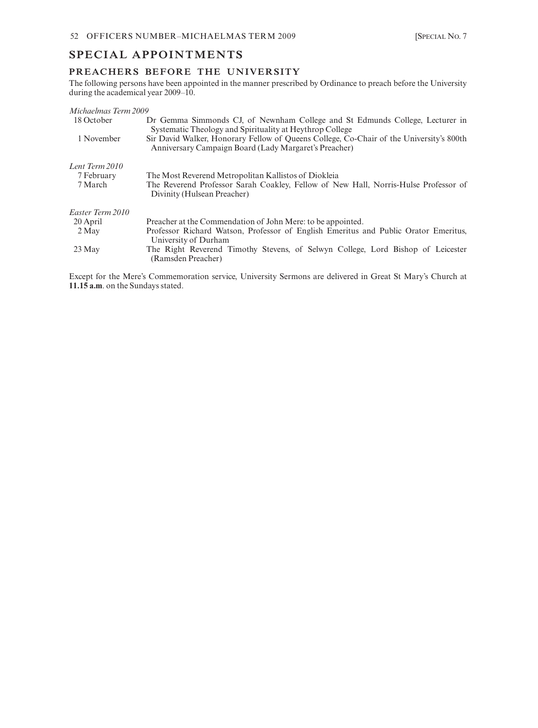# SPECIAL APPOINTMENTS

## PREACHERS BEFORE THE UNIVERSITY

The following persons have been appointed in the manner prescribed by Ordinance to preach before the University during the academical year 2009–10.

*Michaelmas Term 2009*

| | |
|---|---|
| 18 October | Dr Gemma Simmonds CJ, of Newnham College and St Edmunds College, Lecturer in Systematic Theology and Spirituality at Heythrop College |
| 1 November | Sir David Walker, Honorary Fellow of Queens College, Co-Chair of the University's 800th Anniversary Campaign Board (Lady Margaret's Preacher) |

*Lent Term 2010*

| | |
|---|---|
| 7 February | The Most Reverend Metropolitan Kallistos of Diokleia |
| 7 March | The Reverend Professor Sarah Coakley, Fellow of New Hall, Norris-Hulse Professor of Divinity (Hulsean Preacher) |

*Easter Term 2010*

| | |
|---|---|
| 20 April | Preacher at the Commendation of John Mere: to be appointed. |
| 2 May | Professor Richard Watson, Professor of English Emeritus and Public Orator Emeritus, University of Durham |
| 23 May | The Right Reverend Timothy Stevens, of Selwyn College, Lord Bishop of Leicester (Ramsden Preacher) |

Except for the Mere's Commemoration service, University Sermons are delivered in Great St Mary's Church at **11.15 a.m**. on the Sundays stated.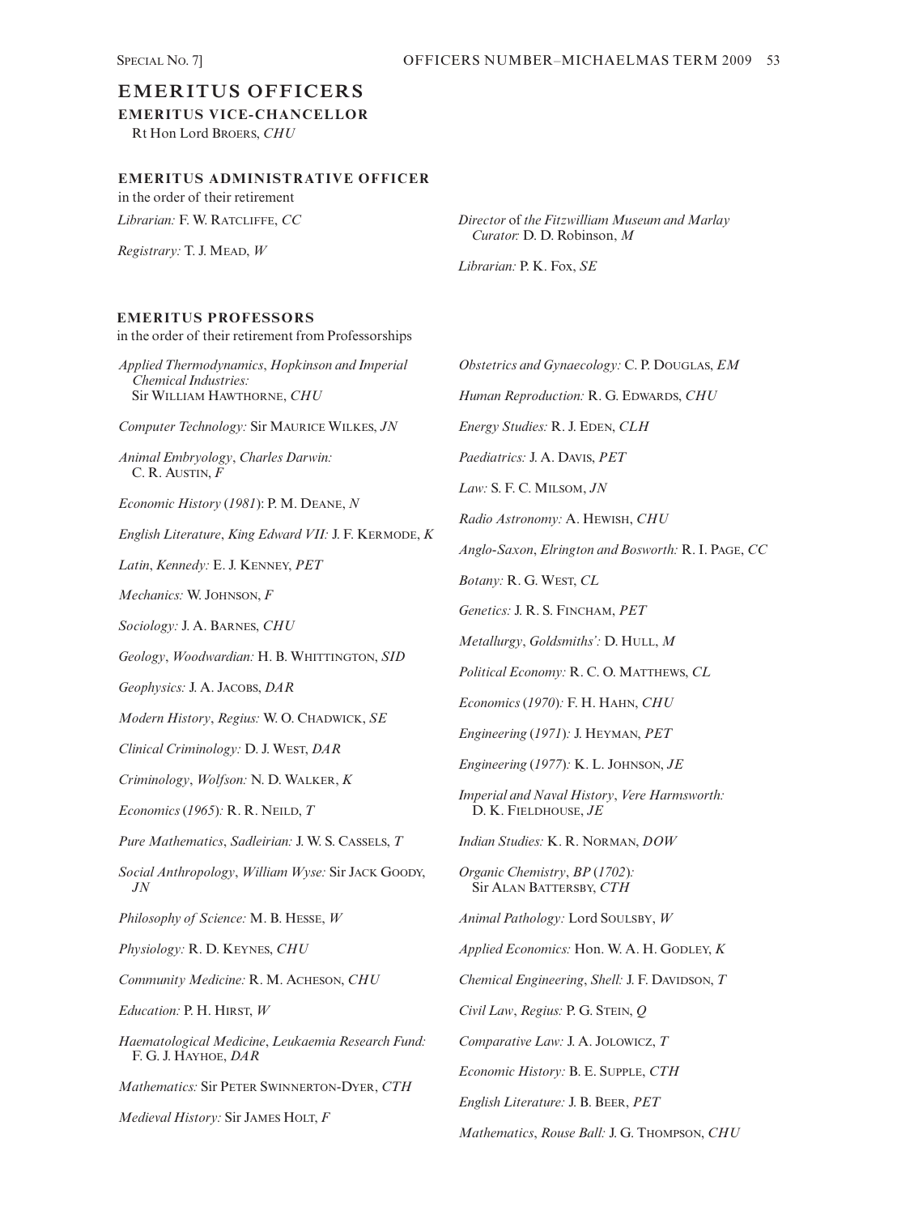# EMERITUS OFFICERS

## EMERITUS VICE-CHANCELLOR

Rt Hon Lord BROERS, *CHU*

## EMERITUS ADMINISTRATIVE OFFICER

in the order of their retirement

*Librarian:* F. W. RATCLIFFE, *CC*

*Registrary:* T. J. MEAD, *W*

*Director of the Fitzwilliam Museum and Marlay Curator:* D. D. Robinson, *M*

*Librarian:* P. K. FOX, *SE*

## EMERITUS PROFESSORS

in the order of their retirement from Professorships

*Applied Thermodynamics, Hopkinson and Imperial Chemical Industries:* Sir WILLIAM HAWTHORNE, *CHU*

*Computer Technology:* Sir MAURICE WILKES, *JN*

*Animal Embryology, Charles Darwin:* C. R. AUSTIN, *F*

*Economic History (1981):* P. M. DEANE, *N*

*English Literature, King Edward VII:* J. F. KERMODE, *K*

*Latin, Kennedy:* E. J. KENNEY, *PET*

*Mechanics:* W. JOHNSON, *F*

*Sociology:* J. A. BARNES, *CHU*

*Geology, Woodwardian:* H. B. WHITTINGTON, *SID*

*Geophysics:* J. A. JACOBS, *DAR*

*Modern History, Regius:* W. O. CHADWICK, *SE*

*Clinical Criminology:* D. J. WEST, *DAR*

*Criminology, Wolfson:* N. D. WALKER, *K*

*Economics (1965):* R. R. NEILD, *T*

*Pure Mathematics, Sadleirian:* J. W. S. CASSELS, *T*

*Social Anthropology, William Wyse:* Sir JACK GOODY, *JN*

*Philosophy of Science:* M. B. HESSE, *W*

*Physiology:* R. D. KEYNES, *CHU*

*Community Medicine:* R. M. ACHESON, *CHU*

*Education:* P. H. HIRST, *W*

*Haematological Medicine, Leukaemia Research Fund:* F. G. J. HAYHOE, *DAR*

*Mathematics:* Sir PETER SWINNERTON-DYER, *CTH*

*Medieval History:* Sir JAMES HOLT, *F*

*Obstetrics and Gynaecology:* C. P. DOUGLAS, *EM*

*Human Reproduction:* R. G. EDWARDS, *CHU*

*Energy Studies:* R. J. EDEN, *CLH*

*Paediatrics:* J. A. DAVIS, *PET*

*Law:* S. F. C. MILSOM, *JN*

*Radio Astronomy:* A. HEWISH, *CHU*

*Anglo-Saxon, Elrington and Bosworth:* R. I. PAGE, *CC*

*Botany:* R. G. WEST, *CL*

*Genetics:* J. R. S. FINCHAM, *PET*

*Metallurgy, Goldsmiths':* D. HULL, *M*

*Political Economy:* R. C. O. MATTHEWS, *CL*

*Economics (1970):* F. H. HAHN, *CHU*

*Engineering (1971):* J. HEYMAN, *PET*

*Engineering (1977):* K. L. JOHNSON, *JE*

*Imperial and Naval History, Vere Harmsworth:* D. K. FIELDHOUSE, *JE*

*Indian Studies:* K. R. NORMAN, *DOW*

*Organic Chemistry, BP (1702):* Sir ALAN BATTERSBY, *CTH*

*Animal Pathology:* Lord SOULSBY, *W*

*Applied Economics:* Hon. W. A. H. GODLEY, *K*

*Chemical Engineering, Shell:* J. F. DAVIDSON, *T*

*Civil Law, Regius:* P. G. STEIN, *Q*

*Comparative Law:* J. A. JOLOWICZ, *T*

*Economic History:* B. E. SUPPLE, *CTH*

*English Literature:* J. B. BEER, *PET*

*Mathematics, Rouse Ball:* J. G. THOMPSON, *CHU*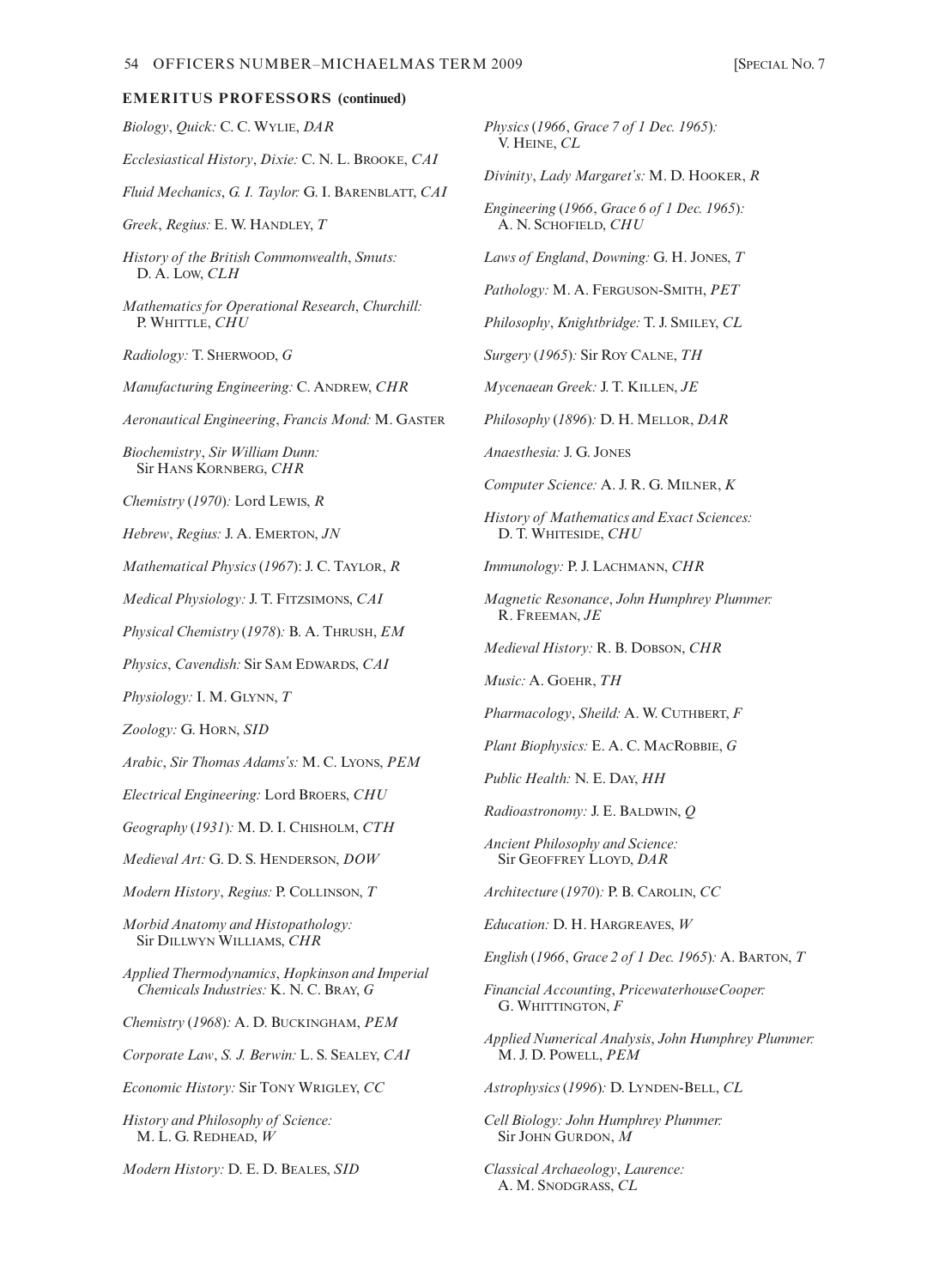**EMERITUS PROFESSORS (continued)**

*Biology*, *Quick:* C. C. Wylie, *DAR*

*Ecclesiastical History*, *Dixie:* C. N. L. Brooke, *CAI*

*Fluid Mechanics*, *G. I. Taylor:* G. I. Barenblatt, *CAI*

*Greek*, *Regius:* E. W. Handley, *T*

*History of the British Commonwealth*, *Smuts:* D. A. Low, *CLH*

*Mathematics for Operational Research*, *Churchill:* P. Whittle, *CHU*

*Radiology:* T. Sherwood, *G*

*Manufacturing Engineering:* C. Andrew, *CHR*

*Aeronautical Engineering*, *Francis Mond:* M. Gaster

*Biochemistry*, *Sir William Dunn:* Sir Hans Kornberg, *CHR*

*Chemistry* (*1970*)*:* Lord Lewis, *R*

*Hebrew*, *Regius:* J. A. Emerton, *JN*

*Mathematical Physics* (*1967*): J. C. Taylor, *R*

*Medical Physiology:* J. T. Fitzsimons, *CAI*

*Physical Chemistry* (*1978*)*:* B. A. Thrush, *EM*

*Physics*, *Cavendish:* Sir Sam Edwards, *CAI*

*Physiology:* I. M. Glynn, *T*

*Zoology:* G. Horn, *SID*

*Arabic*, *Sir Thomas Adams's:* M. C. Lyons, *PEM*

*Electrical Engineering:* Lord Broers, *CHU*

*Geography* (*1931*)*:* M. D. I. Chisholm, *CTH*

*Medieval Art:* G. D. S. Henderson, *DOW*

*Modern History*, *Regius:* P. Collinson, *T*

*Morbid Anatomy and Histopathology:* Sir Dillwyn Williams, *CHR*

*Applied Thermodynamics*, *Hopkinson and Imperial Chemicals Industries:* K. N. C. Bray, *G*

*Chemistry* (*1968*)*:* A. D. Buckingham, *PEM*

*Corporate Law*, *S. J. Berwin:* L. S. Sealey, *CAI*

*Economic History:* Sir Tony Wrigley, *CC*

*History and Philosophy of Science:* M. L. G. Redhead, *W*

*Modern History:* D. E. D. Beales, *SID*

*Physics* (*1966*, *Grace 7 of 1 Dec. 1965*)*:* V. Heine, *CL*

*Divinity*, *Lady Margaret's:* M. D. Hooker, *R*

*Engineering* (*1966*, *Grace 6 of 1 Dec. 1965*)*:* A. N. Schofield, *CHU*

*Laws of England*, *Downing:* G. H. Jones, *T*

*Pathology:* M. A. Ferguson-Smith, *PET*

*Philosophy*, *Knightbridge:* T. J. Smiley, *CL*

*Surgery* (*1965*)*:* Sir Roy Calne, *TH*

*Mycenaean Greek:* J. T. Killen, *JE*

*Philosophy* (*1896*)*:* D. H. Mellor, *DAR*

*Anaesthesia:* J. G. Jones

*Computer Science:* A. J. R. G. Milner, *K*

*History of Mathematics and Exact Sciences:* D. T. Whiteside, *CHU*

*Immunology:* P. J. Lachmann, *CHR*

*Magnetic Resonance*, *John Humphrey Plummer:* R. Freeman, *JE*

*Medieval History:* R. B. Dobson, *CHR*

*Music:* A. Goehr, *TH*

*Pharmacology*, *Sheild:* A. W. Cuthbert, *F*

*Plant Biophysics:* E. A. C. MacRobbie, *G*

*Public Health:* N. E. Day, *HH*

*Radioastronomy:* J. E. Baldwin, *Q*

*Ancient Philosophy and Science:* Sir Geoffrey Lloyd, *DAR*

*Architecture* (*1970*)*:* P. B. Carolin, *CC*

*Education:* D. H. Hargreaves, *W*

*English* (*1966*, *Grace 2 of 1 Dec. 1965*)*:* A. Barton, *T*

*Financial Accounting*, *PricewaterhouseCooper:* G. Whittington, *F*

*Applied Numerical Analysis*, *John Humphrey Plummer:* M. J. D. Powell, *PEM*

*Astrophysics* (*1996*)*:* D. Lynden-Bell, *CL*

*Cell Biology: John Humphrey Plummer:* Sir John Gurdon, *M*

*Classical Archaeology*, *Laurence:* A. M. Snodgrass, *CL*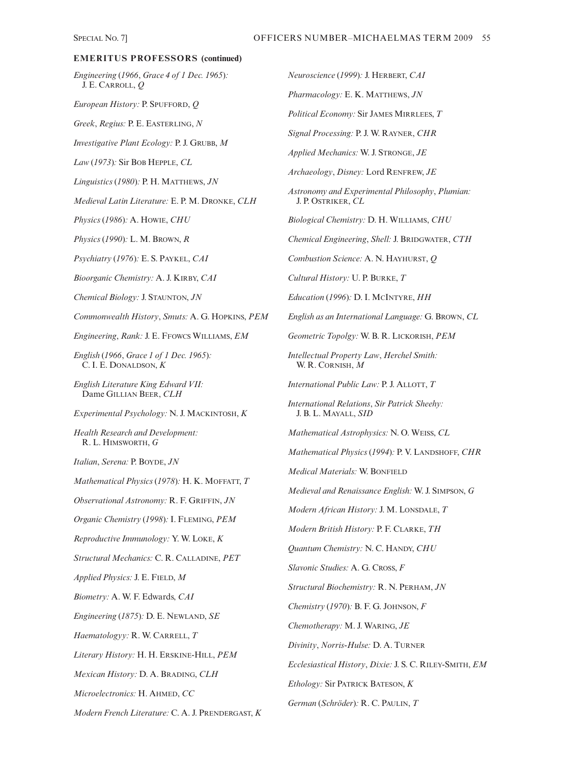**EMERITUS PROFESSORS (continued)**

*Engineering* (*1966*, *Grace 4 of 1 Dec. 1965*)*:* J. E. Carroll, *Q*

*European History:* P. Spufford, *Q*

*Greek*, *Regius:* P. E. Easterling, *N*

*Investigative Plant Ecology:* P. J. Grubb, *M*

*Law* (*1973*)*:* Sir Bob Hepple, *CL*

*Linguistics* (*1980*)*:* P. H. Matthews, *JN*

*Medieval Latin Literature:* E. P. M. Dronke, *CLH*

*Physics* (*1986*)*:* A. Howie, *CHU*

*Physics* (*1990*)*:* L. M. Brown, *R*

*Psychiatry* (*1976*)*:* E. S. Paykel, *CAI*

*Bioorganic Chemistry:* A. J. Kirby, *CAI*

*Chemical Biology:* J. Staunton, *JN*

*Commonwealth History*, *Smuts:* A. G. Hopkins, *PEM*

*Engineering*, *Rank:* J. E. Ffowcs Williams, *EM*

*English* (*1966*, *Grace 1 of 1 Dec. 1965*)*:* C. I. E. Donaldson, *K*

*English Literature King Edward VII:* Dame Gillian Beer, *CLH*

*Experimental Psychology:* N. J. Mackintosh, *K*

*Health Research and Development:* R. L. Himsworth, *G*

*Italian*, *Serena:* P. Boyde, *JN*

*Mathematical Physics* (*1978*)*:* H. K. Moffatt, *T*

*Observational Astronomy:* R. F. Griffin, *JN*

*Organic Chemistry* (*1998*)*:* I. Fleming, *PEM*

*Reproductive Immunology:* Y. W. Loke, *K*

*Structural Mechanics:* C. R. Calladine, *PET*

*Applied Physics:* J. E. Field, *M*

*Biometry:* A. W. F. Edwards, *CAI*

*Engineering* (*1875*)*:* D. E. Newland, *SE*

*Haematologyy:* R. W. Carrell, *T*

*Literary History:* H. H. Erskine-Hill, *PEM*

*Mexican History:* D. A. Brading, *CLH*

*Microelectronics:* H. Ahmed, *CC*

*Modern French Literature:* C. A. J. Prendergast, *K*

*Neuroscience* (*1999*)*:* J. Herbert, *CAI*

*Pharmacology:* E. K. Matthews, *JN*

*Political Economy:* Sir James Mirrlees, *T*

*Signal Processing:* P. J. W. Rayner, *CHR*

*Applied Mechanics:* W. J. Stronge, *JE*

*Archaeology*, *Disney:* Lord Renfrew, *JE*

*Astronomy and Experimental Philosophy*, *Plumian:* J. P. Ostriker, *CL*

*Biological Chemistry:* D. H. Williams, *CHU*

*Chemical Engineering*, *Shell:* J. Bridgwater, *CTH*

*Combustion Science:* A. N. Hayhurst, *Q*

*Cultural History:* U. P. Burke, *T*

*Education* (*1996*)*:* D. I. McIntyre, *HH*

*English as an International Language:* G. Brown, *CL*

*Geometric Topolgy:* W. B. R. Lickorish, *PEM*

*Intellectual Property Law*, *Herchel Smith:* W. R. Cornish, *M*

*International Public Law:* P. J. Allott, *T*

*International Relations*, *Sir Patrick Sheehy:* J. B. L. Mayall, *SID*

*Mathematical Astrophysics:* N. O. Weiss, *CL*

*Mathematical Physics* (*1994*)*:* P. V. Landshoff, *CHR*

*Medical Materials:* W. Bonfield

*Medieval and Renaissance English:* W. J. Simpson, *G*

*Modern African History:* J. M. Lonsdale, *T*

*Modern British History:* P. F. Clarke, *TH*

*Quantum Chemistry:* N. C. Handy, *CHU*

*Slavonic Studies:* A. G. Cross, *F*

*Structural Biochemistry:* R. N. Perham, *JN*

*Chemistry* (*1970*)*:* B. F. G. Johnson, *F*

*Chemotherapy:* M. J. Waring, *JE*

*Divinity*, *Norris-Hulse:* D. A. Turner

*Ecclesiastical History*, *Dixie:* J. S. C. Riley-Smith, *EM*

*Ethology:* Sir Patrick Bateson, *K*

*German* (*Schröder*)*:* R. C. Paulin, *T*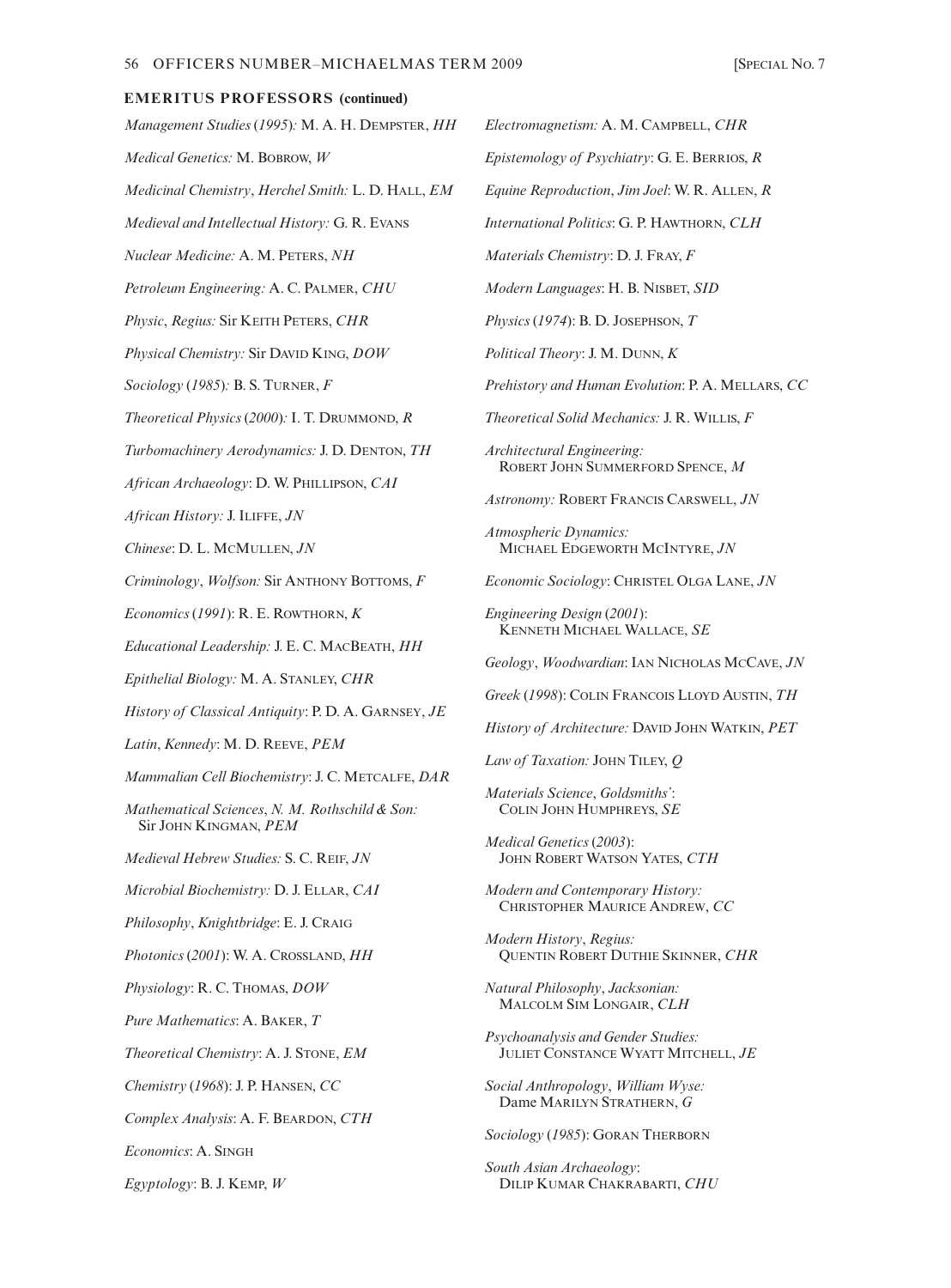**EMERITUS PROFESSORS (continued)**

*Management Studies* (*1995*)*:* M. A. H. DEMPSTER, *HH*

*Medical Genetics:* M. BOBROW, *W*

*Medicinal Chemistry*, *Herchel Smith:* L. D. HALL, *EM*

*Medieval and Intellectual History:* G. R. EVANS

*Nuclear Medicine:* A. M. PETERS, *NH*

*Petroleum Engineering:* A. C. PALMER, *CHU*

*Physic*, *Regius:* Sir KEITH PETERS, *CHR*

*Physical Chemistry:* Sir DAVID KING, *DOW*

*Sociology* (*1985*)*:* B. S. TURNER, *F*

*Theoretical Physics* (*2000*)*:* I. T. DRUMMOND, *R*

*Turbomachinery Aerodynamics:* J. D. DENTON, *TH*

*African Archaeology*: D. W. PHILLIPSON, *CAI*

*African History:* J. ILIFFE, *JN*

*Chinese*: D. L. MCMULLEN, *JN*

*Criminology*, *Wolfson:* Sir ANTHONY BOTTOMS, *F*

*Economics* (*1991*): R. E. ROWTHORN, *K*

*Educational Leadership:* J. E. C. MACBEATH, *HH*

*Epithelial Biology:* M. A. STANLEY, *CHR*

*History of Classical Antiquity*: P. D. A. GARNSEY, *JE*

*Latin*, *Kennedy*: M. D. REEVE, *PEM*

*Mammalian Cell Biochemistry*: J. C. METCALFE, *DAR*

*Mathematical Sciences*, *N. M. Rothschild & Son:* Sir JOHN KINGMAN, *PEM*

*Medieval Hebrew Studies:* S. C. REIF, *JN*

*Microbial Biochemistry:* D. J. ELLAR, *CAI*

*Philosophy*, *Knightbridge*: E. J. CRAIG

*Photonics* (*2001*): W. A. CROSSLAND, *HH*

*Physiology*: R. C. THOMAS, *DOW*

*Pure Mathematics*: A. BAKER, *T*

*Theoretical Chemistry*: A. J. STONE, *EM*

*Chemistry* (*1968*): J. P. HANSEN, *CC*

*Complex Analysis*: A. F. BEARDON, *CTH*

*Economics*: A. SINGH

*Egyptology*: B. J. KEMP, *W*

*Electromagnetism:* A. M. CAMPBELL, *CHR*

*Epistemology of Psychiatry*: G. E. BERRIOS, *R*

*Equine Reproduction*, *Jim Joel*: W. R. ALLEN, *R*

*International Politics*: G. P. HAWTHORN, *CLH*

*Materials Chemistry*: D. J. FRAY, *F*

*Modern Languages*: H. B. NISBET, *SID*

*Physics* (*1974*): B. D. JOSEPHSON, *T*

*Political Theory*: J. M. DUNN, *K*

*Prehistory and Human Evolution*: P. A. MELLARS, *CC*

*Theoretical Solid Mechanics:* J. R. WILLIS, *F*

*Architectural Engineering:* ROBERT JOHN SUMMERFORD SPENCE, *M*

*Astronomy:* ROBERT FRANCIS CARSWELL, *JN*

*Atmospheric Dynamics:* MICHAEL EDGEWORTH MCINTYRE, *JN*

*Economic Sociology*: CHRISTEL OLGA LANE, *JN*

*Engineering Design* (*2001*): KENNETH MICHAEL WALLACE, *SE*

*Geology*, *Woodwardian*: IAN NICHOLAS MCCAVE, *JN*

*Greek* (*1998*): COLIN FRANCOIS LLOYD AUSTIN, *TH*

*History of Architecture:* DAVID JOHN WATKIN, *PET*

*Law of Taxation:* JOHN TILEY, *Q*

*Materials Science*, *Goldsmiths'*: COLIN JOHN HUMPHREYS, *SE*

*Medical Genetics* (*2003*): JOHN ROBERT WATSON YATES, *CTH*

*Modern and Contemporary History:* CHRISTOPHER MAURICE ANDREW, *CC*

*Modern History*, *Regius:* QUENTIN ROBERT DUTHIE SKINNER, *CHR*

*Natural Philosophy*, *Jacksonian:* MALCOLM SIM LONGAIR, *CLH*

*Psychoanalysis and Gender Studies:* JULIET CONSTANCE WYATT MITCHELL, *JE*

*Social Anthropology*, *William Wyse:* Dame MARILYN STRATHERN, *G*

*Sociology* (*1985*): GORAN THERBORN

*South Asian Archaeology*: DILIP KUMAR CHAKRABARTI, *CHU*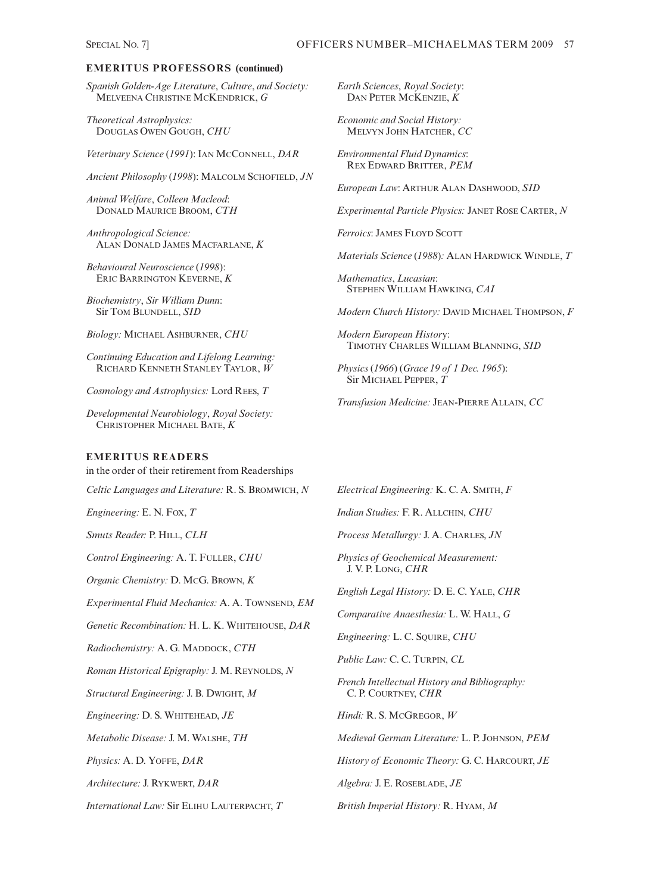## EMERITUS PROFESSORS (continued)

*Spanish Golden-Age Literature, Culture, and Society:* MELVEENA CHRISTINE MCKENDRICK, *G*

*Theoretical Astrophysics:* DOUGLAS OWEN GOUGH, *CHU*

*Veterinary Science (1991)*: IAN MCCONNELL, *DAR*

*Ancient Philosophy (1998)*: MALCOLM SCHOFIELD, *JN*

*Animal Welfare, Colleen Macleod*: DONALD MAURICE BROOM, *CTH*

*Anthropological Science:* ALAN DONALD JAMES MACFARLANE, *K*

*Behavioural Neuroscience (1998)*: ERIC BARRINGTON KEVERNE, *K*

*Biochemistry, Sir William Dunn*: Sir TOM BLUNDELL, *SID*

*Biology:* MICHAEL ASHBURNER, *CHU*

*Continuing Education and Lifelong Learning:* RICHARD KENNETH STANLEY TAYLOR, *W*

*Cosmology and Astrophysics:* Lord REES, *T*

*Developmental Neurobiology, Royal Society:* CHRISTOPHER MICHAEL BATE, *K*

*Earth Sciences, Royal Society*: DAN PETER MCKENZIE, *K*

*Economic and Social History:* MELVYN JOHN HATCHER, *CC*

*Environmental Fluid Dynamics*: REX EDWARD BRITTER, *PEM*

*European Law*: ARTHUR ALAN DASHWOOD, *SID*

*Experimental Particle Physics:* JANET ROSE CARTER, *N*

*Ferroics*: JAMES FLOYD SCOTT

*Materials Science (1988):* ALAN HARDWICK WINDLE, *T*

*Mathematics, Lucasian*: STEPHEN WILLIAM HAWKING, *CAI*

*Modern Church History:* DAVID MICHAEL THOMPSON, *F*

*Modern European History*: TIMOTHY CHARLES WILLIAM BLANNING, *SID*

*Physics (1966) (Grace 19 of 1 Dec. 1965)*: Sir MICHAEL PEPPER, *T*

*Transfusion Medicine:* JEAN-PIERRE ALLAIN, *CC*

## EMERITUS READERS

in the order of their retirement from Readerships

*Celtic Languages and Literature:* R. S. BROMWICH, *N*

*Engineering:* E. N. FOX, *T*

*Smuts Reader:* P. HILL, *CLH*

*Control Engineering:* A. T. FULLER, *CHU*

*Organic Chemistry:* D. MCG. BROWN, *K*

*Experimental Fluid Mechanics:* A. A. TOWNSEND, *EM*

*Genetic Recombination:* H. L. K. WHITEHOUSE, *DAR*

*Radiochemistry:* A. G. MADDOCK, *CTH*

*Roman Historical Epigraphy:* J. M. REYNOLDS, *N*

*Structural Engineering:* J. B. DWIGHT, *M*

*Engineering:* D. S. WHITEHEAD, *JE*

*Metabolic Disease:* J. M. WALSHE, *TH*

*Physics:* A. D. YOFFE, *DAR*

*Architecture:* J. RYKWERT, *DAR*

*International Law:* Sir ELIHU LAUTERPACHT, *T*

*Electrical Engineering:* K. C. A. SMITH, *F*

*Indian Studies:* F. R. ALLCHIN, *CHU*

*Process Metallurgy:* J. A. CHARLES, *JN*

*Physics of Geochemical Measurement:* J. V. P. LONG, *CHR*

*English Legal History:* D. E. C. YALE, *CHR*

*Comparative Anaesthesia:* L. W. HALL, *G*

*Engineering:* L. C. SQUIRE, *CHU*

*Public Law:* C. C. TURPIN, *CL*

*French Intellectual History and Bibliography:* C. P. COURTNEY, *CHR*

*Hindi:* R. S. MCGREGOR, *W*

*Medieval German Literature:* L. P. JOHNSON, *PEM*

*History of Economic Theory:* G. C. HARCOURT, *JE*

*Algebra:* J. E. ROSEBLADE, *JE*

*British Imperial History:* R. HYAM, *M*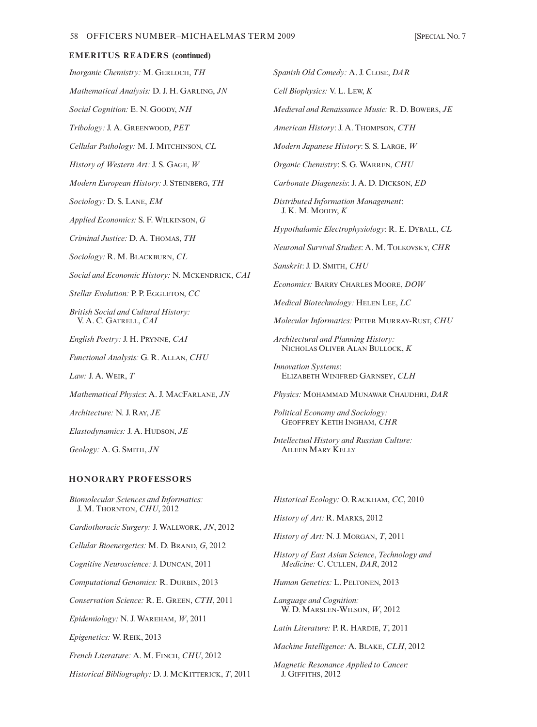## EMERITUS READERS (continued)

*Inorganic Chemistry:* M. Gerloch, *TH*

*Mathematical Analysis:* D. J. H. Garling, *JN*

*Social Cognition:* E. N. Goody, *NH*

*Tribology:* J. A. Greenwood, *PET*

*Cellular Pathology:* M. J. Mitchinson, *CL*

*History of Western Art:* J. S. Gage, *W*

*Modern European History:* J. Steinberg, *TH*

*Sociology:* D. S. Lane, *EM*

*Applied Economics:* S. F. Wilkinson, *G*

*Criminal Justice:* D. A. Thomas, *TH*

*Sociology:* R. M. Blackburn, *CL*

*Social and Economic History:* N. McKendrick, *CAI*

*Stellar Evolution:* P. P. Eggleton, *CC*

*British Social and Cultural History:* V. A. C. Gatrell, *CAI*

*English Poetry:* J. H. Prynne, *CAI*

*Functional Analysis:* G. R. Allan, *CHU*

*Law:* J. A. Weir, *T*

*Mathematical Physics*: A. J. MacFarlane, *JN*

*Architecture:* N. J. Ray, *JE*

*Elastodynamics:* J. A. Hudson, *JE*

*Geology:* A. G. Smith, *JN*

*Spanish Old Comedy:* A. J. Close, *DAR*

*Cell Biophysics:* V. L. Lew, *K*

*Medieval and Renaissance Music:* R. D. Bowers, *JE*

*American History*: J. A. Thompson, *CTH*

*Modern Japanese History*: S. S. Large, *W*

*Organic Chemistry*: S. G. Warren, *CHU*

*Carbonate Diagenesis*: J. A. D. Dickson, *ED*

*Distributed Information Management*: J. K. M. Moody, *K*

*Hypothalamic Electrophysiology*: R. E. Dyball, *CL*

*Neuronal Survival Studies*: A. M. Tolkovsky, *CHR*

*Sanskrit*: J. D. Smith, *CHU*

*Economics:* Barry Charles Moore, *DOW*

*Medical Biotechnology:* Helen Lee, *LC*

*Molecular Informatics:* Peter Murray-Rust, *CHU*

*Architectural and Planning History:* Nicholas Oliver Alan Bullock, *K*

*Innovation Systems*: Elizabeth Winifred Garnsey, *CLH*

*Physics:* Mohammad Munawar Chaudhri, *DAR*

*Political Economy and Sociology:* Geoffrey Ketih Ingham, *CHR*

*Intellectual History and Russian Culture:* Aileen Mary Kelly

## HONORARY PROFESSORS

*Biomolecular Sciences and Informatics:* J. M. Thornton, *CHU*, 2012

*Cardiothoracic Surgery:* J. Wallwork, *JN*, 2012

*Cellular Bioenergetics:* M. D. Brand, *G*, 2012

*Cognitive Neuroscience:* J. Duncan, 2011

*Computational Genomics:* R. Durbin, 2013

*Conservation Science:* R. E. Green, *CTH*, 2011

*Epidemiology:* N. J. Wareham, *W*, 2011

*Epigenetics:* W. Reik, 2013

*French Literature:* A. M. Finch, *CHU*, 2012

*Historical Bibliography:* D. J. McKitterick, *T*, 2011

*Historical Ecology:* O. Rackham, *CC*, 2010

*History of Art:* R. Marks, 2012

*History of Art:* N. J. Morgan, *T*, 2011

*History of East Asian Science, Technology and Medicine:* C. Cullen, *DAR*, 2012

*Human Genetics:* L. Peltonen, 2013

*Language and Cognition:* W. D. Marslen-Wilson, *W*, 2012

*Latin Literature:* P. R. Hardie, *T*, 2011

*Machine Intelligence:* A. Blake, *CLH*, 2012

*Magnetic Resonance Applied to Cancer:* J. Giffiths, 2012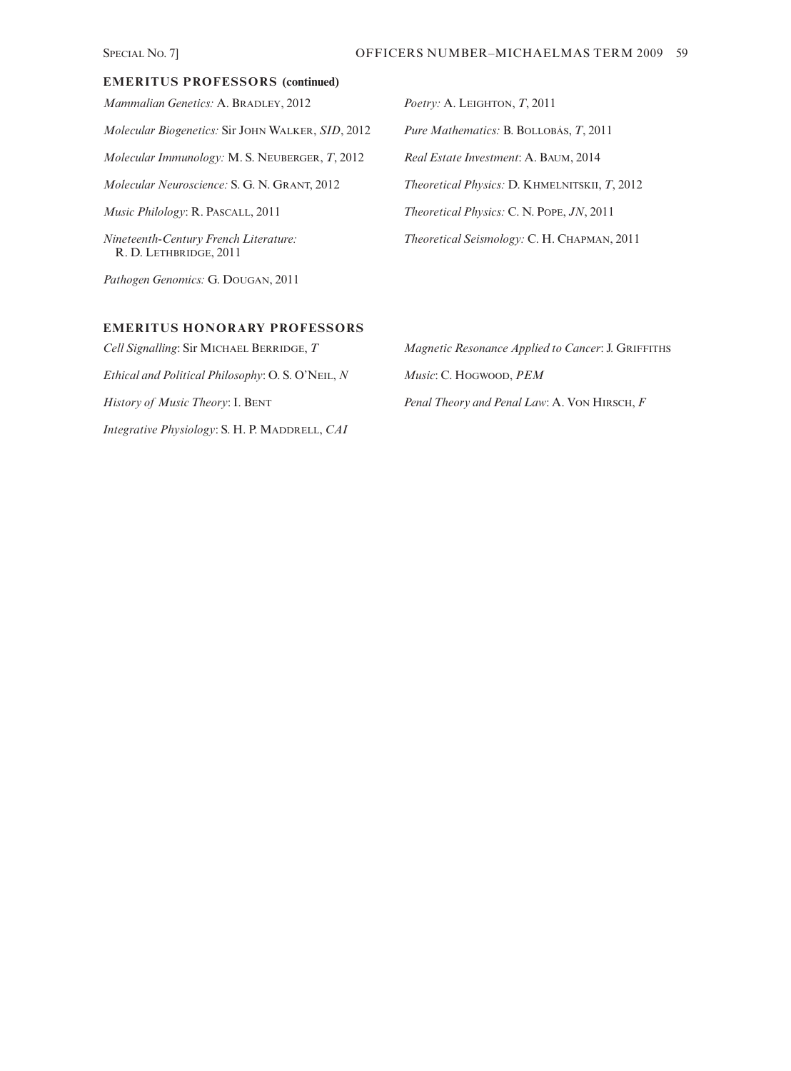## EMERITUS PROFESSORS (continued)

*Mammalian Genetics:* A. Bradley, 2012

*Molecular Biogenetics:* Sir John Walker, *SID*, 2012

*Molecular Immunology:* M. S. Neuberger, *T*, 2012

*Molecular Neuroscience:* S. G. N. Grant, 2012

*Music Philology*: R. Pascall, 2011

*Nineteenth-Century French Literature:* R. D. Lethbridge, 2011

*Pathogen Genomics:* G. Dougan, 2011

*Poetry:* A. Leighton, *T*, 2011

*Pure Mathematics:* B. Bollobás, *T*, 2011

*Real Estate Investment*: A. Baum, 2014

*Theoretical Physics:* D. Khmelnitskii, *T*, 2012

*Theoretical Physics:* C. N. Pope, *JN*, 2011

*Theoretical Seismology:* C. H. Chapman, 2011

## EMERITUS HONORARY PROFESSORS

*Cell Signalling*: Sir Michael Berridge, *T*

*Ethical and Political Philosophy*: O. S. O'Neil, *N*

*History of Music Theory*: I. Bent

*Integrative Physiology*: S. H. P. Maddrell, *CAI*

*Magnetic Resonance Applied to Cancer*: J. Griffiths

*Music*: C. Hogwood, *PEM*

*Penal Theory and Penal Law*: A. Von Hirsch, *F*